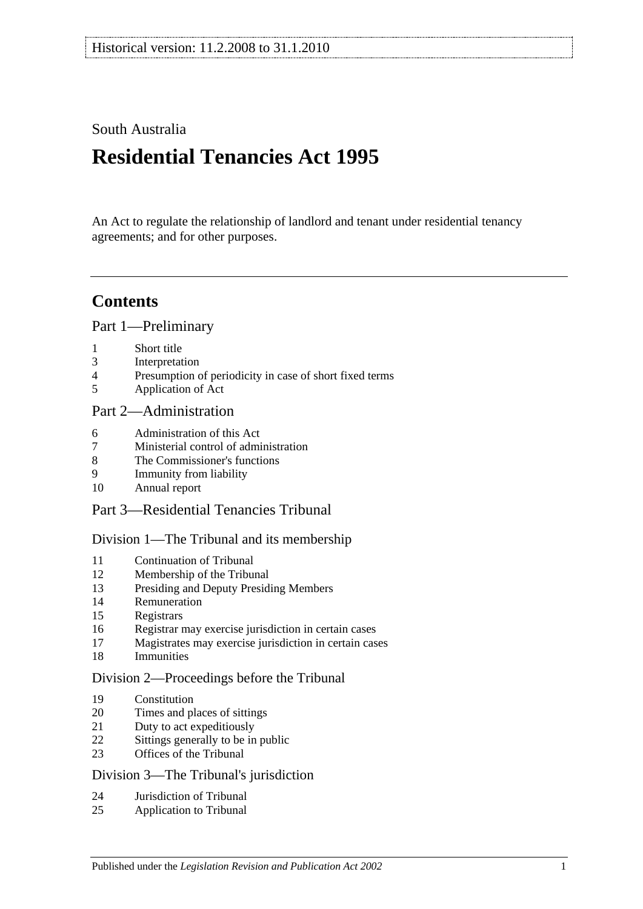Historical version: 11.2.2008 to 31.1.2010

South Australia

# Residential Tenancies Act 1995

An Act to regulate the relationship of landlord and tenant under residential tenancy agreements; and for other purposes.

## Contents

### Part 1—Preliminary

1 Short title
3 Interpretation
4 Presumption of periodicity in case of short fixed terms
5 Application of Act

### Part 2—Administration

6 Administration of this Act
7 Ministerial control of administration
8 The Commissioner's functions
9 Immunity from liability
10 Annual report

### Part 3—Residential Tenancies Tribunal

#### Division 1—The Tribunal and its membership

11 Continuation of Tribunal
12 Membership of the Tribunal
13 Presiding and Deputy Presiding Members
14 Remuneration
15 Registrars
16 Registrar may exercise jurisdiction in certain cases
17 Magistrates may exercise jurisdiction in certain cases
18 Immunities

#### Division 2—Proceedings before the Tribunal

19 Constitution
20 Times and places of sittings
21 Duty to act expeditiously
22 Sittings generally to be in public
23 Offices of the Tribunal

#### Division 3—The Tribunal's jurisdiction

24 Jurisdiction of Tribunal
25 Application to Tribunal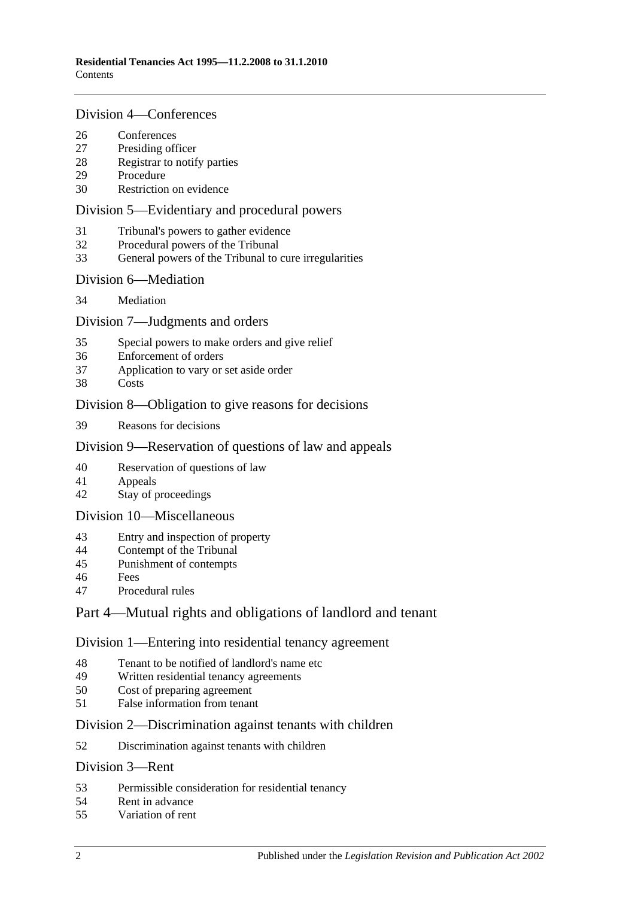## Division 4—Conferences

26 Conferences
27 Presiding officer
28 Registrar to notify parties
29 Procedure
30 Restriction on evidence

## Division 5—Evidentiary and procedural powers

31 Tribunal's powers to gather evidence
32 Procedural powers of the Tribunal
33 General powers of the Tribunal to cure irregularities

## Division 6—Mediation

34 Mediation

## Division 7—Judgments and orders

35 Special powers to make orders and give relief
36 Enforcement of orders
37 Application to vary or set aside order
38 Costs

## Division 8—Obligation to give reasons for decisions

39 Reasons for decisions

## Division 9—Reservation of questions of law and appeals

40 Reservation of questions of law
41 Appeals
42 Stay of proceedings

## Division 10—Miscellaneous

43 Entry and inspection of property
44 Contempt of the Tribunal
45 Punishment of contempts
46 Fees
47 Procedural rules

# Part 4—Mutual rights and obligations of landlord and tenant

## Division 1—Entering into residential tenancy agreement

48 Tenant to be notified of landlord's name etc
49 Written residential tenancy agreements
50 Cost of preparing agreement
51 False information from tenant

## Division 2—Discrimination against tenants with children

52 Discrimination against tenants with children

## Division 3—Rent

53 Permissible consideration for residential tenancy
54 Rent in advance
55 Variation of rent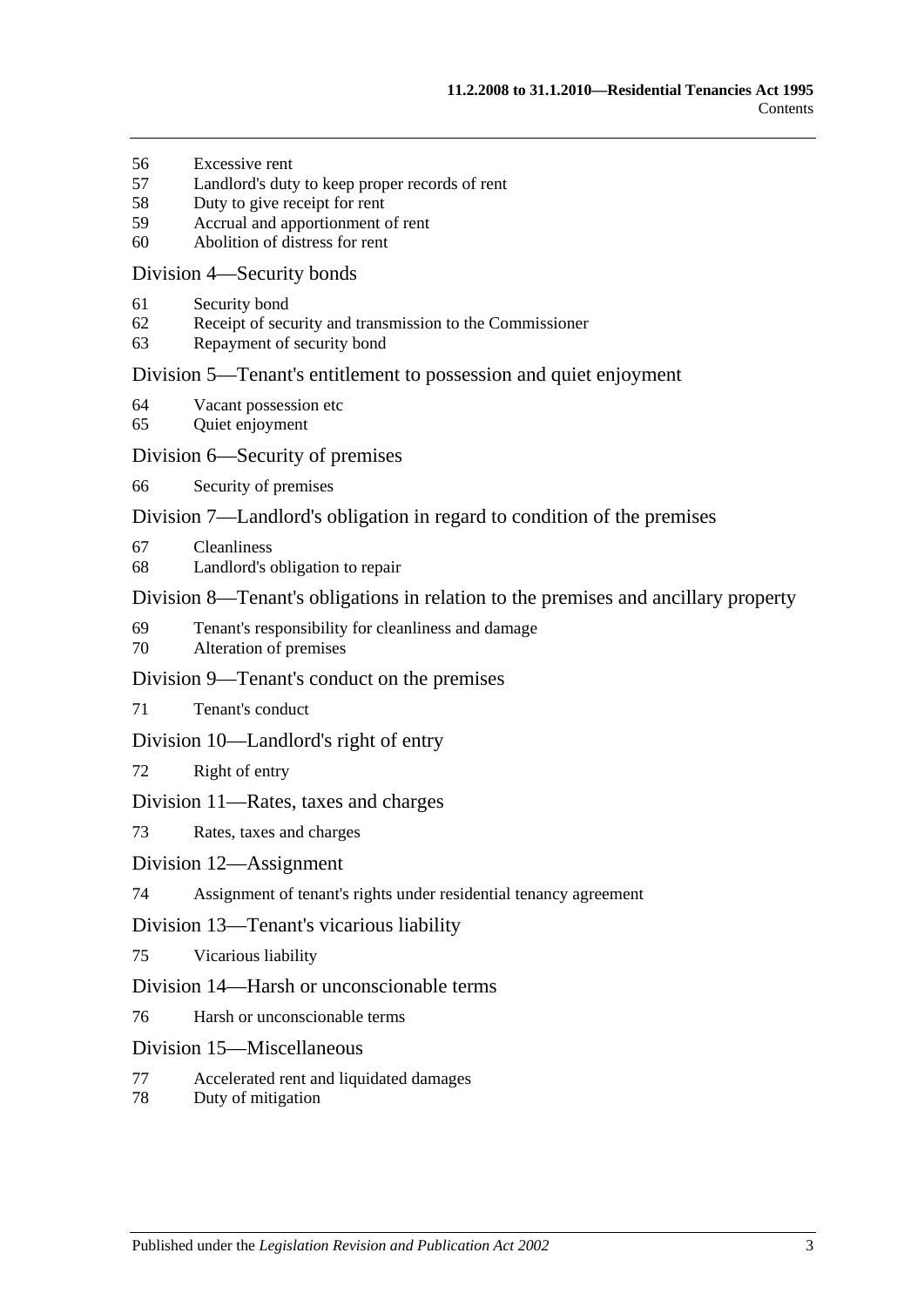56 Excessive rent
57 Landlord's duty to keep proper records of rent
58 Duty to give receipt for rent
59 Accrual and apportionment of rent
60 Abolition of distress for rent

## Division 4—Security bonds

61 Security bond
62 Receipt of security and transmission to the Commissioner
63 Repayment of security bond

## Division 5—Tenant's entitlement to possession and quiet enjoyment

64 Vacant possession etc
65 Quiet enjoyment

## Division 6—Security of premises

66 Security of premises

## Division 7—Landlord's obligation in regard to condition of the premises

67 Cleanliness
68 Landlord's obligation to repair

## Division 8—Tenant's obligations in relation to the premises and ancillary property

69 Tenant's responsibility for cleanliness and damage
70 Alteration of premises

## Division 9—Tenant's conduct on the premises

71 Tenant's conduct

## Division 10—Landlord's right of entry

72 Right of entry

## Division 11—Rates, taxes and charges

73 Rates, taxes and charges

## Division 12—Assignment

74 Assignment of tenant's rights under residential tenancy agreement

## Division 13—Tenant's vicarious liability

75 Vicarious liability

## Division 14—Harsh or unconscionable terms

76 Harsh or unconscionable terms

## Division 15—Miscellaneous

77 Accelerated rent and liquidated damages
78 Duty of mitigation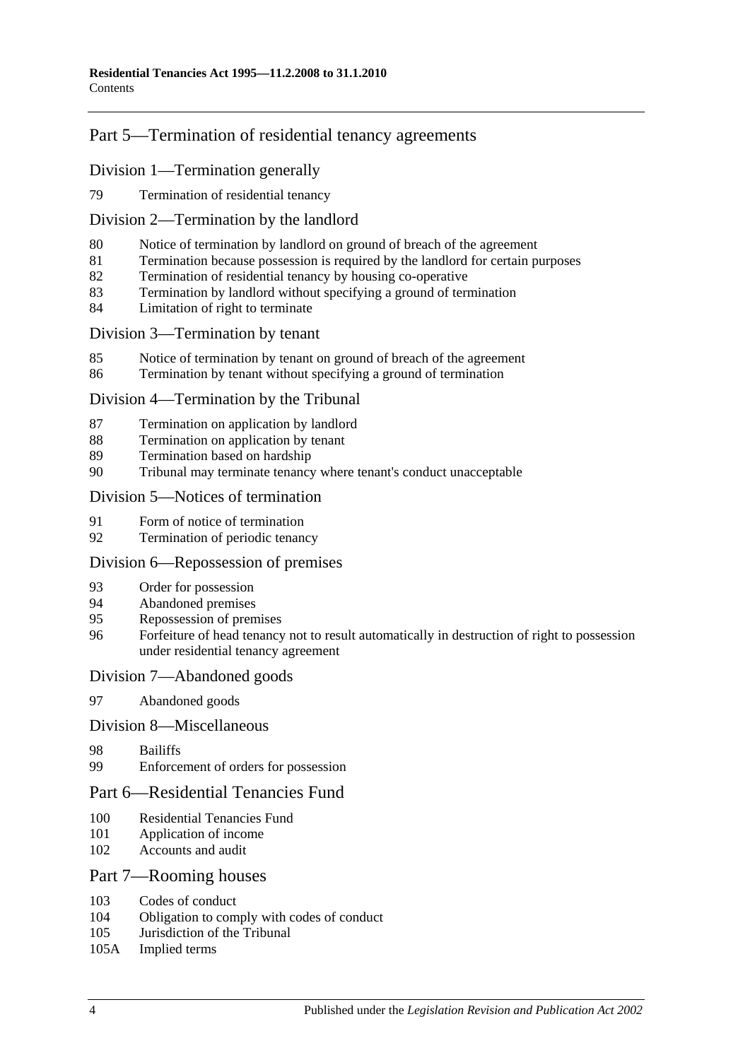## Part 5—Termination of residential tenancy agreements

### Division 1—Termination generally

79 Termination of residential tenancy

### Division 2—Termination by the landlord

80 Notice of termination by landlord on ground of breach of the agreement
81 Termination because possession is required by the landlord for certain purposes
82 Termination of residential tenancy by housing co-operative
83 Termination by landlord without specifying a ground of termination
84 Limitation of right to terminate

### Division 3—Termination by tenant

85 Notice of termination by tenant on ground of breach of the agreement
86 Termination by tenant without specifying a ground of termination

### Division 4—Termination by the Tribunal

87 Termination on application by landlord
88 Termination on application by tenant
89 Termination based on hardship
90 Tribunal may terminate tenancy where tenant's conduct unacceptable

### Division 5—Notices of termination

91 Form of notice of termination
92 Termination of periodic tenancy

### Division 6—Repossession of premises

93 Order for possession
94 Abandoned premises
95 Repossession of premises
96 Forfeiture of head tenancy not to result automatically in destruction of right to possession under residential tenancy agreement

### Division 7—Abandoned goods

97 Abandoned goods

### Division 8—Miscellaneous

98 Bailiffs
99 Enforcement of orders for possession

## Part 6—Residential Tenancies Fund

100 Residential Tenancies Fund
101 Application of income
102 Accounts and audit

## Part 7—Rooming houses

103 Codes of conduct
104 Obligation to comply with codes of conduct
105 Jurisdiction of the Tribunal
105A Implied terms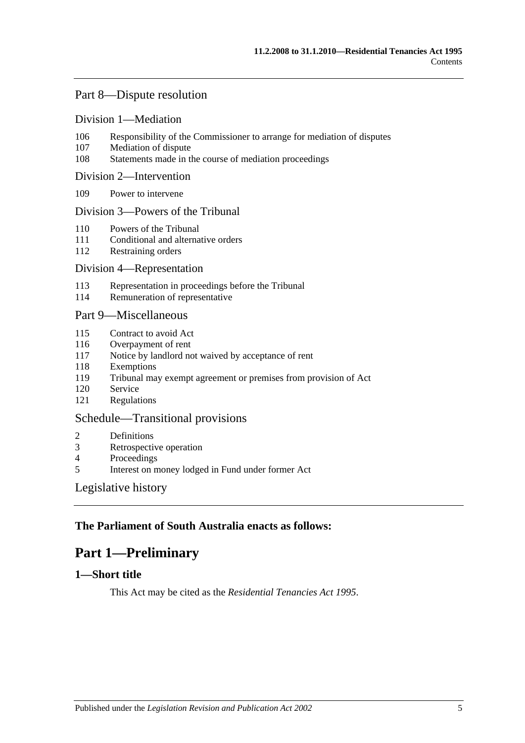## Part 8—Dispute resolution

### Division 1—Mediation

106 Responsibility of the Commissioner to arrange for mediation of disputes
107 Mediation of dispute
108 Statements made in the course of mediation proceedings

### Division 2—Intervention

109 Power to intervene

### Division 3—Powers of the Tribunal

110 Powers of the Tribunal
111 Conditional and alternative orders
112 Restraining orders

### Division 4—Representation

113 Representation in proceedings before the Tribunal
114 Remuneration of representative

## Part 9—Miscellaneous

115 Contract to avoid Act
116 Overpayment of rent
117 Notice by landlord not waived by acceptance of rent
118 Exemptions
119 Tribunal may exempt agreement or premises from provision of Act
120 Service
121 Regulations

## Schedule—Transitional provisions

2 Definitions
3 Retrospective operation
4 Proceedings
5 Interest on money lodged in Fund under former Act

## Legislative history

**The Parliament of South Australia enacts as follows:**

# Part 1—Preliminary

### 1—Short title

This Act may be cited as the *Residential Tenancies Act 1995*.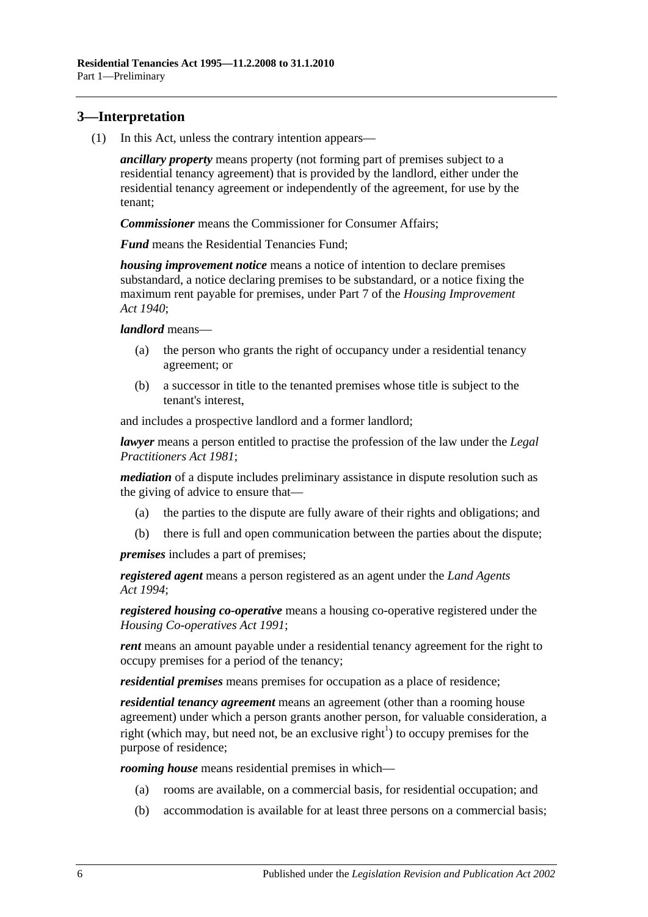## 3—Interpretation

(1) In this Act, unless the contrary intention appears—

***ancillary property*** means property (not forming part of premises subject to a residential tenancy agreement) that is provided by the landlord, either under the residential tenancy agreement or independently of the agreement, for use by the tenant;

***Commissioner*** means the Commissioner for Consumer Affairs;

***Fund*** means the Residential Tenancies Fund;

***housing improvement notice*** means a notice of intention to declare premises substandard, a notice declaring premises to be substandard, or a notice fixing the maximum rent payable for premises, under Part 7 of the *Housing Improvement Act 1940*;

***landlord*** means—

- (a) the person who grants the right of occupancy under a residential tenancy agreement; or
- (b) a successor in title to the tenanted premises whose title is subject to the tenant's interest,

and includes a prospective landlord and a former landlord;

***lawyer*** means a person entitled to practise the profession of the law under the *Legal Practitioners Act 1981*;

***mediation*** of a dispute includes preliminary assistance in dispute resolution such as the giving of advice to ensure that—

- (a) the parties to the dispute are fully aware of their rights and obligations; and
- (b) there is full and open communication between the parties about the dispute;

***premises*** includes a part of premises;

***registered agent*** means a person registered as an agent under the *Land Agents Act 1994*;

***registered housing co-operative*** means a housing co-operative registered under the *Housing Co-operatives Act 1991*;

***rent*** means an amount payable under a residential tenancy agreement for the right to occupy premises for a period of the tenancy;

***residential premises*** means premises for occupation as a place of residence;

***residential tenancy agreement*** means an agreement (other than a rooming house agreement) under which a person grants another person, for valuable consideration, a right (which may, but need not, be an exclusive right[1]) to occupy premises for the purpose of residence;

***rooming house*** means residential premises in which—

- (a) rooms are available, on a commercial basis, for residential occupation; and
- (b) accommodation is available for at least three persons on a commercial basis;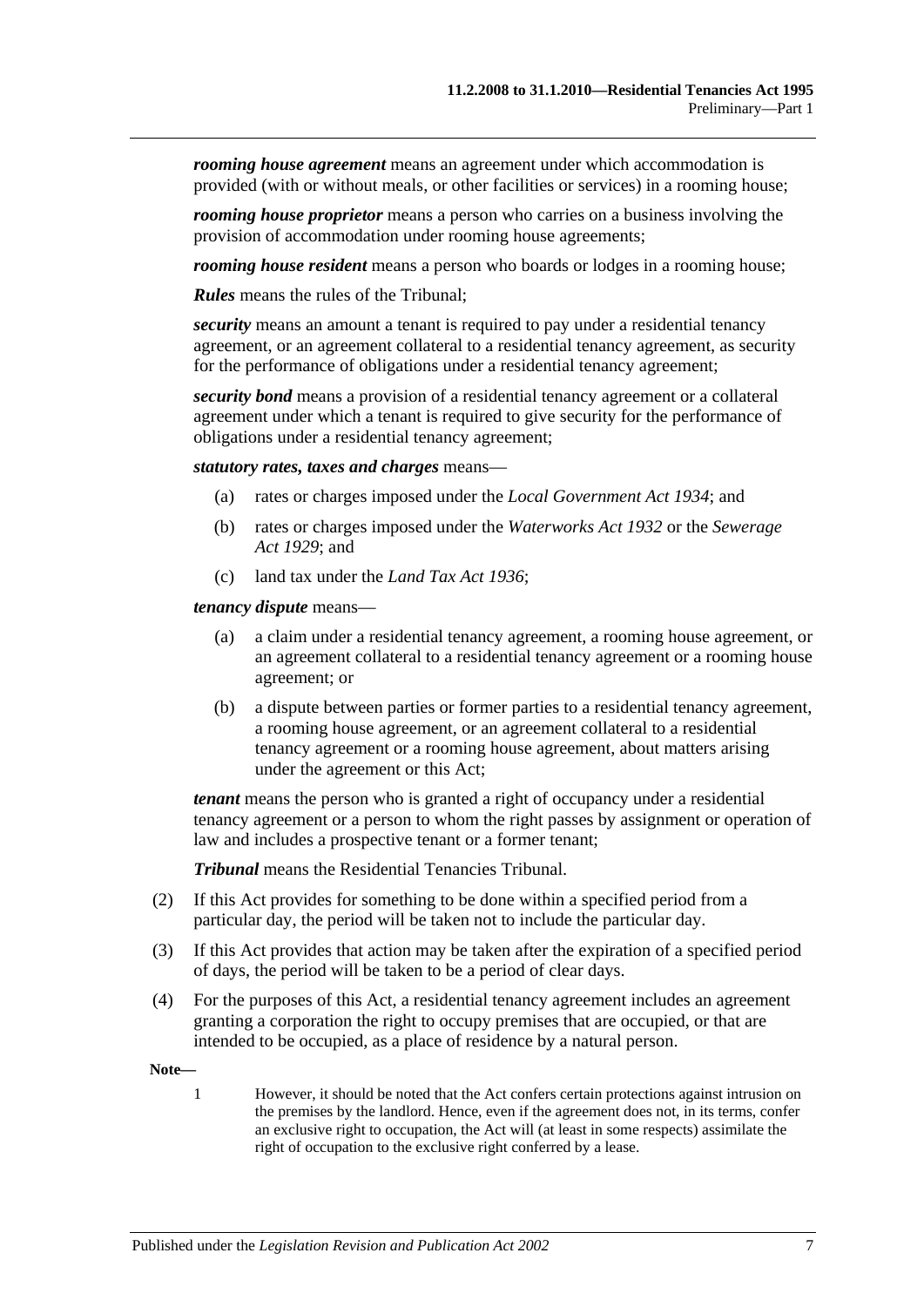***rooming house agreement*** means an agreement under which accommodation is provided (with or without meals, or other facilities or services) in a rooming house;

***rooming house proprietor*** means a person who carries on a business involving the provision of accommodation under rooming house agreements;

***rooming house resident*** means a person who boards or lodges in a rooming house;

***Rules*** means the rules of the Tribunal;

***security*** means an amount a tenant is required to pay under a residential tenancy agreement, or an agreement collateral to a residential tenancy agreement, as security for the performance of obligations under a residential tenancy agreement;

***security bond*** means a provision of a residential tenancy agreement or a collateral agreement under which a tenant is required to give security for the performance of obligations under a residential tenancy agreement;

***statutory rates, taxes and charges*** means—

(a) rates or charges imposed under the *Local Government Act 1934*; and

(b) rates or charges imposed under the *Waterworks Act 1932* or the *Sewerage Act 1929*; and

(c) land tax under the *Land Tax Act 1936*;

***tenancy dispute*** means—

(a) a claim under a residential tenancy agreement, a rooming house agreement, or an agreement collateral to a residential tenancy agreement or a rooming house agreement; or

(b) a dispute between parties or former parties to a residential tenancy agreement, a rooming house agreement, or an agreement collateral to a residential tenancy agreement or a rooming house agreement, about matters arising under the agreement or this Act;

***tenant*** means the person who is granted a right of occupancy under a residential tenancy agreement or a person to whom the right passes by assignment or operation of law and includes a prospective tenant or a former tenant;

***Tribunal*** means the Residential Tenancies Tribunal.

(2) If this Act provides for something to be done within a specified period from a particular day, the period will be taken not to include the particular day.

(3) If this Act provides that action may be taken after the expiration of a specified period of days, the period will be taken to be a period of clear days.

(4) For the purposes of this Act, a residential tenancy agreement includes an agreement granting a corporation the right to occupy premises that are occupied, or that are intended to be occupied, as a place of residence by a natural person.

**Note—**

1 However, it should be noted that the Act confers certain protections against intrusion on the premises by the landlord. Hence, even if the agreement does not, in its terms, confer an exclusive right to occupation, the Act will (at least in some respects) assimilate the right of occupation to the exclusive right conferred by a lease.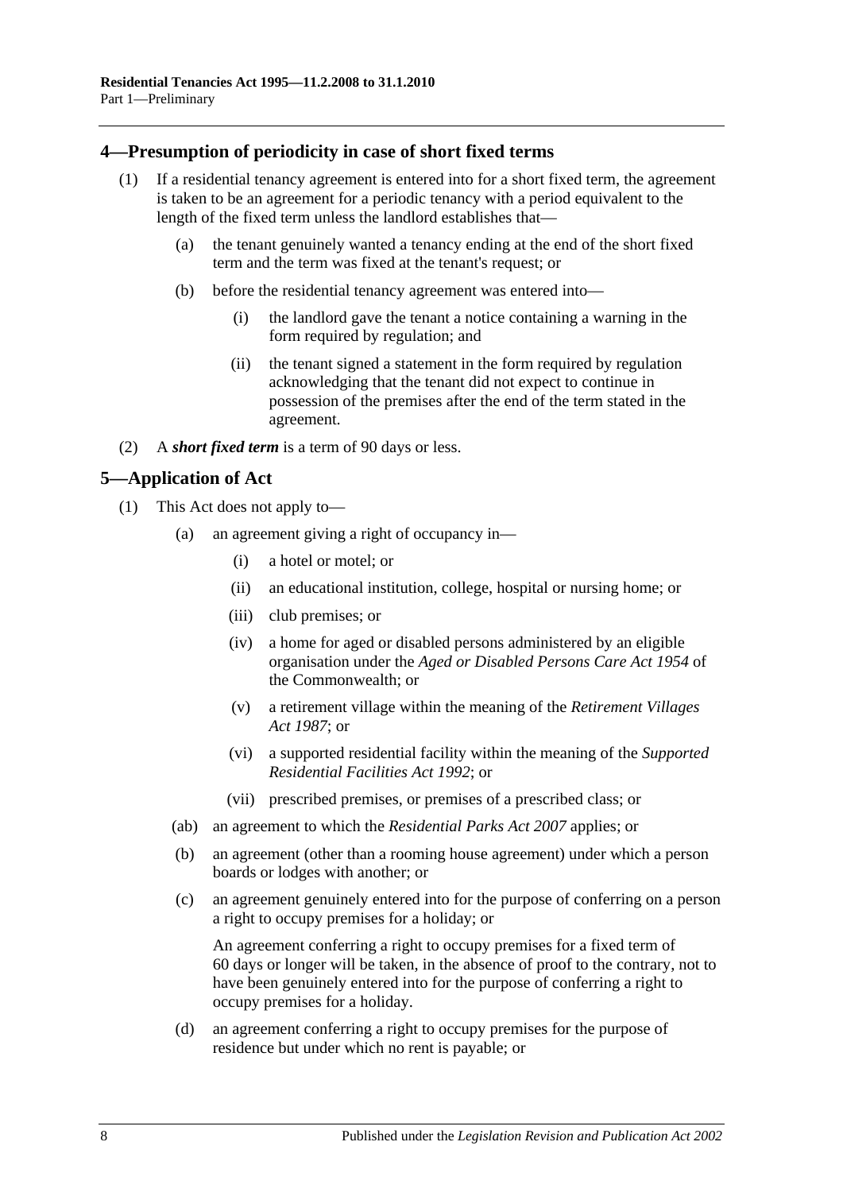## 4—Presumption of periodicity in case of short fixed terms

(1) If a residential tenancy agreement is entered into for a short fixed term, the agreement is taken to be an agreement for a periodic tenancy with a period equivalent to the length of the fixed term unless the landlord establishes that—

(a) the tenant genuinely wanted a tenancy ending at the end of the short fixed term and the term was fixed at the tenant's request; or

(b) before the residential tenancy agreement was entered into—

(i) the landlord gave the tenant a notice containing a warning in the form required by regulation; and

(ii) the tenant signed a statement in the form required by regulation acknowledging that the tenant did not expect to continue in possession of the premises after the end of the term stated in the agreement.

(2) A ***short fixed term*** is a term of 90 days or less.

## 5—Application of Act

(1) This Act does not apply to—

(a) an agreement giving a right of occupancy in—

(i) a hotel or motel; or

(ii) an educational institution, college, hospital or nursing home; or

(iii) club premises; or

(iv) a home for aged or disabled persons administered by an eligible organisation under the *Aged or Disabled Persons Care Act 1954* of the Commonwealth; or

(v) a retirement village within the meaning of the *Retirement Villages Act 1987*; or

(vi) a supported residential facility within the meaning of the *Supported Residential Facilities Act 1992*; or

(vii) prescribed premises, or premises of a prescribed class; or

(ab) an agreement to which the *Residential Parks Act 2007* applies; or

(b) an agreement (other than a rooming house agreement) under which a person boards or lodges with another; or

(c) an agreement genuinely entered into for the purpose of conferring on a person a right to occupy premises for a holiday; or

An agreement conferring a right to occupy premises for a fixed term of 60 days or longer will be taken, in the absence of proof to the contrary, not to have been genuinely entered into for the purpose of conferring a right to occupy premises for a holiday.

(d) an agreement conferring a right to occupy premises for the purpose of residence but under which no rent is payable; or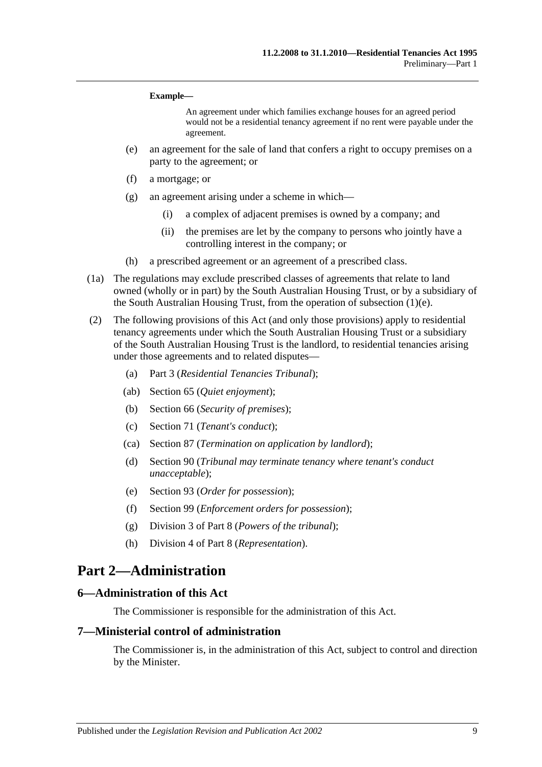**Example—**

An agreement under which families exchange houses for an agreed period would not be a residential tenancy agreement if no rent were payable under the agreement.

(e) an agreement for the sale of land that confers a right to occupy premises on a party to the agreement; or

(f) a mortgage; or

(g) an agreement arising under a scheme in which—

(i) a complex of adjacent premises is owned by a company; and

(ii) the premises are let by the company to persons who jointly have a controlling interest in the company; or

(h) a prescribed agreement or an agreement of a prescribed class.

(1a) The regulations may exclude prescribed classes of agreements that relate to land owned (wholly or in part) by the South Australian Housing Trust, or by a subsidiary of the South Australian Housing Trust, from the operation of subsection (1)(e).

(2) The following provisions of this Act (and only those provisions) apply to residential tenancy agreements under which the South Australian Housing Trust or a subsidiary of the South Australian Housing Trust is the landlord, to residential tenancies arising under those agreements and to related disputes—

(a) Part 3 (*Residential Tenancies Tribunal*);

(ab) Section 65 (*Quiet enjoyment*);

(b) Section 66 (*Security of premises*);

(c) Section 71 (*Tenant's conduct*);

(ca) Section 87 (*Termination on application by landlord*);

(d) Section 90 (*Tribunal may terminate tenancy where tenant's conduct unacceptable*);

(e) Section 93 (*Order for possession*);

(f) Section 99 (*Enforcement orders for possession*);

(g) Division 3 of Part 8 (*Powers of the tribunal*);

(h) Division 4 of Part 8 (*Representation*).

# Part 2—Administration

## 6—Administration of this Act

The Commissioner is responsible for the administration of this Act.

## 7—Ministerial control of administration

The Commissioner is, in the administration of this Act, subject to control and direction by the Minister.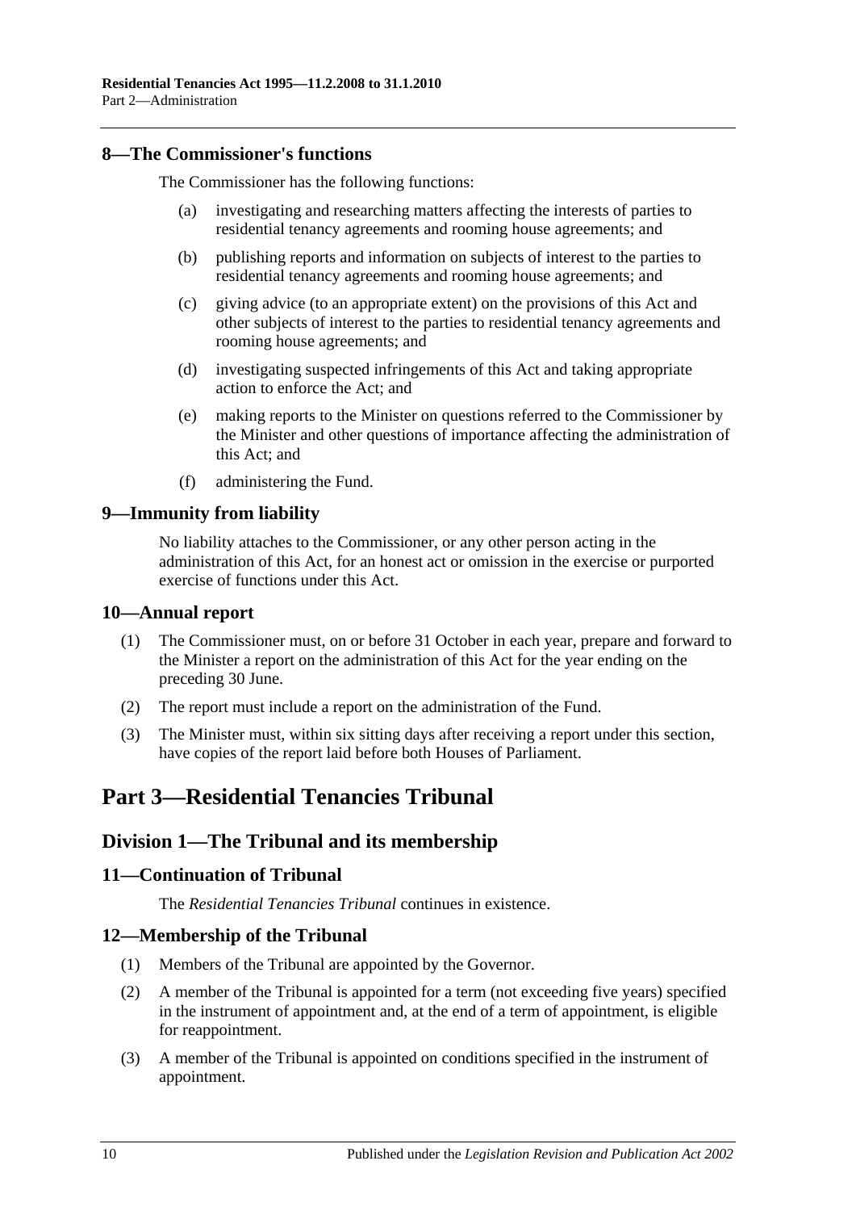## 8—The Commissioner's functions

The Commissioner has the following functions:

(a) investigating and researching matters affecting the interests of parties to residential tenancy agreements and rooming house agreements; and

(b) publishing reports and information on subjects of interest to the parties to residential tenancy agreements and rooming house agreements; and

(c) giving advice (to an appropriate extent) on the provisions of this Act and other subjects of interest to the parties to residential tenancy agreements and rooming house agreements; and

(d) investigating suspected infringements of this Act and taking appropriate action to enforce the Act; and

(e) making reports to the Minister on questions referred to the Commissioner by the Minister and other questions of importance affecting the administration of this Act; and

(f) administering the Fund.

## 9—Immunity from liability

No liability attaches to the Commissioner, or any other person acting in the administration of this Act, for an honest act or omission in the exercise or purported exercise of functions under this Act.

## 10—Annual report

(1) The Commissioner must, on or before 31 October in each year, prepare and forward to the Minister a report on the administration of this Act for the year ending on the preceding 30 June.

(2) The report must include a report on the administration of the Fund.

(3) The Minister must, within six sitting days after receiving a report under this section, have copies of the report laid before both Houses of Parliament.

# Part 3—Residential Tenancies Tribunal

## Division 1—The Tribunal and its membership

## 11—Continuation of Tribunal

The *Residential Tenancies Tribunal* continues in existence.

## 12—Membership of the Tribunal

(1) Members of the Tribunal are appointed by the Governor.

(2) A member of the Tribunal is appointed for a term (not exceeding five years) specified in the instrument of appointment and, at the end of a term of appointment, is eligible for reappointment.

(3) A member of the Tribunal is appointed on conditions specified in the instrument of appointment.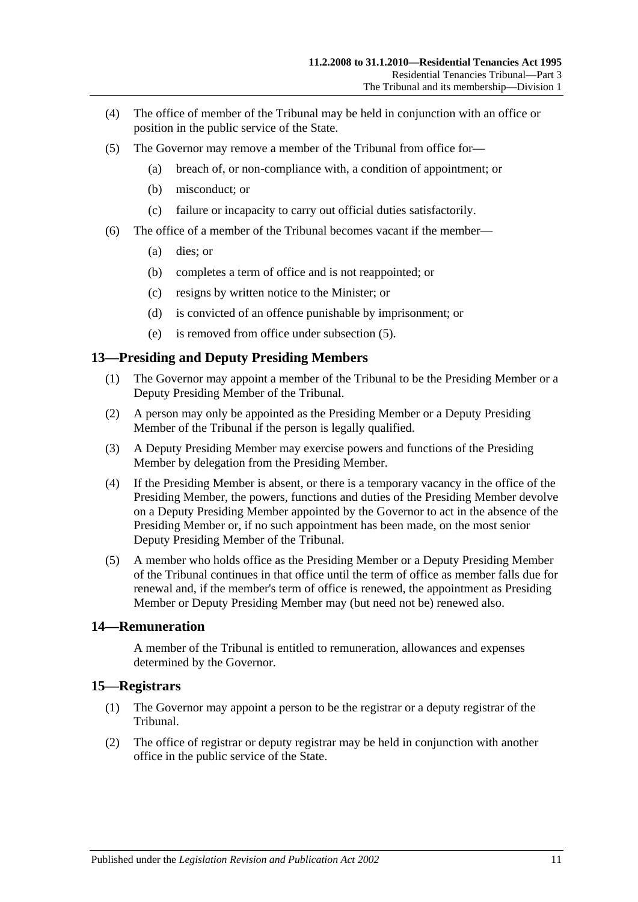(4) The office of member of the Tribunal may be held in conjunction with an office or position in the public service of the State.

(5) The Governor may remove a member of the Tribunal from office for—

  (a) breach of, or non-compliance with, a condition of appointment; or

  (b) misconduct; or

  (c) failure or incapacity to carry out official duties satisfactorily.

(6) The office of a member of the Tribunal becomes vacant if the member—

  (a) dies; or

  (b) completes a term of office and is not reappointed; or

  (c) resigns by written notice to the Minister; or

  (d) is convicted of an offence punishable by imprisonment; or

  (e) is removed from office under subsection (5).

## 13—Presiding and Deputy Presiding Members

(1) The Governor may appoint a member of the Tribunal to be the Presiding Member or a Deputy Presiding Member of the Tribunal.

(2) A person may only be appointed as the Presiding Member or a Deputy Presiding Member of the Tribunal if the person is legally qualified.

(3) A Deputy Presiding Member may exercise powers and functions of the Presiding Member by delegation from the Presiding Member.

(4) If the Presiding Member is absent, or there is a temporary vacancy in the office of the Presiding Member, the powers, functions and duties of the Presiding Member devolve on a Deputy Presiding Member appointed by the Governor to act in the absence of the Presiding Member or, if no such appointment has been made, on the most senior Deputy Presiding Member of the Tribunal.

(5) A member who holds office as the Presiding Member or a Deputy Presiding Member of the Tribunal continues in that office until the term of office as member falls due for renewal and, if the member's term of office is renewed, the appointment as Presiding Member or Deputy Presiding Member may (but need not be) renewed also.

## 14—Remuneration

A member of the Tribunal is entitled to remuneration, allowances and expenses determined by the Governor.

## 15—Registrars

(1) The Governor may appoint a person to be the registrar or a deputy registrar of the Tribunal.

(2) The office of registrar or deputy registrar may be held in conjunction with another office in the public service of the State.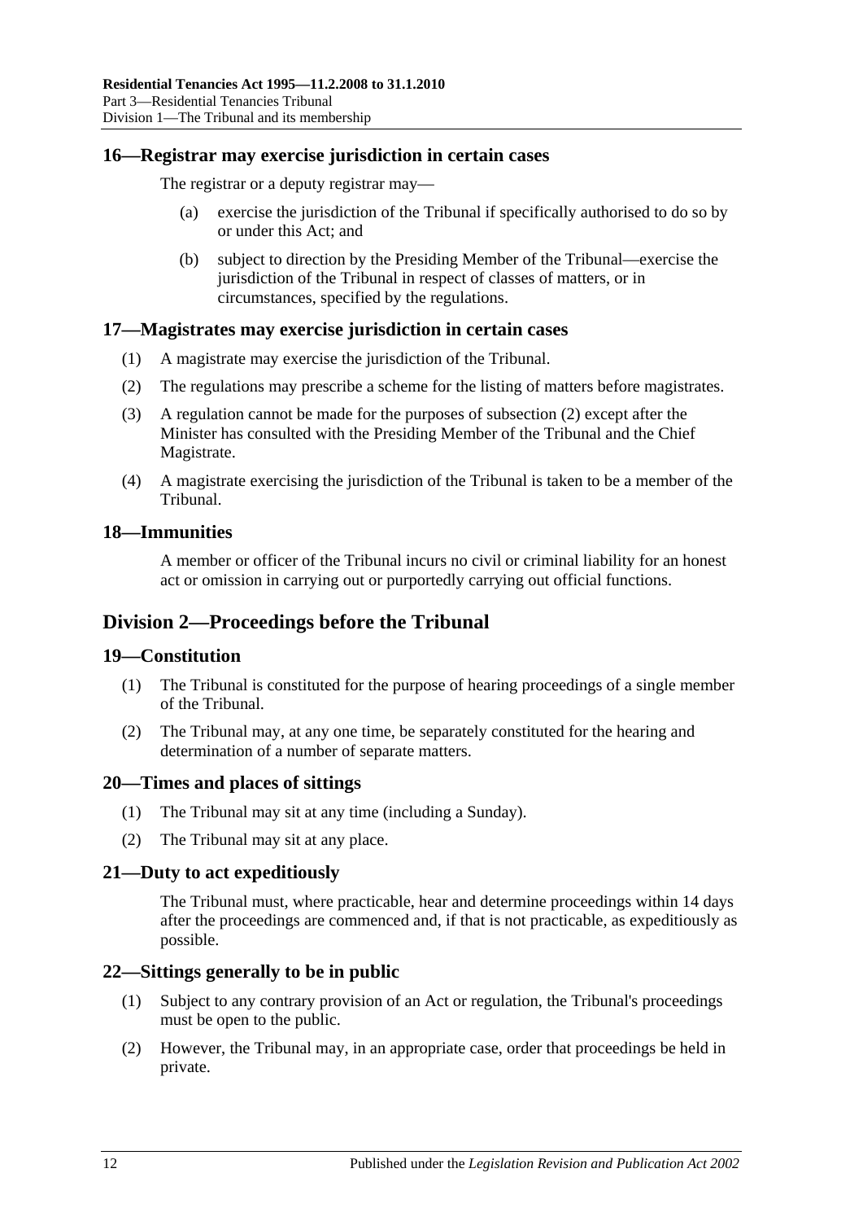## 16—Registrar may exercise jurisdiction in certain cases

The registrar or a deputy registrar may—

(a) exercise the jurisdiction of the Tribunal if specifically authorised to do so by or under this Act; and

(b) subject to direction by the Presiding Member of the Tribunal—exercise the jurisdiction of the Tribunal in respect of classes of matters, or in circumstances, specified by the regulations.

## 17—Magistrates may exercise jurisdiction in certain cases

(1) A magistrate may exercise the jurisdiction of the Tribunal.

(2) The regulations may prescribe a scheme for the listing of matters before magistrates.

(3) A regulation cannot be made for the purposes of subsection (2) except after the Minister has consulted with the Presiding Member of the Tribunal and the Chief Magistrate.

(4) A magistrate exercising the jurisdiction of the Tribunal is taken to be a member of the Tribunal.

## 18—Immunities

A member or officer of the Tribunal incurs no civil or criminal liability for an honest act or omission in carrying out or purportedly carrying out official functions.

# Division 2—Proceedings before the Tribunal

## 19—Constitution

(1) The Tribunal is constituted for the purpose of hearing proceedings of a single member of the Tribunal.

(2) The Tribunal may, at any one time, be separately constituted for the hearing and determination of a number of separate matters.

## 20—Times and places of sittings

(1) The Tribunal may sit at any time (including a Sunday).

(2) The Tribunal may sit at any place.

## 21—Duty to act expeditiously

The Tribunal must, where practicable, hear and determine proceedings within 14 days after the proceedings are commenced and, if that is not practicable, as expeditiously as possible.

## 22—Sittings generally to be in public

(1) Subject to any contrary provision of an Act or regulation, the Tribunal's proceedings must be open to the public.

(2) However, the Tribunal may, in an appropriate case, order that proceedings be held in private.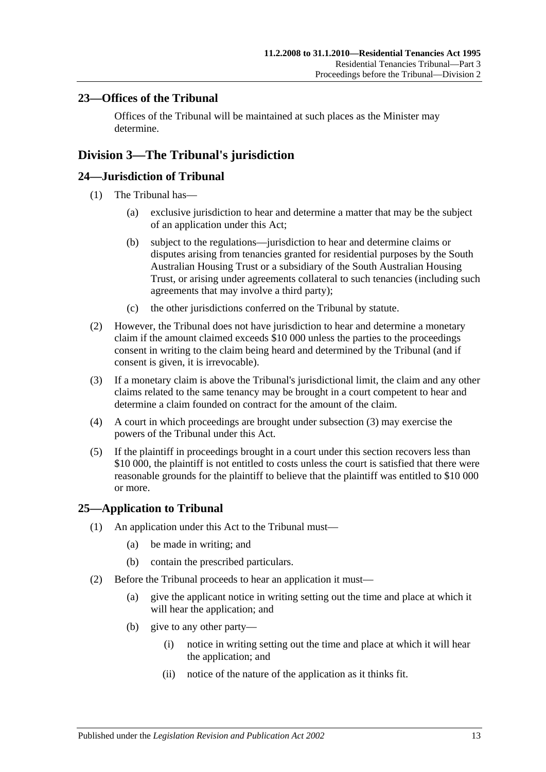## 23—Offices of the Tribunal

Offices of the Tribunal will be maintained at such places as the Minister may determine.

# Division 3—The Tribunal's jurisdiction

## 24—Jurisdiction of Tribunal

(1) The Tribunal has—

(a) exclusive jurisdiction to hear and determine a matter that may be the subject of an application under this Act;

(b) subject to the regulations—jurisdiction to hear and determine claims or disputes arising from tenancies granted for residential purposes by the South Australian Housing Trust or a subsidiary of the South Australian Housing Trust, or arising under agreements collateral to such tenancies (including such agreements that may involve a third party);

(c) the other jurisdictions conferred on the Tribunal by statute.

(2) However, the Tribunal does not have jurisdiction to hear and determine a monetary claim if the amount claimed exceeds $10 000 unless the parties to the proceedings consent in writing to the claim being heard and determined by the Tribunal (and if consent is given, it is irrevocable).

(3) If a monetary claim is above the Tribunal's jurisdictional limit, the claim and any other claims related to the same tenancy may be brought in a court competent to hear and determine a claim founded on contract for the amount of the claim.

(4) A court in which proceedings are brought under subsection (3) may exercise the powers of the Tribunal under this Act.

(5) If the plaintiff in proceedings brought in a court under this section recovers less than $10 000, the plaintiff is not entitled to costs unless the court is satisfied that there were reasonable grounds for the plaintiff to believe that the plaintiff was entitled to $10 000 or more.

## 25—Application to Tribunal

(1) An application under this Act to the Tribunal must—

(a) be made in writing; and

(b) contain the prescribed particulars.

(2) Before the Tribunal proceeds to hear an application it must—

(a) give the applicant notice in writing setting out the time and place at which it will hear the application; and

(b) give to any other party—

(i) notice in writing setting out the time and place at which it will hear the application; and

(ii) notice of the nature of the application as it thinks fit.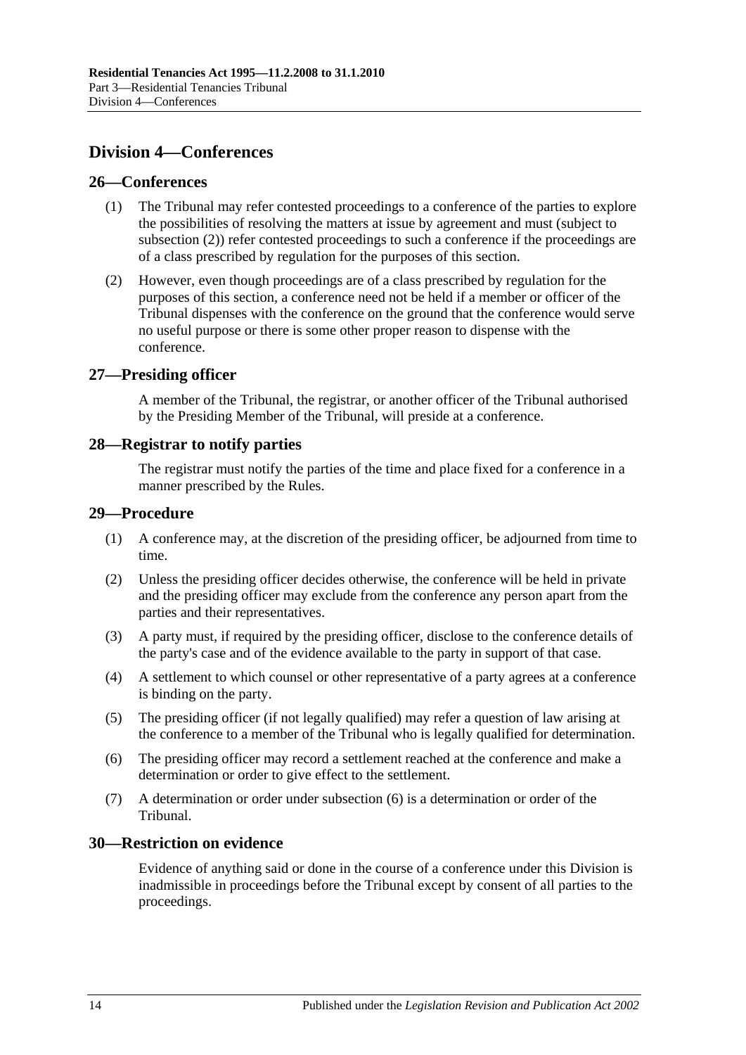## Division 4—Conferences

### 26—Conferences

(1) The Tribunal may refer contested proceedings to a conference of the parties to explore the possibilities of resolving the matters at issue by agreement and must (subject to subsection (2)) refer contested proceedings to such a conference if the proceedings are of a class prescribed by regulation for the purposes of this section.

(2) However, even though proceedings are of a class prescribed by regulation for the purposes of this section, a conference need not be held if a member or officer of the Tribunal dispenses with the conference on the ground that the conference would serve no useful purpose or there is some other proper reason to dispense with the conference.

### 27—Presiding officer

A member of the Tribunal, the registrar, or another officer of the Tribunal authorised by the Presiding Member of the Tribunal, will preside at a conference.

### 28—Registrar to notify parties

The registrar must notify the parties of the time and place fixed for a conference in a manner prescribed by the Rules.

### 29—Procedure

(1) A conference may, at the discretion of the presiding officer, be adjourned from time to time.

(2) Unless the presiding officer decides otherwise, the conference will be held in private and the presiding officer may exclude from the conference any person apart from the parties and their representatives.

(3) A party must, if required by the presiding officer, disclose to the conference details of the party's case and of the evidence available to the party in support of that case.

(4) A settlement to which counsel or other representative of a party agrees at a conference is binding on the party.

(5) The presiding officer (if not legally qualified) may refer a question of law arising at the conference to a member of the Tribunal who is legally qualified for determination.

(6) The presiding officer may record a settlement reached at the conference and make a determination or order to give effect to the settlement.

(7) A determination or order under subsection (6) is a determination or order of the Tribunal.

### 30—Restriction on evidence

Evidence of anything said or done in the course of a conference under this Division is inadmissible in proceedings before the Tribunal except by consent of all parties to the proceedings.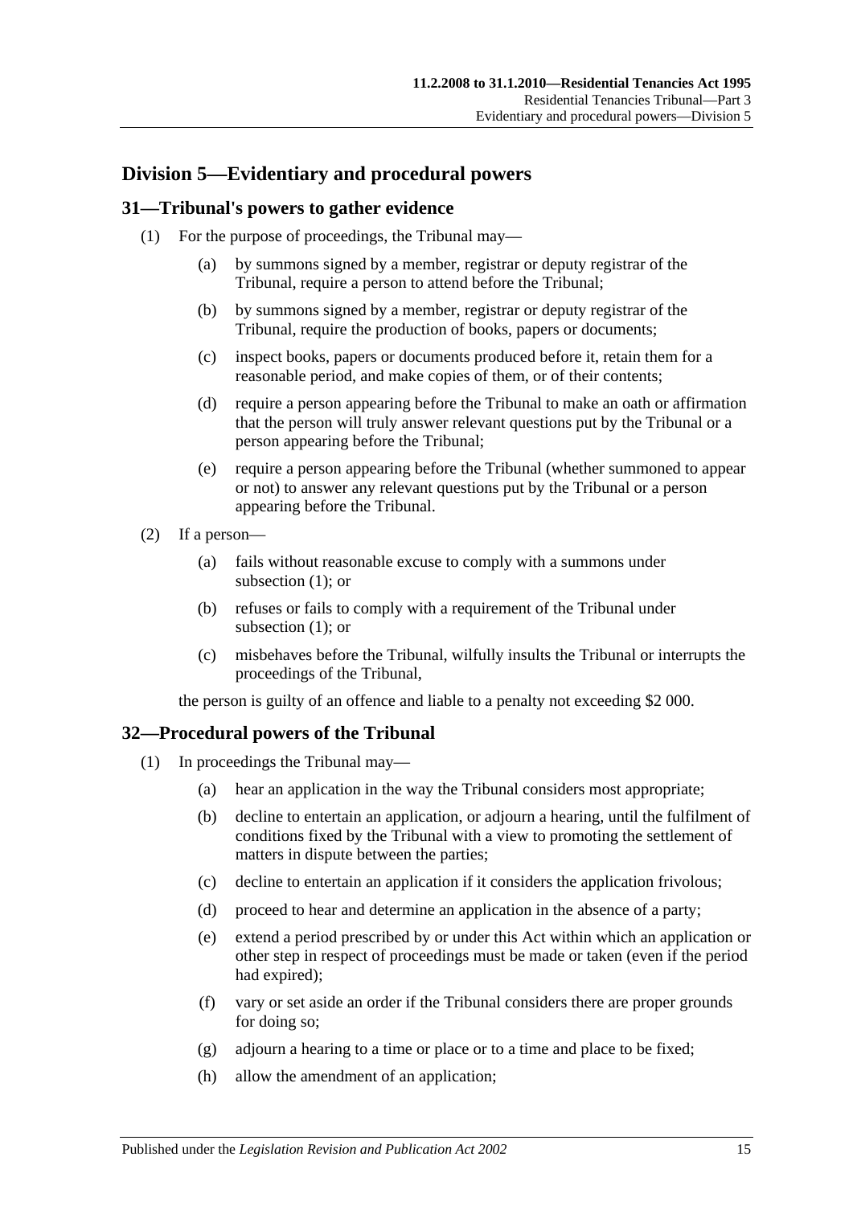## Division 5—Evidentiary and procedural powers

### 31—Tribunal's powers to gather evidence

(1) For the purpose of proceedings, the Tribunal may—

(a) by summons signed by a member, registrar or deputy registrar of the Tribunal, require a person to attend before the Tribunal;

(b) by summons signed by a member, registrar or deputy registrar of the Tribunal, require the production of books, papers or documents;

(c) inspect books, papers or documents produced before it, retain them for a reasonable period, and make copies of them, or of their contents;

(d) require a person appearing before the Tribunal to make an oath or affirmation that the person will truly answer relevant questions put by the Tribunal or a person appearing before the Tribunal;

(e) require a person appearing before the Tribunal (whether summoned to appear or not) to answer any relevant questions put by the Tribunal or a person appearing before the Tribunal.

(2) If a person—

(a) fails without reasonable excuse to comply with a summons under subsection (1); or

(b) refuses or fails to comply with a requirement of the Tribunal under subsection (1); or

(c) misbehaves before the Tribunal, wilfully insults the Tribunal or interrupts the proceedings of the Tribunal,

the person is guilty of an offence and liable to a penalty not exceeding $2 000.

### 32—Procedural powers of the Tribunal

(1) In proceedings the Tribunal may—

(a) hear an application in the way the Tribunal considers most appropriate;

(b) decline to entertain an application, or adjourn a hearing, until the fulfilment of conditions fixed by the Tribunal with a view to promoting the settlement of matters in dispute between the parties;

(c) decline to entertain an application if it considers the application frivolous;

(d) proceed to hear and determine an application in the absence of a party;

(e) extend a period prescribed by or under this Act within which an application or other step in respect of proceedings must be made or taken (even if the period had expired);

(f) vary or set aside an order if the Tribunal considers there are proper grounds for doing so;

(g) adjourn a hearing to a time or place or to a time and place to be fixed;

(h) allow the amendment of an application;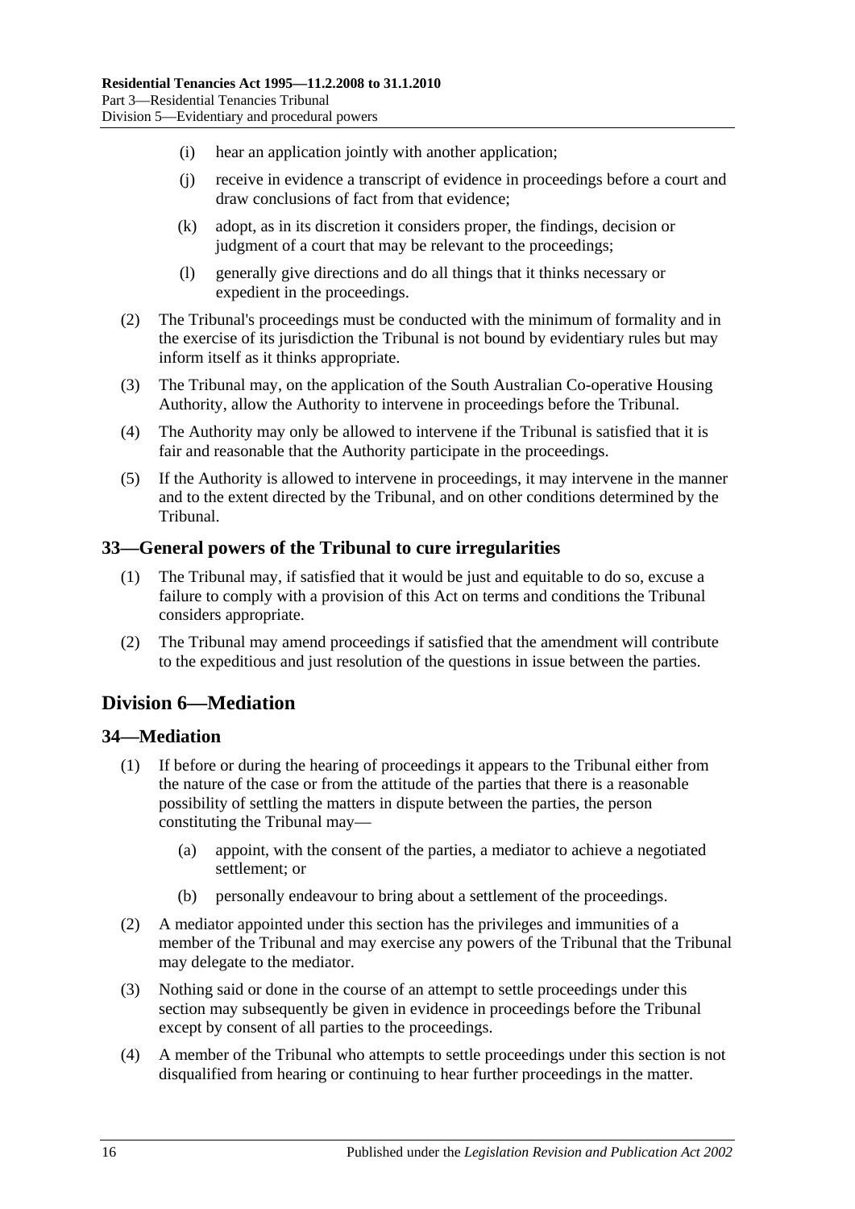(i) hear an application jointly with another application;

(j) receive in evidence a transcript of evidence in proceedings before a court and draw conclusions of fact from that evidence;

(k) adopt, as in its discretion it considers proper, the findings, decision or judgment of a court that may be relevant to the proceedings;

(l) generally give directions and do all things that it thinks necessary or expedient in the proceedings.

(2) The Tribunal's proceedings must be conducted with the minimum of formality and in the exercise of its jurisdiction the Tribunal is not bound by evidentiary rules but may inform itself as it thinks appropriate.

(3) The Tribunal may, on the application of the South Australian Co-operative Housing Authority, allow the Authority to intervene in proceedings before the Tribunal.

(4) The Authority may only be allowed to intervene if the Tribunal is satisfied that it is fair and reasonable that the Authority participate in the proceedings.

(5) If the Authority is allowed to intervene in proceedings, it may intervene in the manner and to the extent directed by the Tribunal, and on other conditions determined by the Tribunal.

### 33—General powers of the Tribunal to cure irregularities

(1) The Tribunal may, if satisfied that it would be just and equitable to do so, excuse a failure to comply with a provision of this Act on terms and conditions the Tribunal considers appropriate.

(2) The Tribunal may amend proceedings if satisfied that the amendment will contribute to the expeditious and just resolution of the questions in issue between the parties.

## Division 6—Mediation

### 34—Mediation

(1) If before or during the hearing of proceedings it appears to the Tribunal either from the nature of the case or from the attitude of the parties that there is a reasonable possibility of settling the matters in dispute between the parties, the person constituting the Tribunal may—

(a) appoint, with the consent of the parties, a mediator to achieve a negotiated settlement; or

(b) personally endeavour to bring about a settlement of the proceedings.

(2) A mediator appointed under this section has the privileges and immunities of a member of the Tribunal and may exercise any powers of the Tribunal that the Tribunal may delegate to the mediator.

(3) Nothing said or done in the course of an attempt to settle proceedings under this section may subsequently be given in evidence in proceedings before the Tribunal except by consent of all parties to the proceedings.

(4) A member of the Tribunal who attempts to settle proceedings under this section is not disqualified from hearing or continuing to hear further proceedings in the matter.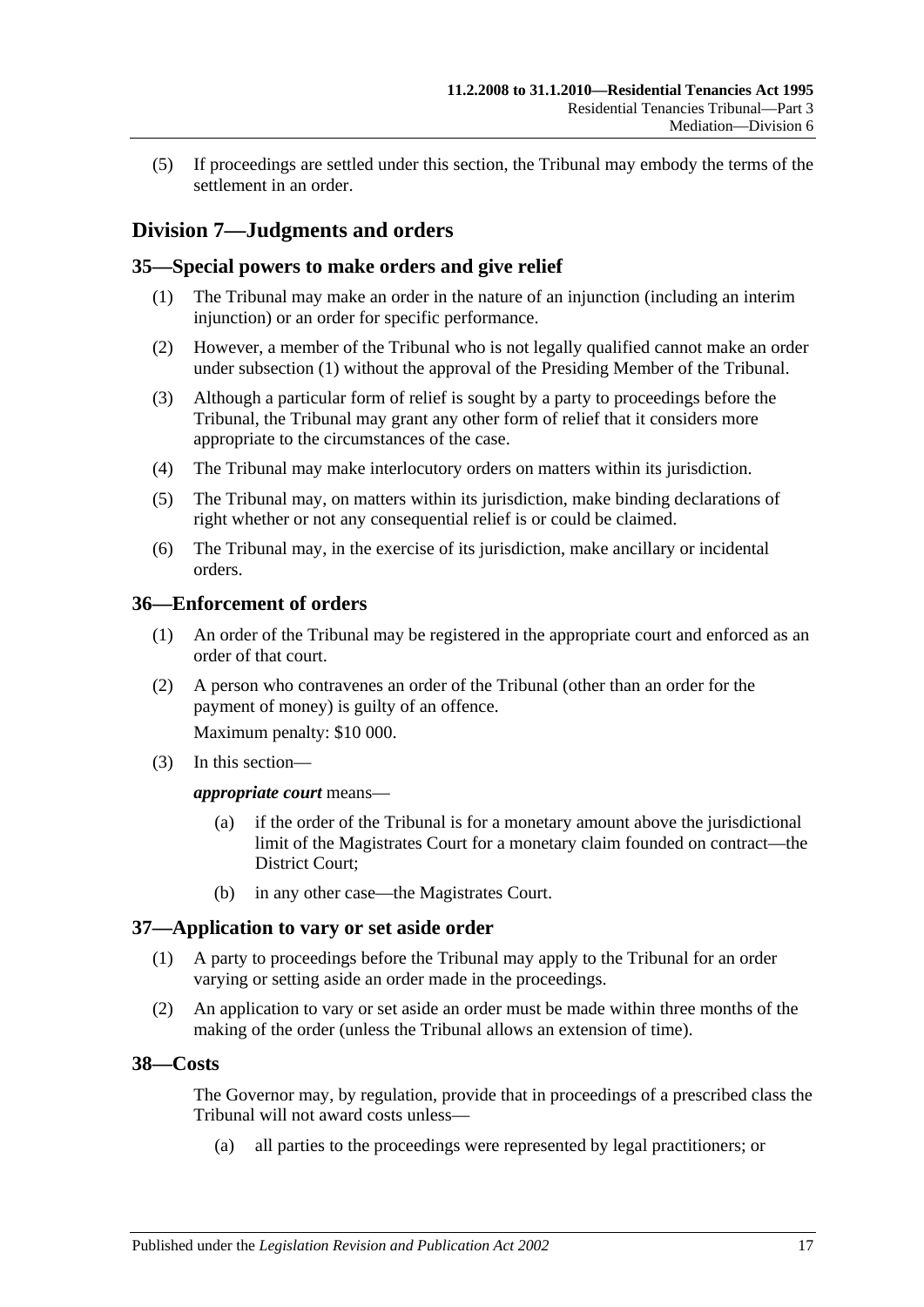(5) If proceedings are settled under this section, the Tribunal may embody the terms of the settlement in an order.

## Division 7—Judgments and orders

### 35—Special powers to make orders and give relief

(1) The Tribunal may make an order in the nature of an injunction (including an interim injunction) or an order for specific performance.

(2) However, a member of the Tribunal who is not legally qualified cannot make an order under subsection (1) without the approval of the Presiding Member of the Tribunal.

(3) Although a particular form of relief is sought by a party to proceedings before the Tribunal, the Tribunal may grant any other form of relief that it considers more appropriate to the circumstances of the case.

(4) The Tribunal may make interlocutory orders on matters within its jurisdiction.

(5) The Tribunal may, on matters within its jurisdiction, make binding declarations of right whether or not any consequential relief is or could be claimed.

(6) The Tribunal may, in the exercise of its jurisdiction, make ancillary or incidental orders.

### 36—Enforcement of orders

(1) An order of the Tribunal may be registered in the appropriate court and enforced as an order of that court.

(2) A person who contravenes an order of the Tribunal (other than an order for the payment of money) is guilty of an offence.

Maximum penalty: $10 000.

(3) In this section—

***appropriate court*** means—

(a) if the order of the Tribunal is for a monetary amount above the jurisdictional limit of the Magistrates Court for a monetary claim founded on contract—the District Court;

(b) in any other case—the Magistrates Court.

### 37—Application to vary or set aside order

(1) A party to proceedings before the Tribunal may apply to the Tribunal for an order varying or setting aside an order made in the proceedings.

(2) An application to vary or set aside an order must be made within three months of the making of the order (unless the Tribunal allows an extension of time).

### 38—Costs

The Governor may, by regulation, provide that in proceedings of a prescribed class the Tribunal will not award costs unless—

(a) all parties to the proceedings were represented by legal practitioners; or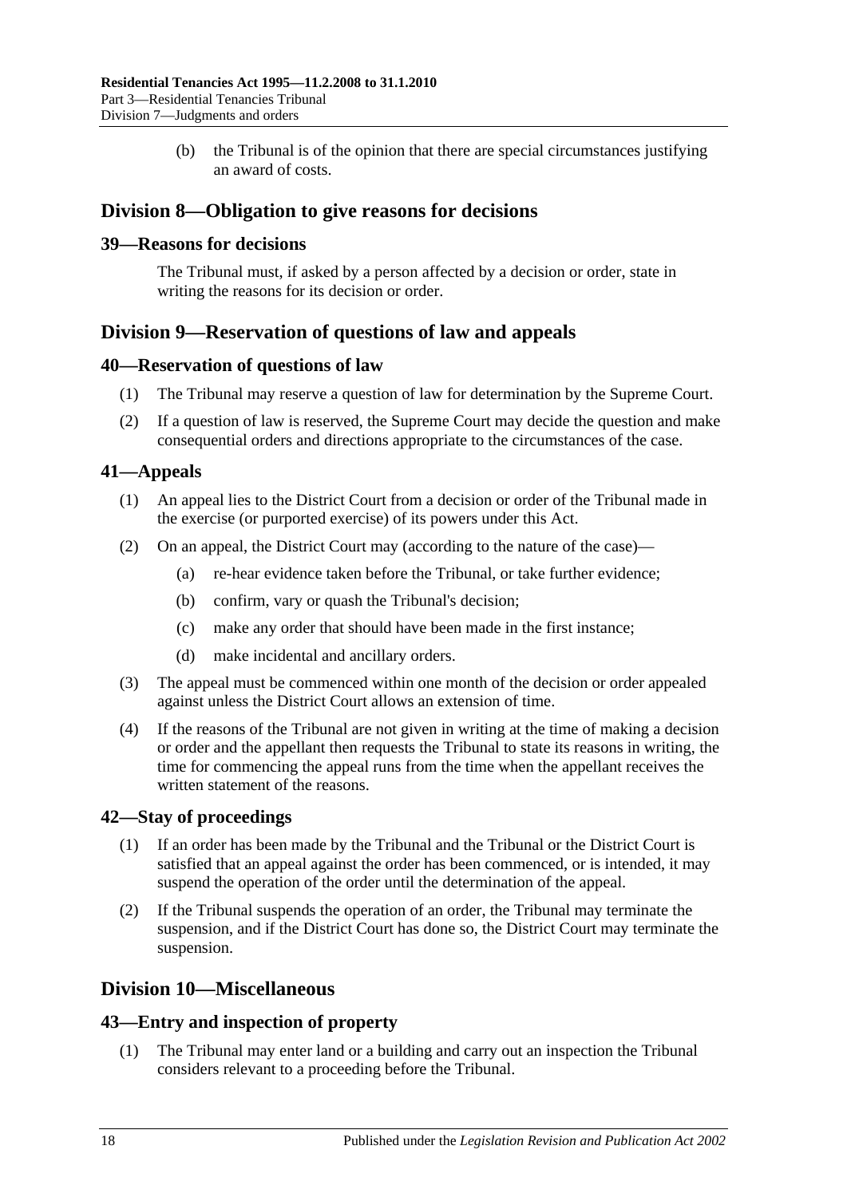(b) the Tribunal is of the opinion that there are special circumstances justifying an award of costs.

## Division 8—Obligation to give reasons for decisions

### 39—Reasons for decisions

The Tribunal must, if asked by a person affected by a decision or order, state in writing the reasons for its decision or order.

## Division 9—Reservation of questions of law and appeals

### 40—Reservation of questions of law

(1) The Tribunal may reserve a question of law for determination by the Supreme Court.

(2) If a question of law is reserved, the Supreme Court may decide the question and make consequential orders and directions appropriate to the circumstances of the case.

### 41—Appeals

(1) An appeal lies to the District Court from a decision or order of the Tribunal made in the exercise (or purported exercise) of its powers under this Act.

(2) On an appeal, the District Court may (according to the nature of the case)—

- (a) re-hear evidence taken before the Tribunal, or take further evidence;
- (b) confirm, vary or quash the Tribunal's decision;
- (c) make any order that should have been made in the first instance;
- (d) make incidental and ancillary orders.

(3) The appeal must be commenced within one month of the decision or order appealed against unless the District Court allows an extension of time.

(4) If the reasons of the Tribunal are not given in writing at the time of making a decision or order and the appellant then requests the Tribunal to state its reasons in writing, the time for commencing the appeal runs from the time when the appellant receives the written statement of the reasons.

### 42—Stay of proceedings

(1) If an order has been made by the Tribunal and the Tribunal or the District Court is satisfied that an appeal against the order has been commenced, or is intended, it may suspend the operation of the order until the determination of the appeal.

(2) If the Tribunal suspends the operation of an order, the Tribunal may terminate the suspension, and if the District Court has done so, the District Court may terminate the suspension.

## Division 10—Miscellaneous

### 43—Entry and inspection of property

(1) The Tribunal may enter land or a building and carry out an inspection the Tribunal considers relevant to a proceeding before the Tribunal.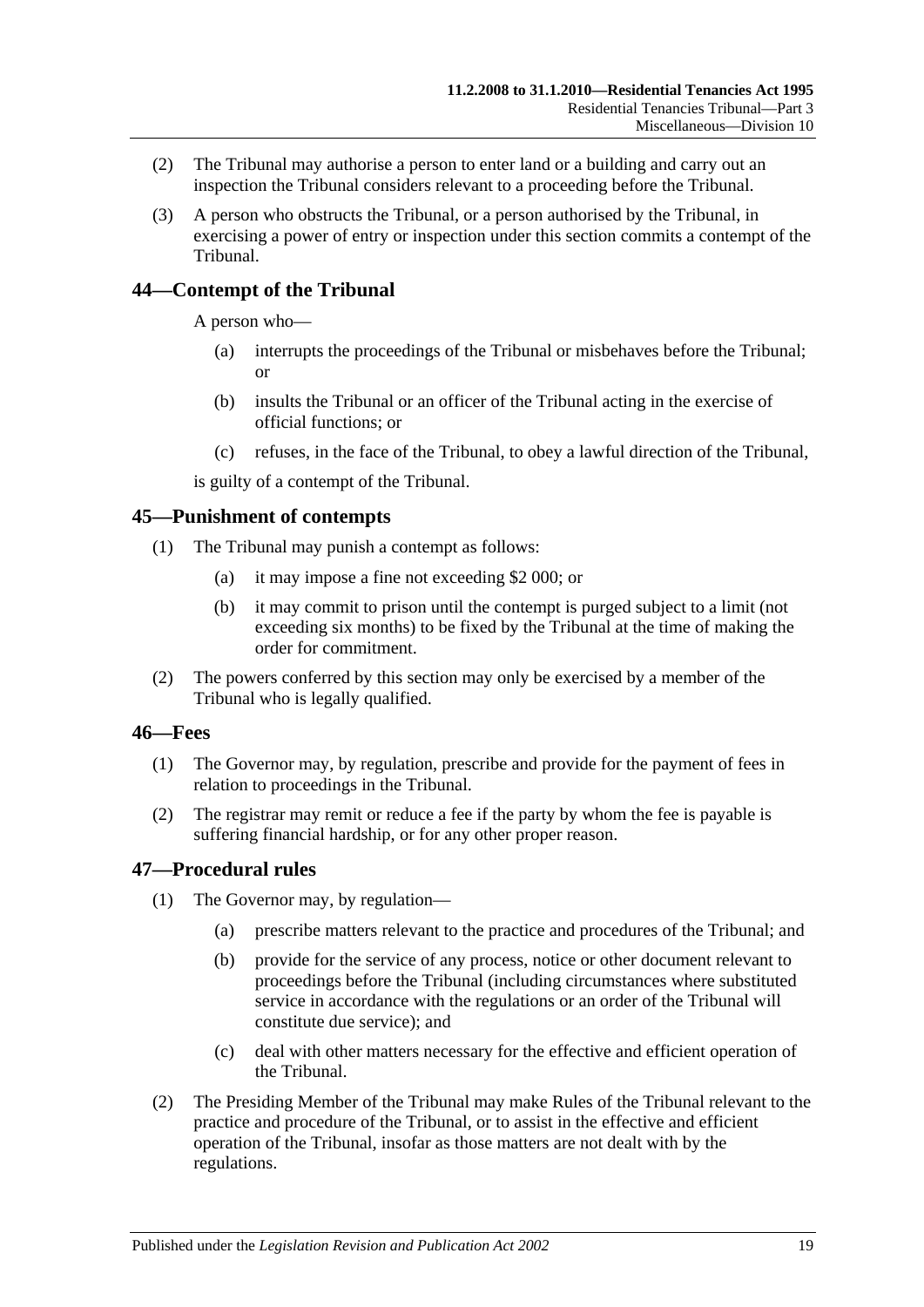(2) The Tribunal may authorise a person to enter land or a building and carry out an inspection the Tribunal considers relevant to a proceeding before the Tribunal.

(3) A person who obstructs the Tribunal, or a person authorised by the Tribunal, in exercising a power of entry or inspection under this section commits a contempt of the Tribunal.

## 44—Contempt of the Tribunal

A person who—

(a) interrupts the proceedings of the Tribunal or misbehaves before the Tribunal; or

(b) insults the Tribunal or an officer of the Tribunal acting in the exercise of official functions; or

(c) refuses, in the face of the Tribunal, to obey a lawful direction of the Tribunal,

is guilty of a contempt of the Tribunal.

## 45—Punishment of contempts

(1) The Tribunal may punish a contempt as follows:

(a) it may impose a fine not exceeding $2 000; or

(b) it may commit to prison until the contempt is purged subject to a limit (not exceeding six months) to be fixed by the Tribunal at the time of making the order for commitment.

(2) The powers conferred by this section may only be exercised by a member of the Tribunal who is legally qualified.

## 46—Fees

(1) The Governor may, by regulation, prescribe and provide for the payment of fees in relation to proceedings in the Tribunal.

(2) The registrar may remit or reduce a fee if the party by whom the fee is payable is suffering financial hardship, or for any other proper reason.

## 47—Procedural rules

(1) The Governor may, by regulation—

(a) prescribe matters relevant to the practice and procedures of the Tribunal; and

(b) provide for the service of any process, notice or other document relevant to proceedings before the Tribunal (including circumstances where substituted service in accordance with the regulations or an order of the Tribunal will constitute due service); and

(c) deal with other matters necessary for the effective and efficient operation of the Tribunal.

(2) The Presiding Member of the Tribunal may make Rules of the Tribunal relevant to the practice and procedure of the Tribunal, or to assist in the effective and efficient operation of the Tribunal, insofar as those matters are not dealt with by the regulations.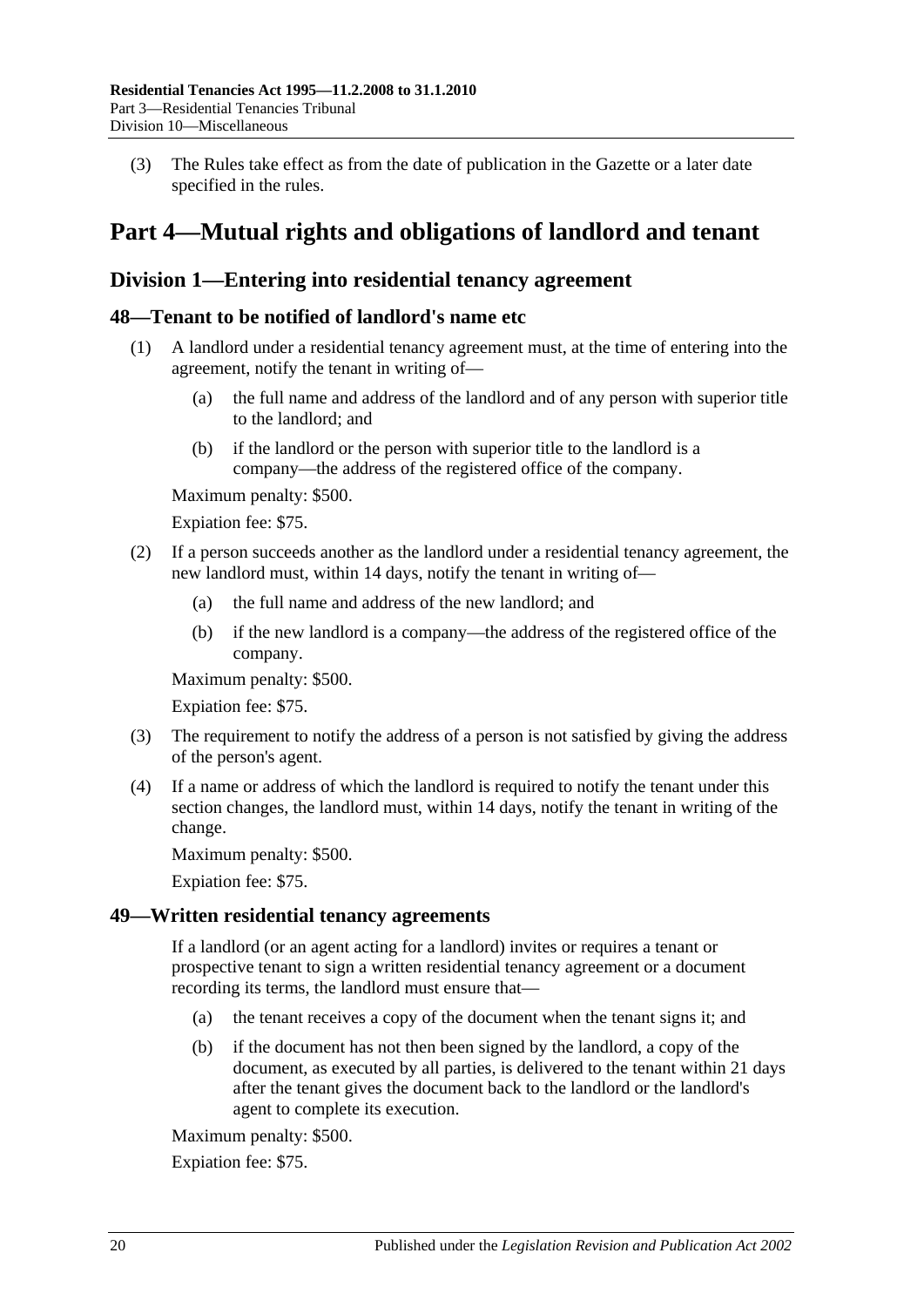(3) The Rules take effect as from the date of publication in the Gazette or a later date specified in the rules.

# Part 4—Mutual rights and obligations of landlord and tenant

## Division 1—Entering into residential tenancy agreement

### 48—Tenant to be notified of landlord's name etc

(1) A landlord under a residential tenancy agreement must, at the time of entering into the agreement, notify the tenant in writing of—

(a) the full name and address of the landlord and of any person with superior title to the landlord; and

(b) if the landlord or the person with superior title to the landlord is a company—the address of the registered office of the company.

Maximum penalty: $500.

Expiation fee: $75.

(2) If a person succeeds another as the landlord under a residential tenancy agreement, the new landlord must, within 14 days, notify the tenant in writing of—

(a) the full name and address of the new landlord; and

(b) if the new landlord is a company—the address of the registered office of the company.

Maximum penalty: $500.

Expiation fee: $75.

(3) The requirement to notify the address of a person is not satisfied by giving the address of the person's agent.

(4) If a name or address of which the landlord is required to notify the tenant under this section changes, the landlord must, within 14 days, notify the tenant in writing of the change.

Maximum penalty: $500.

Expiation fee: $75.

### 49—Written residential tenancy agreements

If a landlord (or an agent acting for a landlord) invites or requires a tenant or prospective tenant to sign a written residential tenancy agreement or a document recording its terms, the landlord must ensure that—

(a) the tenant receives a copy of the document when the tenant signs it; and

(b) if the document has not then been signed by the landlord, a copy of the document, as executed by all parties, is delivered to the tenant within 21 days after the tenant gives the document back to the landlord or the landlord's agent to complete its execution.

Maximum penalty: $500.

Expiation fee: $75.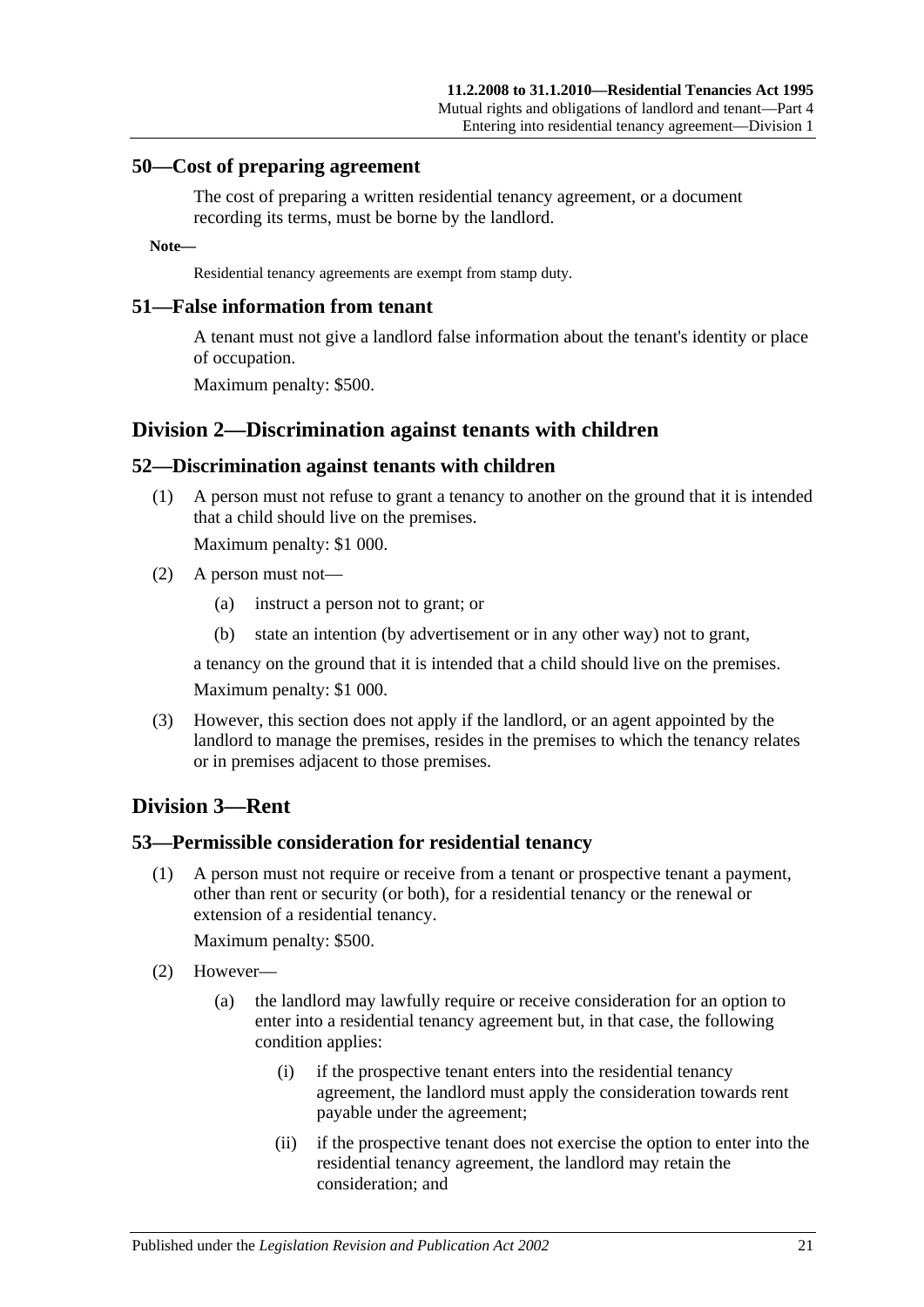### 50—Cost of preparing agreement

The cost of preparing a written residential tenancy agreement, or a document recording its terms, must be borne by the landlord.

**Note—**

Residential tenancy agreements are exempt from stamp duty.

### 51—False information from tenant

A tenant must not give a landlord false information about the tenant's identity or place of occupation.

Maximum penalty: $500.

## Division 2—Discrimination against tenants with children

### 52—Discrimination against tenants with children

(1) A person must not refuse to grant a tenancy to another on the ground that it is intended that a child should live on the premises.

Maximum penalty: $1 000.

(2) A person must not—

(a) instruct a person not to grant; or

(b) state an intention (by advertisement or in any other way) not to grant,

a tenancy on the ground that it is intended that a child should live on the premises.

Maximum penalty: $1 000.

(3) However, this section does not apply if the landlord, or an agent appointed by the landlord to manage the premises, resides in the premises to which the tenancy relates or in premises adjacent to those premises.

## Division 3—Rent

### 53—Permissible consideration for residential tenancy

(1) A person must not require or receive from a tenant or prospective tenant a payment, other than rent or security (or both), for a residential tenancy or the renewal or extension of a residential tenancy.

Maximum penalty: $500.

(2) However—

(a) the landlord may lawfully require or receive consideration for an option to enter into a residential tenancy agreement but, in that case, the following condition applies:

(i) if the prospective tenant enters into the residential tenancy agreement, the landlord must apply the consideration towards rent payable under the agreement;

(ii) if the prospective tenant does not exercise the option to enter into the residential tenancy agreement, the landlord may retain the consideration; and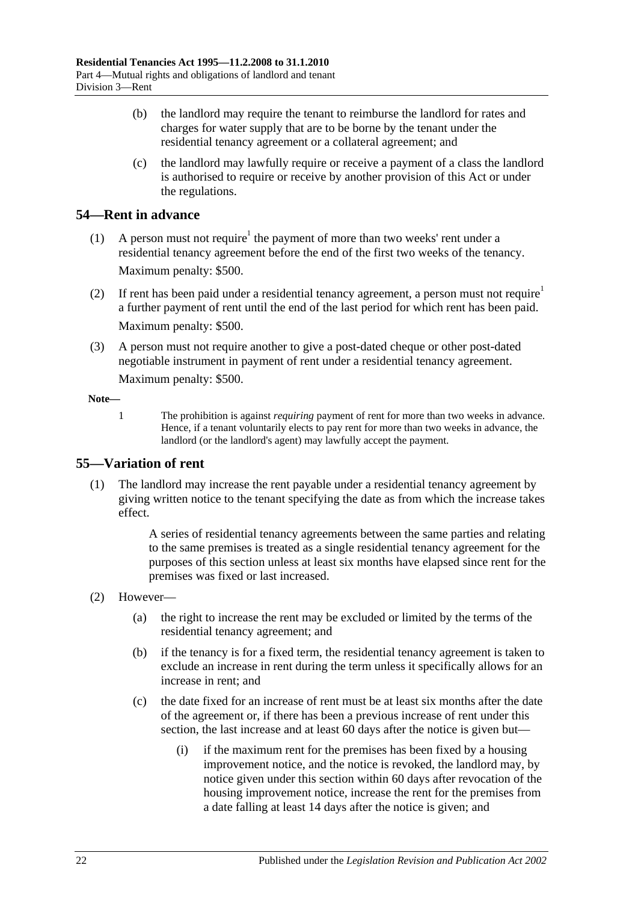(b) the landlord may require the tenant to reimburse the landlord for rates and charges for water supply that are to be borne by the tenant under the residential tenancy agreement or a collateral agreement; and

(c) the landlord may lawfully require or receive a payment of a class the landlord is authorised to require or receive by another provision of this Act or under the regulations.

## 54—Rent in advance

(1) A person must not require[1] the payment of more than two weeks' rent under a residential tenancy agreement before the end of the first two weeks of the tenancy.

Maximum penalty: $500.

(2) If rent has been paid under a residential tenancy agreement, a person must not require[1] a further payment of rent until the end of the last period for which rent has been paid.

Maximum penalty: $500.

(3) A person must not require another to give a post-dated cheque or other post-dated negotiable instrument in payment of rent under a residential tenancy agreement.

Maximum penalty: $500.

**Note—**

1 The prohibition is against *requiring* payment of rent for more than two weeks in advance. Hence, if a tenant voluntarily elects to pay rent for more than two weeks in advance, the landlord (or the landlord's agent) may lawfully accept the payment.

## 55—Variation of rent

(1) The landlord may increase the rent payable under a residential tenancy agreement by giving written notice to the tenant specifying the date as from which the increase takes effect.

A series of residential tenancy agreements between the same parties and relating to the same premises is treated as a single residential tenancy agreement for the purposes of this section unless at least six months have elapsed since rent for the premises was fixed or last increased.

(2) However—

(a) the right to increase the rent may be excluded or limited by the terms of the residential tenancy agreement; and

(b) if the tenancy is for a fixed term, the residential tenancy agreement is taken to exclude an increase in rent during the term unless it specifically allows for an increase in rent; and

(c) the date fixed for an increase of rent must be at least six months after the date of the agreement or, if there has been a previous increase of rent under this section, the last increase and at least 60 days after the notice is given but—

(i) if the maximum rent for the premises has been fixed by a housing improvement notice, and the notice is revoked, the landlord may, by notice given under this section within 60 days after revocation of the housing improvement notice, increase the rent for the premises from a date falling at least 14 days after the notice is given; and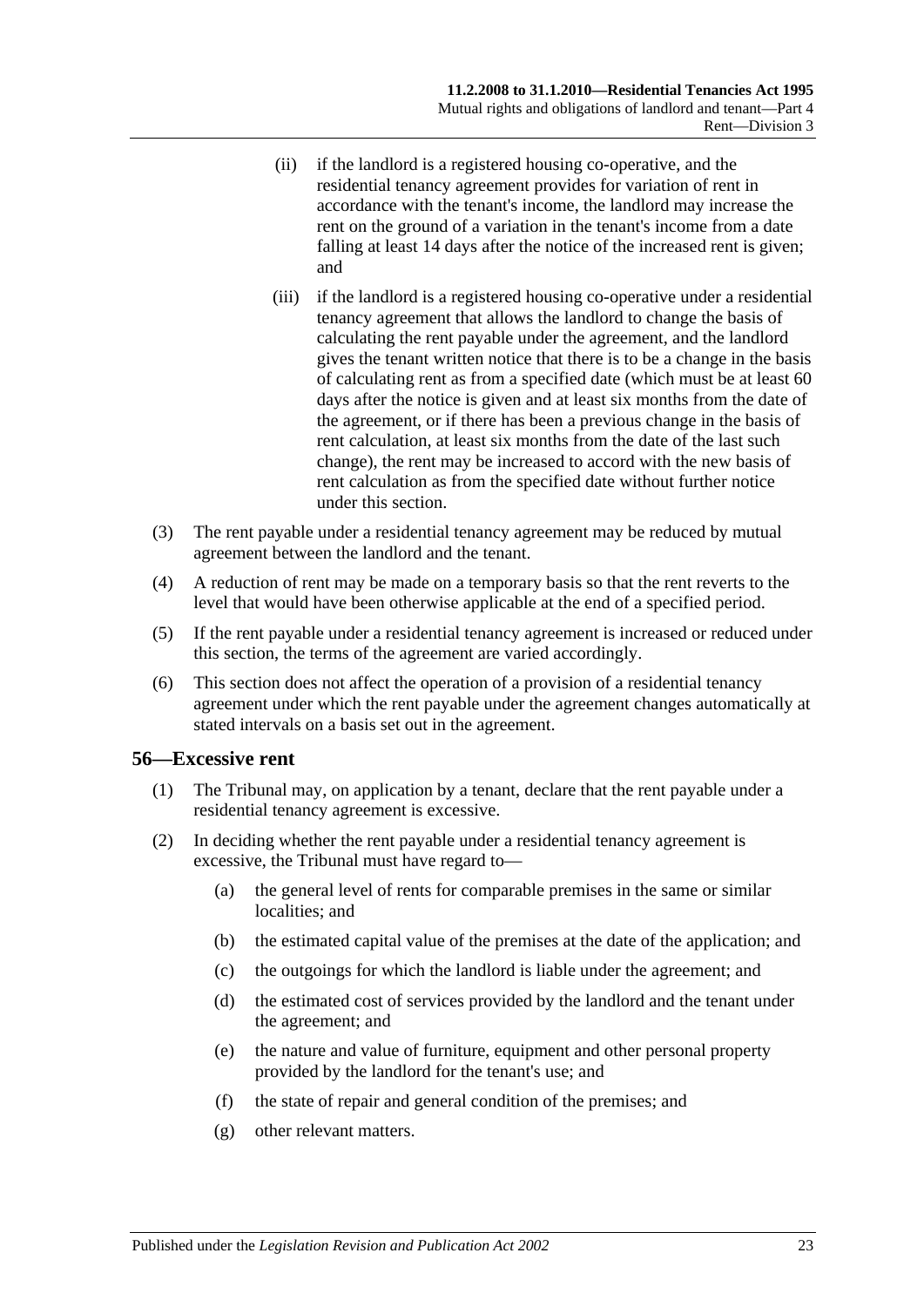(ii) if the landlord is a registered housing co-operative, and the residential tenancy agreement provides for variation of rent in accordance with the tenant's income, the landlord may increase the rent on the ground of a variation in the tenant's income from a date falling at least 14 days after the notice of the increased rent is given; and

(iii) if the landlord is a registered housing co-operative under a residential tenancy agreement that allows the landlord to change the basis of calculating the rent payable under the agreement, and the landlord gives the tenant written notice that there is to be a change in the basis of calculating rent as from a specified date (which must be at least 60 days after the notice is given and at least six months from the date of the agreement, or if there has been a previous change in the basis of rent calculation, at least six months from the date of the last such change), the rent may be increased to accord with the new basis of rent calculation as from the specified date without further notice under this section.

(3) The rent payable under a residential tenancy agreement may be reduced by mutual agreement between the landlord and the tenant.

(4) A reduction of rent may be made on a temporary basis so that the rent reverts to the level that would have been otherwise applicable at the end of a specified period.

(5) If the rent payable under a residential tenancy agreement is increased or reduced under this section, the terms of the agreement are varied accordingly.

(6) This section does not affect the operation of a provision of a residential tenancy agreement under which the rent payable under the agreement changes automatically at stated intervals on a basis set out in the agreement.

## 56—Excessive rent

(1) The Tribunal may, on application by a tenant, declare that the rent payable under a residential tenancy agreement is excessive.

(2) In deciding whether the rent payable under a residential tenancy agreement is excessive, the Tribunal must have regard to—

(a) the general level of rents for comparable premises in the same or similar localities; and

(b) the estimated capital value of the premises at the date of the application; and

(c) the outgoings for which the landlord is liable under the agreement; and

(d) the estimated cost of services provided by the landlord and the tenant under the agreement; and

(e) the nature and value of furniture, equipment and other personal property provided by the landlord for the tenant's use; and

(f) the state of repair and general condition of the premises; and

(g) other relevant matters.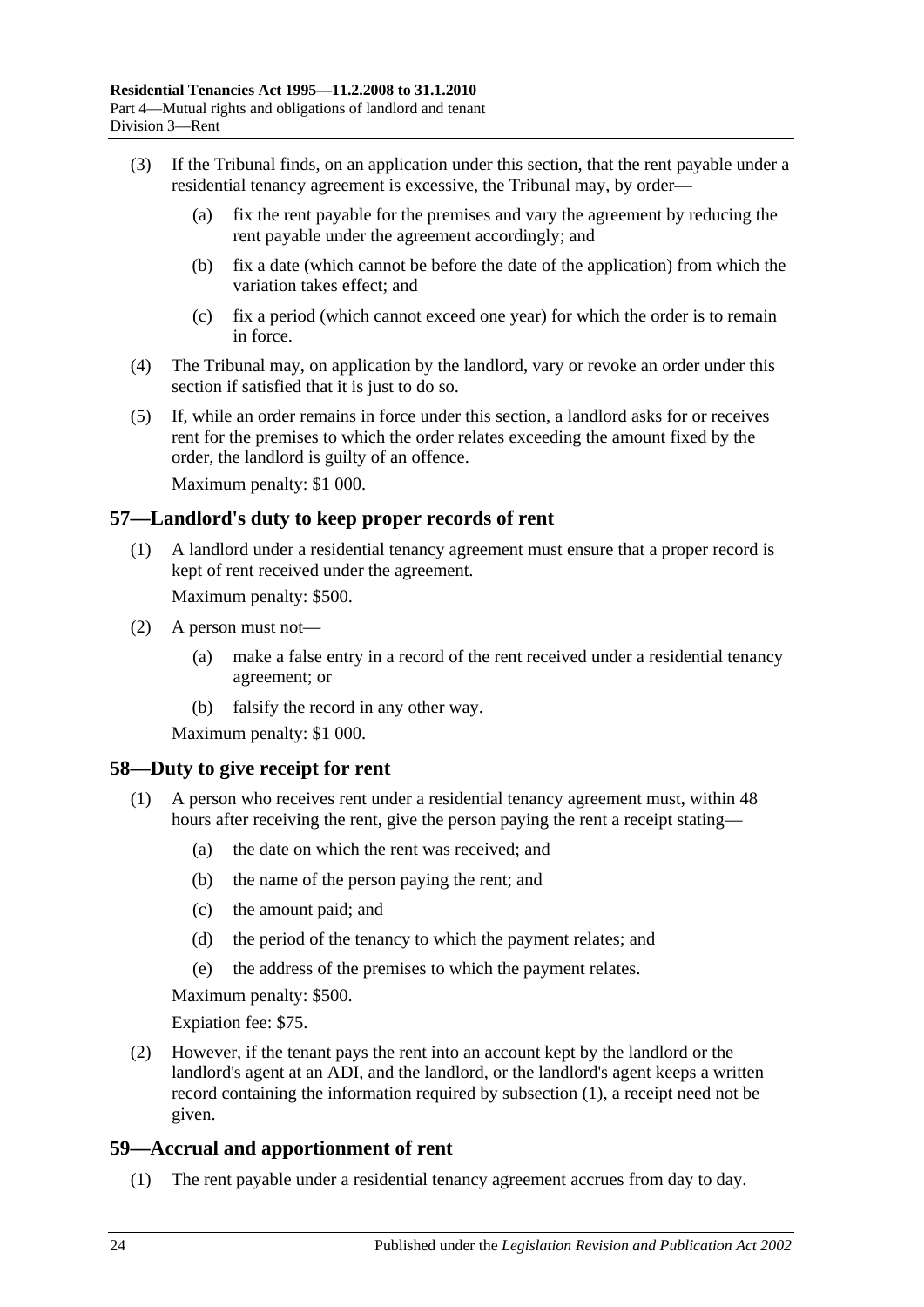(3) If the Tribunal finds, on an application under this section, that the rent payable under a residential tenancy agreement is excessive, the Tribunal may, by order—

  (a) fix the rent payable for the premises and vary the agreement by reducing the rent payable under the agreement accordingly; and

  (b) fix a date (which cannot be before the date of the application) from which the variation takes effect; and

  (c) fix a period (which cannot exceed one year) for which the order is to remain in force.

(4) The Tribunal may, on application by the landlord, vary or revoke an order under this section if satisfied that it is just to do so.

(5) If, while an order remains in force under this section, a landlord asks for or receives rent for the premises to which the order relates exceeding the amount fixed by the order, the landlord is guilty of an offence.

Maximum penalty: $1 000.

## 57—Landlord's duty to keep proper records of rent

(1) A landlord under a residential tenancy agreement must ensure that a proper record is kept of rent received under the agreement.

Maximum penalty: $500.

(2) A person must not—

  (a) make a false entry in a record of the rent received under a residential tenancy agreement; or

  (b) falsify the record in any other way.

Maximum penalty: $1 000.

## 58—Duty to give receipt for rent

(1) A person who receives rent under a residential tenancy agreement must, within 48 hours after receiving the rent, give the person paying the rent a receipt stating—

  (a) the date on which the rent was received; and

  (b) the name of the person paying the rent; and

  (c) the amount paid; and

  (d) the period of the tenancy to which the payment relates; and

  (e) the address of the premises to which the payment relates.

Maximum penalty: $500.

Expiation fee: $75.

(2) However, if the tenant pays the rent into an account kept by the landlord or the landlord's agent at an ADI, and the landlord, or the landlord's agent keeps a written record containing the information required by subsection (1), a receipt need not be given.

## 59—Accrual and apportionment of rent

(1) The rent payable under a residential tenancy agreement accrues from day to day.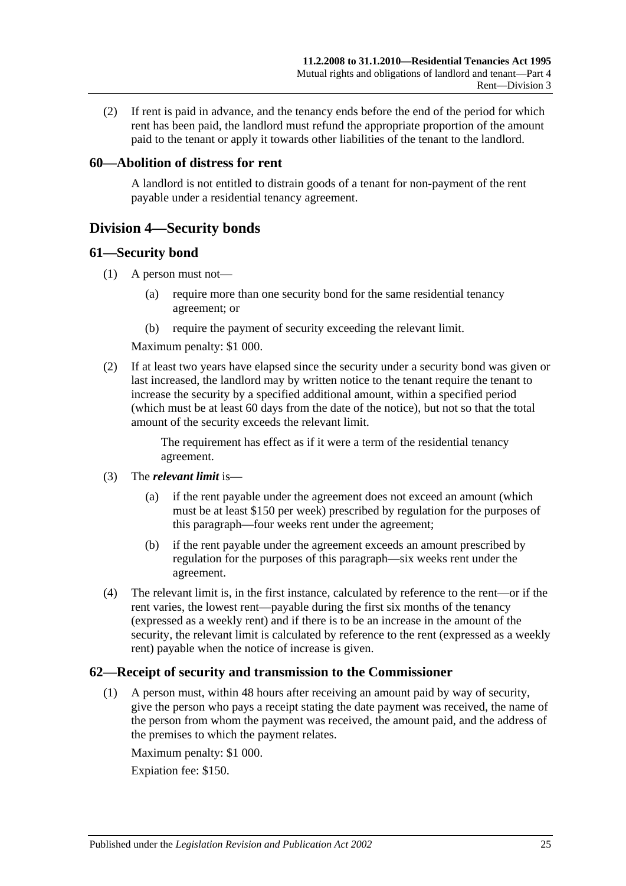(2) If rent is paid in advance, and the tenancy ends before the end of the period for which rent has been paid, the landlord must refund the appropriate proportion of the amount paid to the tenant or apply it towards other liabilities of the tenant to the landlord.

### 60—Abolition of distress for rent

A landlord is not entitled to distrain goods of a tenant for non-payment of the rent payable under a residential tenancy agreement.

## Division 4—Security bonds

### 61—Security bond

(1) A person must not—

(a) require more than one security bond for the same residential tenancy agreement; or

(b) require the payment of security exceeding the relevant limit.

Maximum penalty: $1 000.

(2) If at least two years have elapsed since the security under a security bond was given or last increased, the landlord may by written notice to the tenant require the tenant to increase the security by a specified additional amount, within a specified period (which must be at least 60 days from the date of the notice), but not so that the total amount of the security exceeds the relevant limit.

The requirement has effect as if it were a term of the residential tenancy agreement.

(3) The ***relevant limit*** is—

(a) if the rent payable under the agreement does not exceed an amount (which must be at least $150 per week) prescribed by regulation for the purposes of this paragraph—four weeks rent under the agreement;

(b) if the rent payable under the agreement exceeds an amount prescribed by regulation for the purposes of this paragraph—six weeks rent under the agreement.

(4) The relevant limit is, in the first instance, calculated by reference to the rent—or if the rent varies, the lowest rent—payable during the first six months of the tenancy (expressed as a weekly rent) and if there is to be an increase in the amount of the security, the relevant limit is calculated by reference to the rent (expressed as a weekly rent) payable when the notice of increase is given.

### 62—Receipt of security and transmission to the Commissioner

(1) A person must, within 48 hours after receiving an amount paid by way of security, give the person who pays a receipt stating the date payment was received, the name of the person from whom the payment was received, the amount paid, and the address of the premises to which the payment relates.

Maximum penalty: $1 000.

Expiation fee: $150.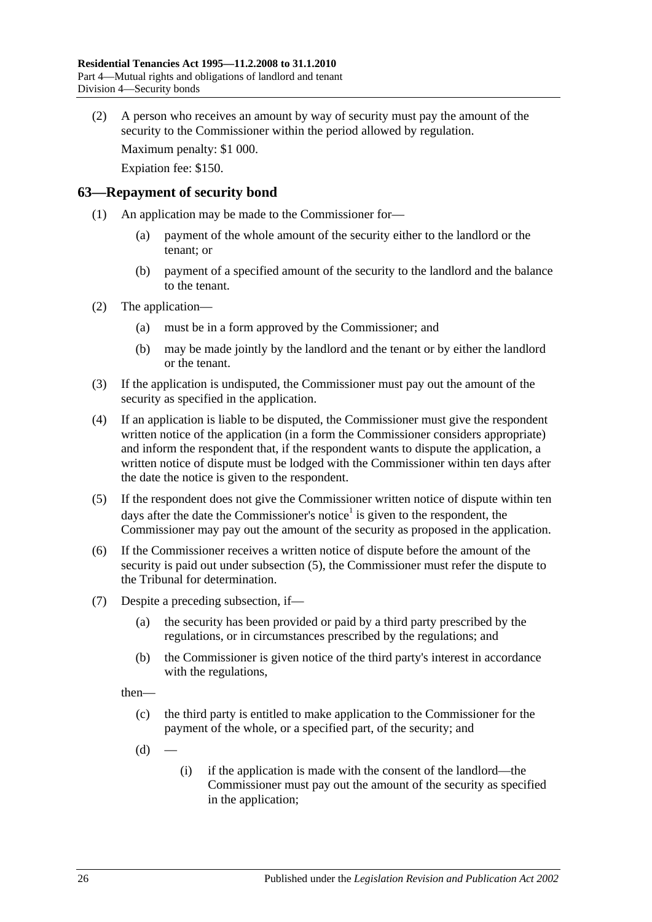(2) A person who receives an amount by way of security must pay the amount of the security to the Commissioner within the period allowed by regulation.

Maximum penalty: $1 000.

Expiation fee: $150.

## 63—Repayment of security bond

(1) An application may be made to the Commissioner for—

(a) payment of the whole amount of the security either to the landlord or the tenant; or

(b) payment of a specified amount of the security to the landlord and the balance to the tenant.

(2) The application—

(a) must be in a form approved by the Commissioner; and

(b) may be made jointly by the landlord and the tenant or by either the landlord or the tenant.

(3) If the application is undisputed, the Commissioner must pay out the amount of the security as specified in the application.

(4) If an application is liable to be disputed, the Commissioner must give the respondent written notice of the application (in a form the Commissioner considers appropriate) and inform the respondent that, if the respondent wants to dispute the application, a written notice of dispute must be lodged with the Commissioner within ten days after the date the notice is given to the respondent.

(5) If the respondent does not give the Commissioner written notice of dispute within ten days after the date the Commissioner's notice[1] is given to the respondent, the Commissioner may pay out the amount of the security as proposed in the application.

(6) If the Commissioner receives a written notice of dispute before the amount of the security is paid out under subsection (5), the Commissioner must refer the dispute to the Tribunal for determination.

(7) Despite a preceding subsection, if—

(a) the security has been provided or paid by a third party prescribed by the regulations, or in circumstances prescribed by the regulations; and

(b) the Commissioner is given notice of the third party's interest in accordance with the regulations,

then—

(c) the third party is entitled to make application to the Commissioner for the payment of the whole, or a specified part, of the security; and

(d) —

(i) if the application is made with the consent of the landlord—the Commissioner must pay out the amount of the security as specified in the application;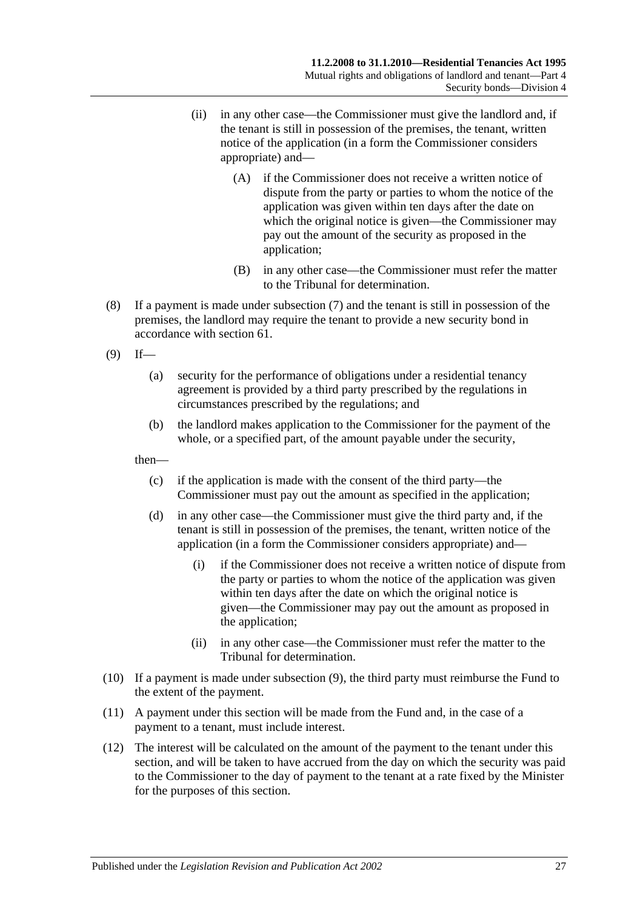(ii) in any other case—the Commissioner must give the landlord and, if the tenant is still in possession of the premises, the tenant, written notice of the application (in a form the Commissioner considers appropriate) and—

(A) if the Commissioner does not receive a written notice of dispute from the party or parties to whom the notice of the application was given within ten days after the date on which the original notice is given—the Commissioner may pay out the amount of the security as proposed in the application;

(B) in any other case—the Commissioner must refer the matter to the Tribunal for determination.

(8) If a payment is made under subsection (7) and the tenant is still in possession of the premises, the landlord may require the tenant to provide a new security bond in accordance with section 61.

(9) If—

(a) security for the performance of obligations under a residential tenancy agreement is provided by a third party prescribed by the regulations in circumstances prescribed by the regulations; and

(b) the landlord makes application to the Commissioner for the payment of the whole, or a specified part, of the amount payable under the security,

then—

(c) if the application is made with the consent of the third party—the Commissioner must pay out the amount as specified in the application;

(d) in any other case—the Commissioner must give the third party and, if the tenant is still in possession of the premises, the tenant, written notice of the application (in a form the Commissioner considers appropriate) and—

(i) if the Commissioner does not receive a written notice of dispute from the party or parties to whom the notice of the application was given within ten days after the date on which the original notice is given—the Commissioner may pay out the amount as proposed in the application;

(ii) in any other case—the Commissioner must refer the matter to the Tribunal for determination.

(10) If a payment is made under subsection (9), the third party must reimburse the Fund to the extent of the payment.

(11) A payment under this section will be made from the Fund and, in the case of a payment to a tenant, must include interest.

(12) The interest will be calculated on the amount of the payment to the tenant under this section, and will be taken to have accrued from the day on which the security was paid to the Commissioner to the day of payment to the tenant at a rate fixed by the Minister for the purposes of this section.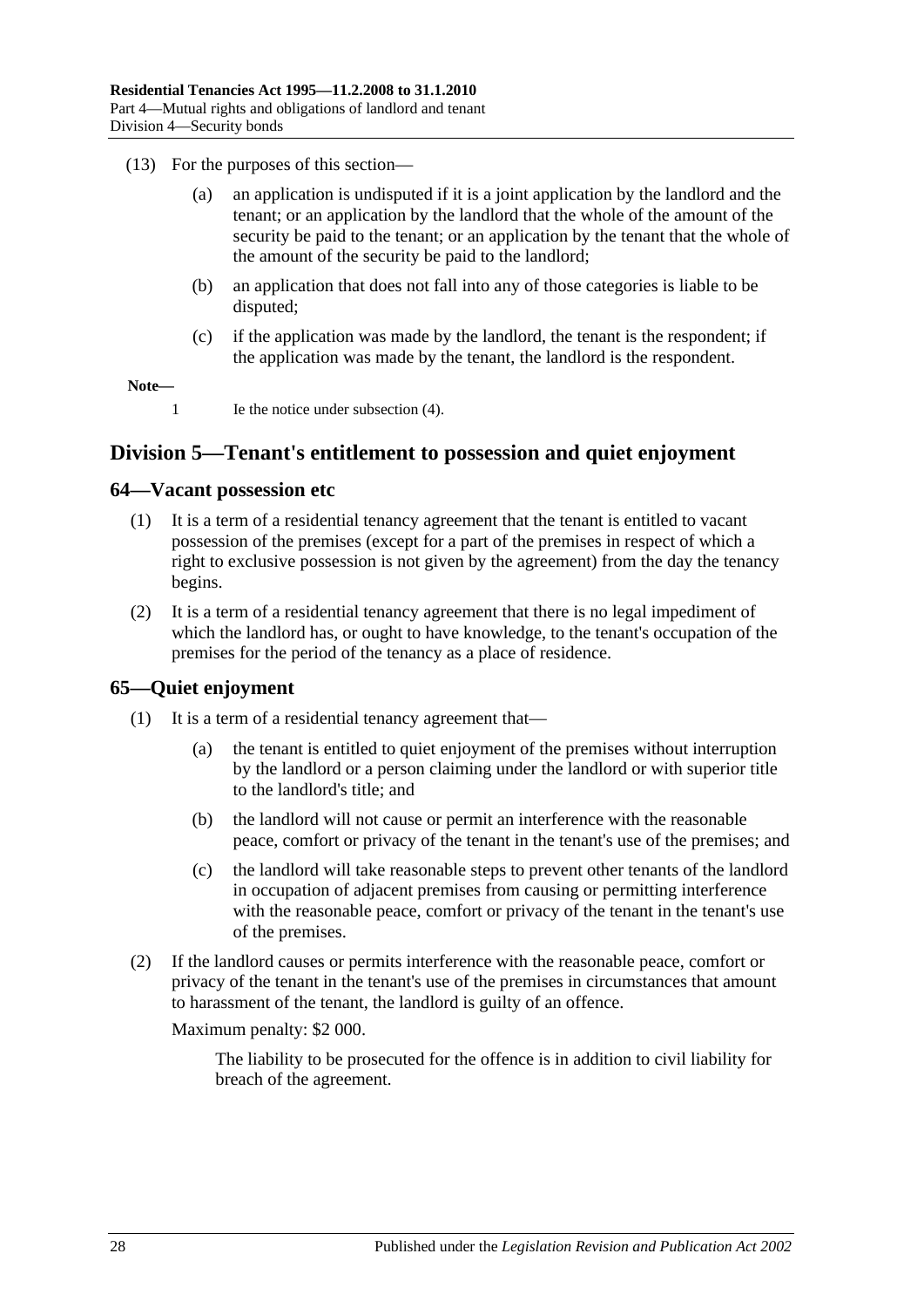(13) For the purposes of this section—

(a) an application is undisputed if it is a joint application by the landlord and the tenant; or an application by the landlord that the whole of the amount of the security be paid to the tenant; or an application by the tenant that the whole of the amount of the security be paid to the landlord;

(b) an application that does not fall into any of those categories is liable to be disputed;

(c) if the application was made by the landlord, the tenant is the respondent; if the application was made by the tenant, the landlord is the respondent.

**Note—**

1 Ie the notice under subsection (4).

## Division 5—Tenant's entitlement to possession and quiet enjoyment

### 64—Vacant possession etc

(1) It is a term of a residential tenancy agreement that the tenant is entitled to vacant possession of the premises (except for a part of the premises in respect of which a right to exclusive possession is not given by the agreement) from the day the tenancy begins.

(2) It is a term of a residential tenancy agreement that there is no legal impediment of which the landlord has, or ought to have knowledge, to the tenant's occupation of the premises for the period of the tenancy as a place of residence.

### 65—Quiet enjoyment

(1) It is a term of a residential tenancy agreement that—

(a) the tenant is entitled to quiet enjoyment of the premises without interruption by the landlord or a person claiming under the landlord or with superior title to the landlord's title; and

(b) the landlord will not cause or permit an interference with the reasonable peace, comfort or privacy of the tenant in the tenant's use of the premises; and

(c) the landlord will take reasonable steps to prevent other tenants of the landlord in occupation of adjacent premises from causing or permitting interference with the reasonable peace, comfort or privacy of the tenant in the tenant's use of the premises.

(2) If the landlord causes or permits interference with the reasonable peace, comfort or privacy of the tenant in the tenant's use of the premises in circumstances that amount to harassment of the tenant, the landlord is guilty of an offence.

Maximum penalty: $2 000.

The liability to be prosecuted for the offence is in addition to civil liability for breach of the agreement.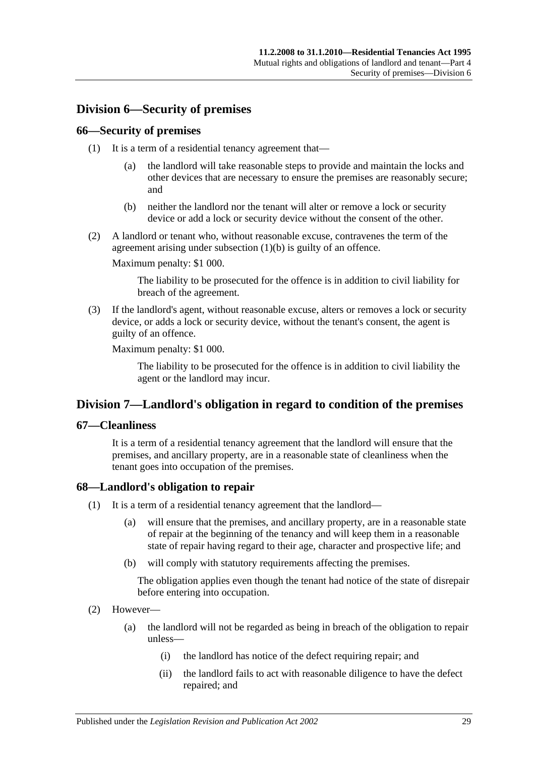## Division 6—Security of premises

### 66—Security of premises

(1) It is a term of a residential tenancy agreement that—

   (a) the landlord will take reasonable steps to provide and maintain the locks and other devices that are necessary to ensure the premises are reasonably secure; and

   (b) neither the landlord nor the tenant will alter or remove a lock or security device or add a lock or security device without the consent of the other.

(2) A landlord or tenant who, without reasonable excuse, contravenes the term of the agreement arising under subsection (1)(b) is guilty of an offence.

Maximum penalty: $1 000.

The liability to be prosecuted for the offence is in addition to civil liability for breach of the agreement.

(3) If the landlord's agent, without reasonable excuse, alters or removes a lock or security device, or adds a lock or security device, without the tenant's consent, the agent is guilty of an offence.

Maximum penalty: $1 000.

The liability to be prosecuted for the offence is in addition to civil liability the agent or the landlord may incur.

## Division 7—Landlord's obligation in regard to condition of the premises

### 67—Cleanliness

It is a term of a residential tenancy agreement that the landlord will ensure that the premises, and ancillary property, are in a reasonable state of cleanliness when the tenant goes into occupation of the premises.

### 68—Landlord's obligation to repair

(1) It is a term of a residential tenancy agreement that the landlord—

   (a) will ensure that the premises, and ancillary property, are in a reasonable state of repair at the beginning of the tenancy and will keep them in a reasonable state of repair having regard to their age, character and prospective life; and

   (b) will comply with statutory requirements affecting the premises.

   The obligation applies even though the tenant had notice of the state of disrepair before entering into occupation.

(2) However—

   (a) the landlord will not be regarded as being in breach of the obligation to repair unless—

      (i) the landlord has notice of the defect requiring repair; and

      (ii) the landlord fails to act with reasonable diligence to have the defect repaired; and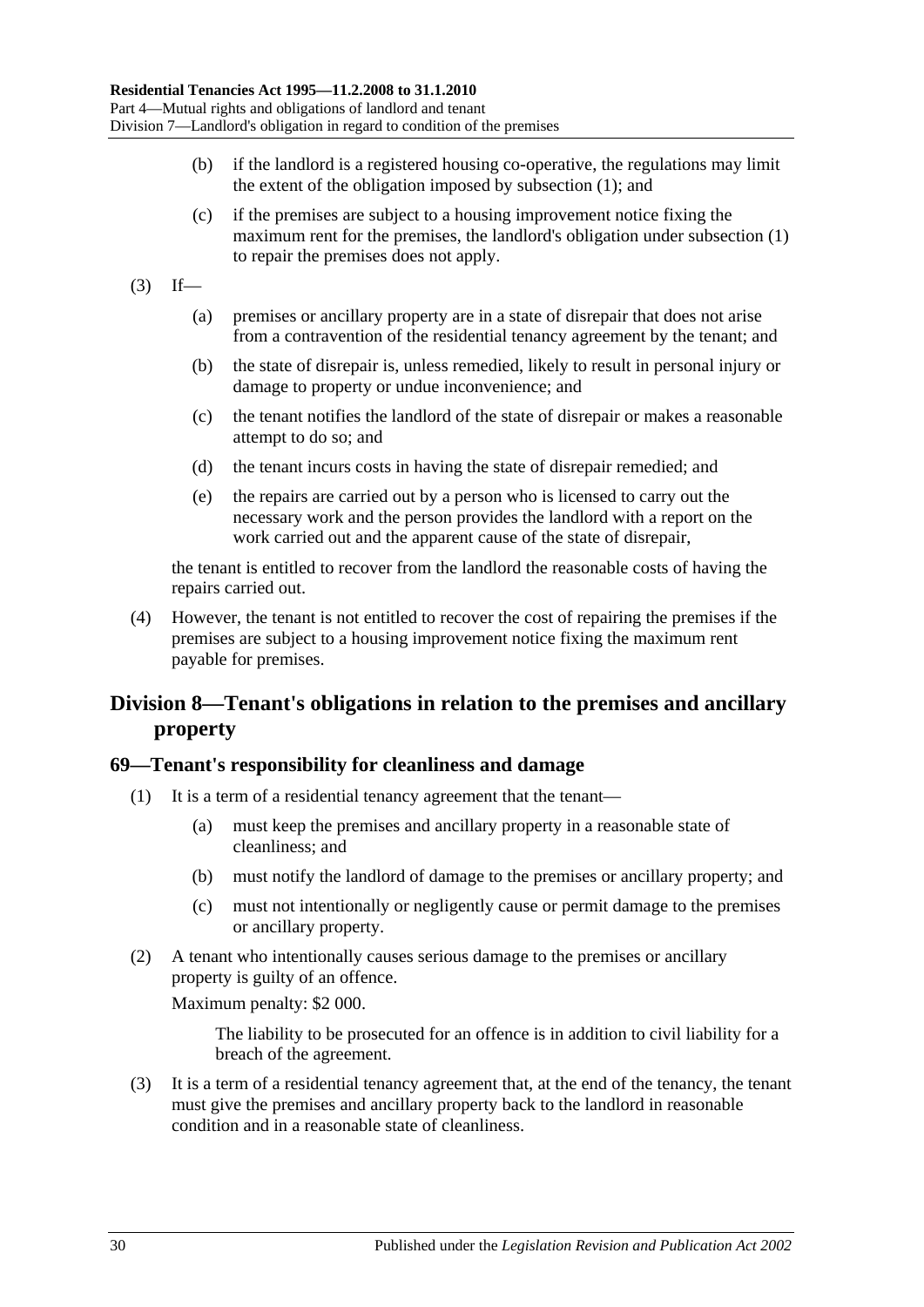(b) if the landlord is a registered housing co-operative, the regulations may limit the extent of the obligation imposed by subsection (1); and

(c) if the premises are subject to a housing improvement notice fixing the maximum rent for the premises, the landlord's obligation under subsection (1) to repair the premises does not apply.

(3) If—

(a) premises or ancillary property are in a state of disrepair that does not arise from a contravention of the residential tenancy agreement by the tenant; and

(b) the state of disrepair is, unless remedied, likely to result in personal injury or damage to property or undue inconvenience; and

(c) the tenant notifies the landlord of the state of disrepair or makes a reasonable attempt to do so; and

(d) the tenant incurs costs in having the state of disrepair remedied; and

(e) the repairs are carried out by a person who is licensed to carry out the necessary work and the person provides the landlord with a report on the work carried out and the apparent cause of the state of disrepair,

the tenant is entitled to recover from the landlord the reasonable costs of having the repairs carried out.

(4) However, the tenant is not entitled to recover the cost of repairing the premises if the premises are subject to a housing improvement notice fixing the maximum rent payable for premises.

## Division 8—Tenant's obligations in relation to the premises and ancillary property

### 69—Tenant's responsibility for cleanliness and damage

(1) It is a term of a residential tenancy agreement that the tenant—

(a) must keep the premises and ancillary property in a reasonable state of cleanliness; and

(b) must notify the landlord of damage to the premises or ancillary property; and

(c) must not intentionally or negligently cause or permit damage to the premises or ancillary property.

(2) A tenant who intentionally causes serious damage to the premises or ancillary property is guilty of an offence.

Maximum penalty: $2 000.

The liability to be prosecuted for an offence is in addition to civil liability for a breach of the agreement.

(3) It is a term of a residential tenancy agreement that, at the end of the tenancy, the tenant must give the premises and ancillary property back to the landlord in reasonable condition and in a reasonable state of cleanliness.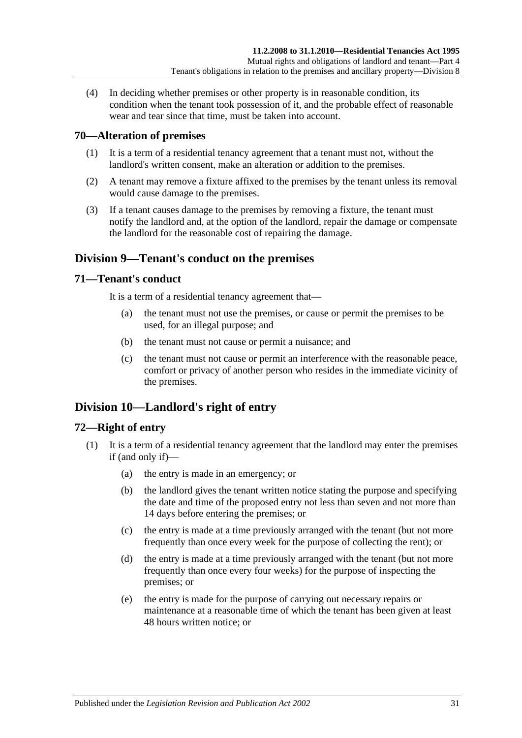(4) In deciding whether premises or other property is in reasonable condition, its condition when the tenant took possession of it, and the probable effect of reasonable wear and tear since that time, must be taken into account.

### 70—Alteration of premises

(1) It is a term of a residential tenancy agreement that a tenant must not, without the landlord's written consent, make an alteration or addition to the premises.

(2) A tenant may remove a fixture affixed to the premises by the tenant unless its removal would cause damage to the premises.

(3) If a tenant causes damage to the premises by removing a fixture, the tenant must notify the landlord and, at the option of the landlord, repair the damage or compensate the landlord for the reasonable cost of repairing the damage.

## Division 9—Tenant's conduct on the premises

### 71—Tenant's conduct

It is a term of a residential tenancy agreement that—

(a) the tenant must not use the premises, or cause or permit the premises to be used, for an illegal purpose; and

(b) the tenant must not cause or permit a nuisance; and

(c) the tenant must not cause or permit an interference with the reasonable peace, comfort or privacy of another person who resides in the immediate vicinity of the premises.

## Division 10—Landlord's right of entry

### 72—Right of entry

(1) It is a term of a residential tenancy agreement that the landlord may enter the premises if (and only if)—

(a) the entry is made in an emergency; or

(b) the landlord gives the tenant written notice stating the purpose and specifying the date and time of the proposed entry not less than seven and not more than 14 days before entering the premises; or

(c) the entry is made at a time previously arranged with the tenant (but not more frequently than once every week for the purpose of collecting the rent); or

(d) the entry is made at a time previously arranged with the tenant (but not more frequently than once every four weeks) for the purpose of inspecting the premises; or

(e) the entry is made for the purpose of carrying out necessary repairs or maintenance at a reasonable time of which the tenant has been given at least 48 hours written notice; or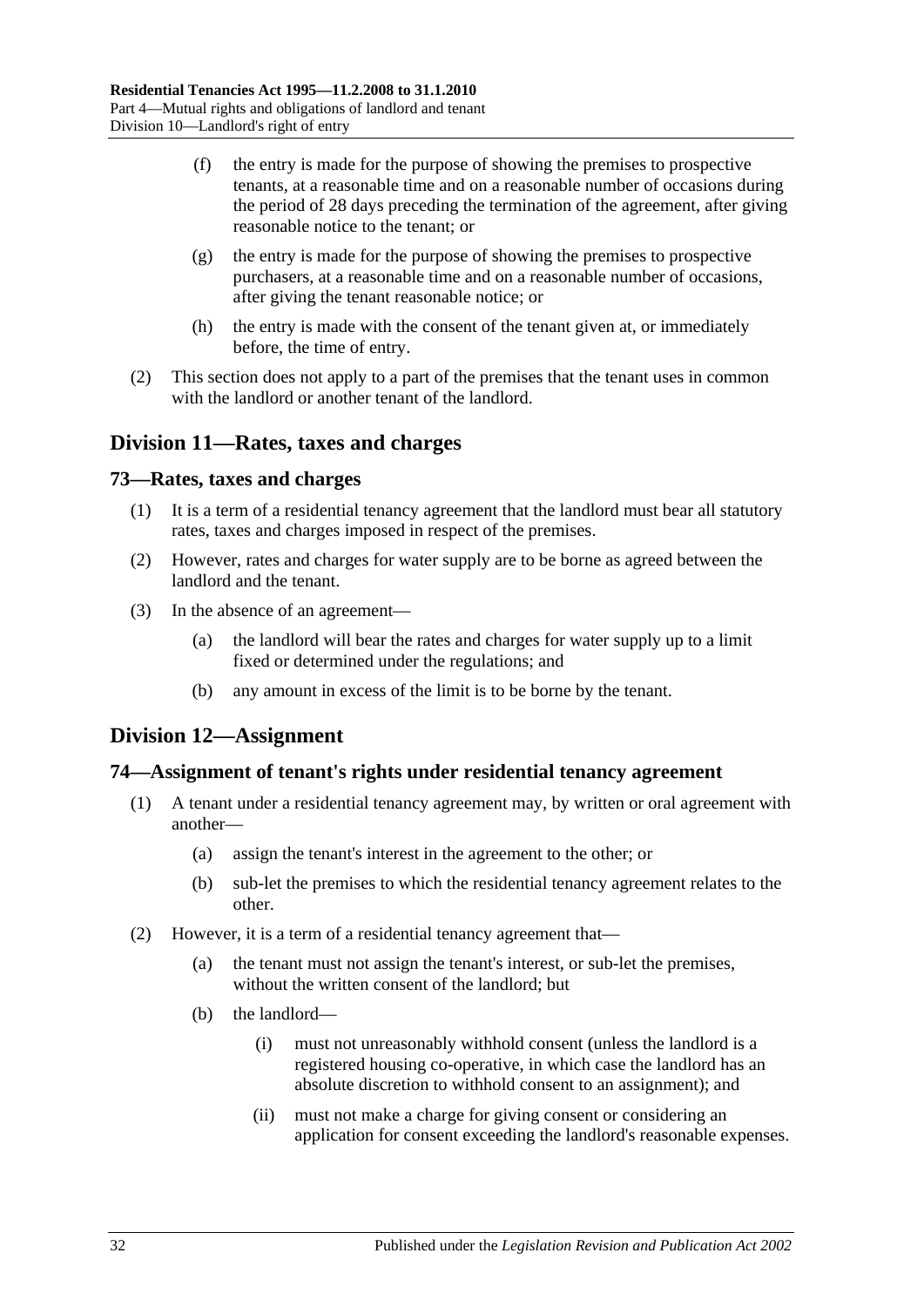(f) the entry is made for the purpose of showing the premises to prospective tenants, at a reasonable time and on a reasonable number of occasions during the period of 28 days preceding the termination of the agreement, after giving reasonable notice to the tenant; or

(g) the entry is made for the purpose of showing the premises to prospective purchasers, at a reasonable time and on a reasonable number of occasions, after giving the tenant reasonable notice; or

(h) the entry is made with the consent of the tenant given at, or immediately before, the time of entry.

(2) This section does not apply to a part of the premises that the tenant uses in common with the landlord or another tenant of the landlord.

## Division 11—Rates, taxes and charges

### 73—Rates, taxes and charges

(1) It is a term of a residential tenancy agreement that the landlord must bear all statutory rates, taxes and charges imposed in respect of the premises.

(2) However, rates and charges for water supply are to be borne as agreed between the landlord and the tenant.

(3) In the absence of an agreement—

(a) the landlord will bear the rates and charges for water supply up to a limit fixed or determined under the regulations; and

(b) any amount in excess of the limit is to be borne by the tenant.

## Division 12—Assignment

### 74—Assignment of tenant's rights under residential tenancy agreement

(1) A tenant under a residential tenancy agreement may, by written or oral agreement with another—

(a) assign the tenant's interest in the agreement to the other; or

(b) sub-let the premises to which the residential tenancy agreement relates to the other.

(2) However, it is a term of a residential tenancy agreement that—

(a) the tenant must not assign the tenant's interest, or sub-let the premises, without the written consent of the landlord; but

(b) the landlord—

(i) must not unreasonably withhold consent (unless the landlord is a registered housing co-operative, in which case the landlord has an absolute discretion to withhold consent to an assignment); and

(ii) must not make a charge for giving consent or considering an application for consent exceeding the landlord's reasonable expenses.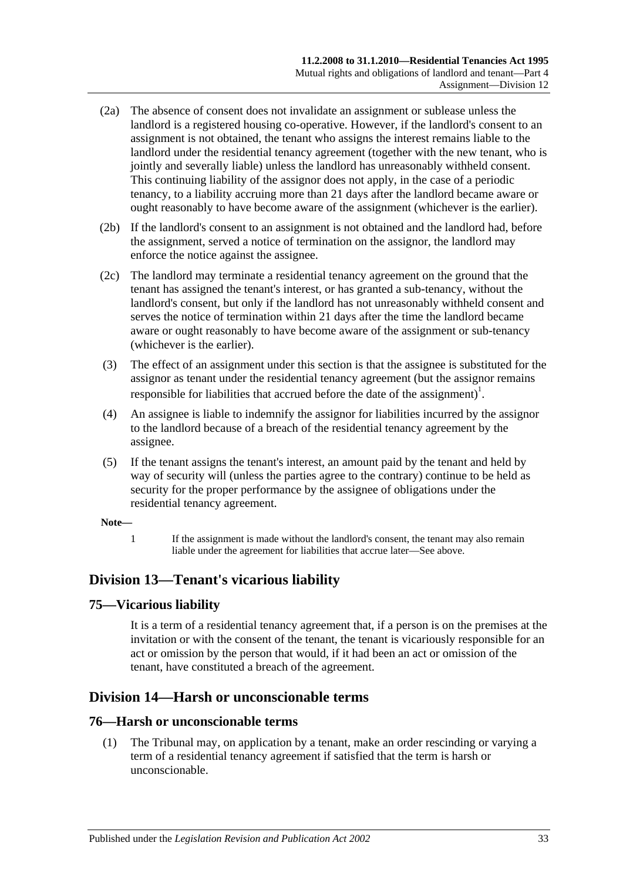(2a) The absence of consent does not invalidate an assignment or sublease unless the landlord is a registered housing co-operative. However, if the landlord's consent to an assignment is not obtained, the tenant who assigns the interest remains liable to the landlord under the residential tenancy agreement (together with the new tenant, who is jointly and severally liable) unless the landlord has unreasonably withheld consent. This continuing liability of the assignor does not apply, in the case of a periodic tenancy, to a liability accruing more than 21 days after the landlord became aware or ought reasonably to have become aware of the assignment (whichever is the earlier).

(2b) If the landlord's consent to an assignment is not obtained and the landlord had, before the assignment, served a notice of termination on the assignor, the landlord may enforce the notice against the assignee.

(2c) The landlord may terminate a residential tenancy agreement on the ground that the tenant has assigned the tenant's interest, or has granted a sub-tenancy, without the landlord's consent, but only if the landlord has not unreasonably withheld consent and serves the notice of termination within 21 days after the time the landlord became aware or ought reasonably to have become aware of the assignment or sub-tenancy (whichever is the earlier).

(3) The effect of an assignment under this section is that the assignee is substituted for the assignor as tenant under the residential tenancy agreement (but the assignor remains responsible for liabilities that accrued before the date of the assignment)[1].

(4) An assignee is liable to indemnify the assignor for liabilities incurred by the assignor to the landlord because of a breach of the residential tenancy agreement by the assignee.

(5) If the tenant assigns the tenant's interest, an amount paid by the tenant and held by way of security will (unless the parties agree to the contrary) continue to be held as security for the proper performance by the assignee of obligations under the residential tenancy agreement.

**Note—**

1 If the assignment is made without the landlord's consent, the tenant may also remain liable under the agreement for liabilities that accrue later—See above.

## Division 13—Tenant's vicarious liability

### 75—Vicarious liability

It is a term of a residential tenancy agreement that, if a person is on the premises at the invitation or with the consent of the tenant, the tenant is vicariously responsible for an act or omission by the person that would, if it had been an act or omission of the tenant, have constituted a breach of the agreement.

## Division 14—Harsh or unconscionable terms

### 76—Harsh or unconscionable terms

(1) The Tribunal may, on application by a tenant, make an order rescinding or varying a term of a residential tenancy agreement if satisfied that the term is harsh or unconscionable.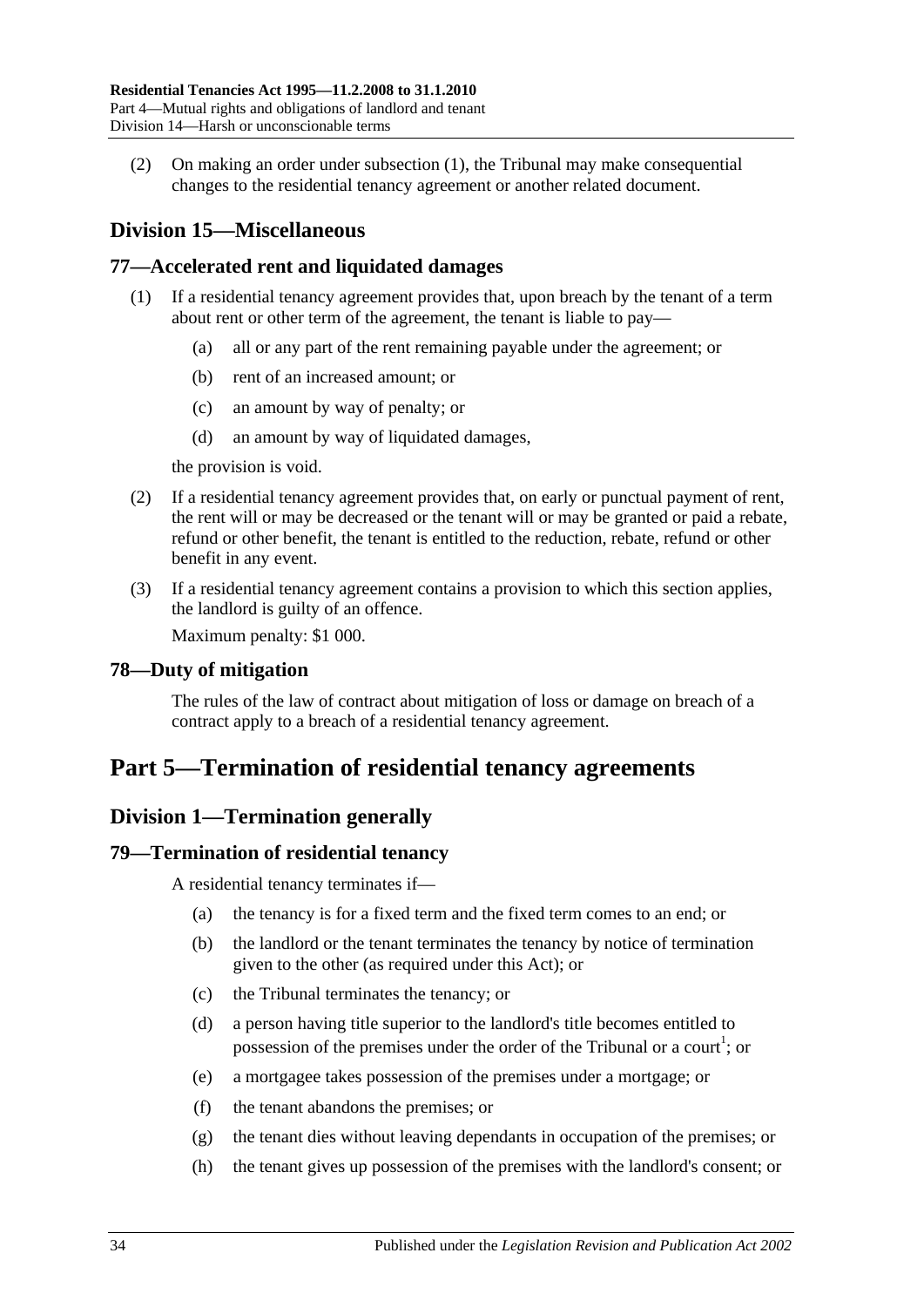(2) On making an order under subsection (1), the Tribunal may make consequential changes to the residential tenancy agreement or another related document.

## Division 15—Miscellaneous

### 77—Accelerated rent and liquidated damages

(1) If a residential tenancy agreement provides that, upon breach by the tenant of a term about rent or other term of the agreement, the tenant is liable to pay—

(a) all or any part of the rent remaining payable under the agreement; or

(b) rent of an increased amount; or

(c) an amount by way of penalty; or

(d) an amount by way of liquidated damages,

the provision is void.

(2) If a residential tenancy agreement provides that, on early or punctual payment of rent, the rent will or may be decreased or the tenant will or may be granted or paid a rebate, refund or other benefit, the tenant is entitled to the reduction, rebate, refund or other benefit in any event.

(3) If a residential tenancy agreement contains a provision to which this section applies, the landlord is guilty of an offence.

Maximum penalty: $1 000.

### 78—Duty of mitigation

The rules of the law of contract about mitigation of loss or damage on breach of a contract apply to a breach of a residential tenancy agreement.

# Part 5—Termination of residential tenancy agreements

## Division 1—Termination generally

### 79—Termination of residential tenancy

A residential tenancy terminates if—

(a) the tenancy is for a fixed term and the fixed term comes to an end; or

(b) the landlord or the tenant terminates the tenancy by notice of termination given to the other (as required under this Act); or

(c) the Tribunal terminates the tenancy; or

(d) a person having title superior to the landlord's title becomes entitled to possession of the premises under the order of the Tribunal or a court[1]; or

(e) a mortgagee takes possession of the premises under a mortgage; or

(f) the tenant abandons the premises; or

(g) the tenant dies without leaving dependants in occupation of the premises; or

(h) the tenant gives up possession of the premises with the landlord's consent; or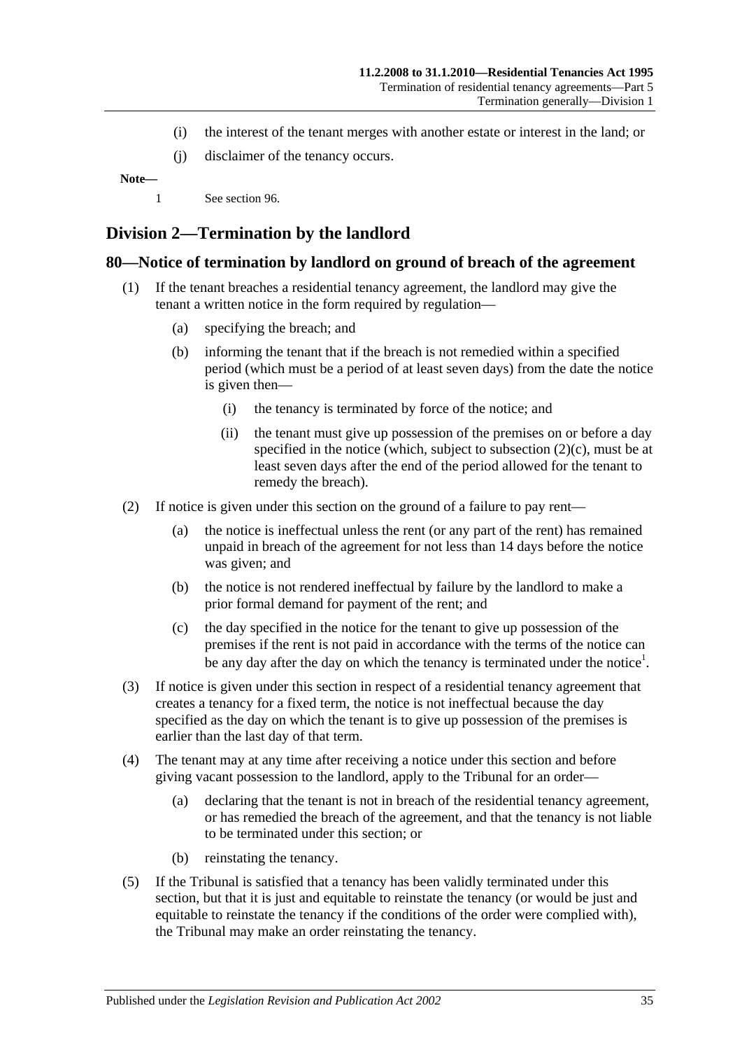(i) the interest of the tenant merges with another estate or interest in the land; or

(j) disclaimer of the tenancy occurs.

**Note—**

1 See section 96.

## Division 2—Termination by the landlord

### 80—Notice of termination by landlord on ground of breach of the agreement

(1) If the tenant breaches a residential tenancy agreement, the landlord may give the tenant a written notice in the form required by regulation—

(a) specifying the breach; and

(b) informing the tenant that if the breach is not remedied within a specified period (which must be a period of at least seven days) from the date the notice is given then—

(i) the tenancy is terminated by force of the notice; and

(ii) the tenant must give up possession of the premises on or before a day specified in the notice (which, subject to subsection (2)(c), must be at least seven days after the end of the period allowed for the tenant to remedy the breach).

(2) If notice is given under this section on the ground of a failure to pay rent—

(a) the notice is ineffectual unless the rent (or any part of the rent) has remained unpaid in breach of the agreement for not less than 14 days before the notice was given; and

(b) the notice is not rendered ineffectual by failure by the landlord to make a prior formal demand for payment of the rent; and

(c) the day specified in the notice for the tenant to give up possession of the premises if the rent is not paid in accordance with the terms of the notice can be any day after the day on which the tenancy is terminated under the notice[1].

(3) If notice is given under this section in respect of a residential tenancy agreement that creates a tenancy for a fixed term, the notice is not ineffectual because the day specified as the day on which the tenant is to give up possession of the premises is earlier than the last day of that term.

(4) The tenant may at any time after receiving a notice under this section and before giving vacant possession to the landlord, apply to the Tribunal for an order—

(a) declaring that the tenant is not in breach of the residential tenancy agreement, or has remedied the breach of the agreement, and that the tenancy is not liable to be terminated under this section; or

(b) reinstating the tenancy.

(5) If the Tribunal is satisfied that a tenancy has been validly terminated under this section, but that it is just and equitable to reinstate the tenancy (or would be just and equitable to reinstate the tenancy if the conditions of the order were complied with), the Tribunal may make an order reinstating the tenancy.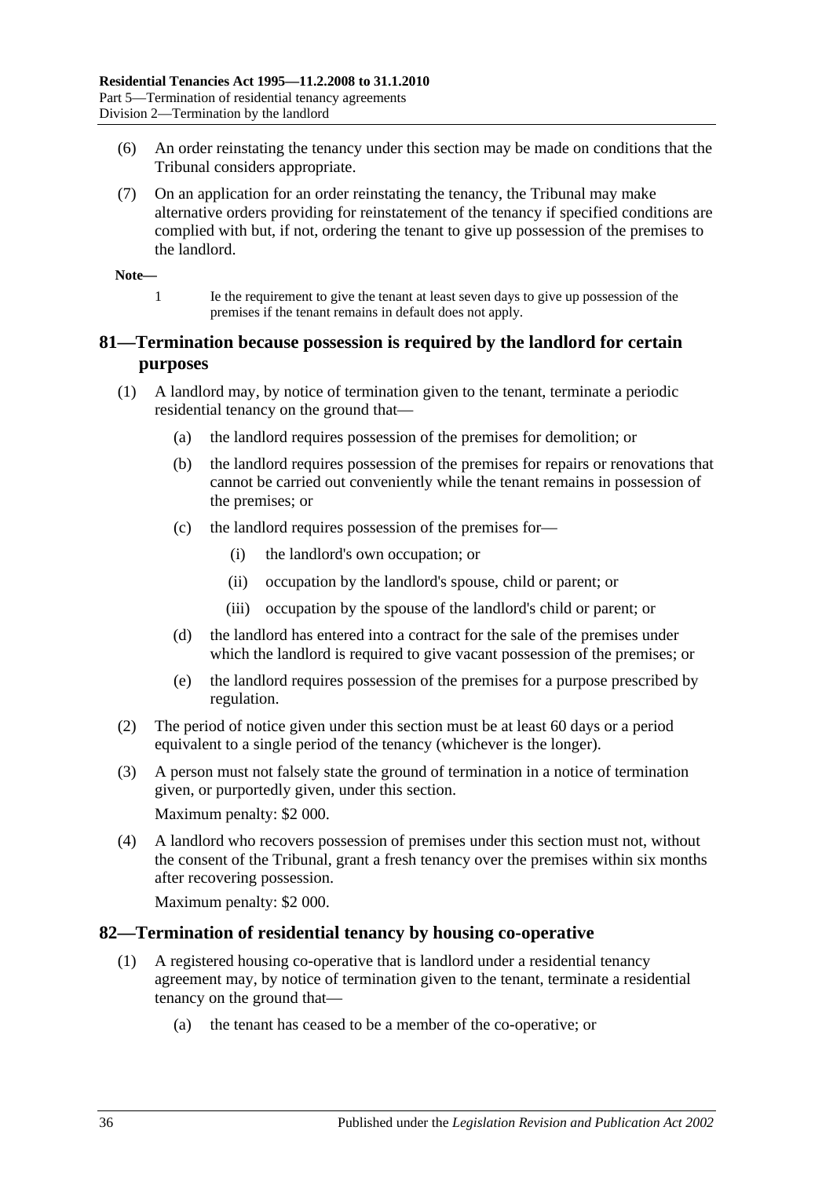(6) An order reinstating the tenancy under this section may be made on conditions that the Tribunal considers appropriate.

(7) On an application for an order reinstating the tenancy, the Tribunal may make alternative orders providing for reinstatement of the tenancy if specified conditions are complied with but, if not, ordering the tenant to give up possession of the premises to the landlord.

**Note—**

1 Ie the requirement to give the tenant at least seven days to give up possession of the premises if the tenant remains in default does not apply.

## 81—Termination because possession is required by the landlord for certain purposes

(1) A landlord may, by notice of termination given to the tenant, terminate a periodic residential tenancy on the ground that—

- (a) the landlord requires possession of the premises for demolition; or
- (b) the landlord requires possession of the premises for repairs or renovations that cannot be carried out conveniently while the tenant remains in possession of the premises; or
- (c) the landlord requires possession of the premises for—
  - (i) the landlord's own occupation; or
  - (ii) occupation by the landlord's spouse, child or parent; or
  - (iii) occupation by the spouse of the landlord's child or parent; or
- (d) the landlord has entered into a contract for the sale of the premises under which the landlord is required to give vacant possession of the premises; or
- (e) the landlord requires possession of the premises for a purpose prescribed by regulation.

(2) The period of notice given under this section must be at least 60 days or a period equivalent to a single period of the tenancy (whichever is the longer).

(3) A person must not falsely state the ground of termination in a notice of termination given, or purportedly given, under this section.

Maximum penalty: $2 000.

(4) A landlord who recovers possession of premises under this section must not, without the consent of the Tribunal, grant a fresh tenancy over the premises within six months after recovering possession.

Maximum penalty: $2 000.

## 82—Termination of residential tenancy by housing co-operative

(1) A registered housing co-operative that is landlord under a residential tenancy agreement may, by notice of termination given to the tenant, terminate a residential tenancy on the ground that—

- (a) the tenant has ceased to be a member of the co-operative; or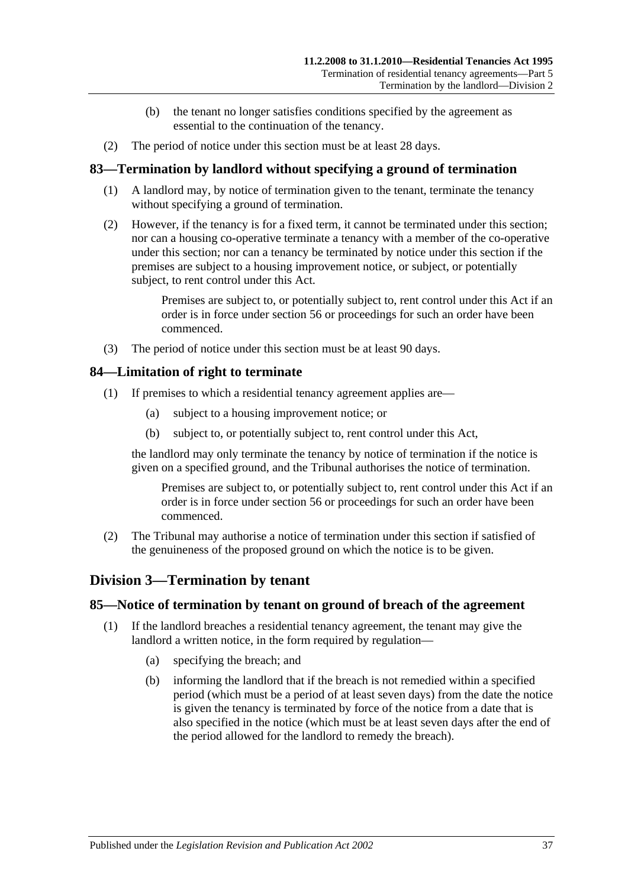(b) the tenant no longer satisfies conditions specified by the agreement as essential to the continuation of the tenancy.

(2) The period of notice under this section must be at least 28 days.

### 83—Termination by landlord without specifying a ground of termination

(1) A landlord may, by notice of termination given to the tenant, terminate the tenancy without specifying a ground of termination.

(2) However, if the tenancy is for a fixed term, it cannot be terminated under this section; nor can a housing co-operative terminate a tenancy with a member of the co-operative under this section; nor can a tenancy be terminated by notice under this section if the premises are subject to a housing improvement notice, or subject, or potentially subject, to rent control under this Act.

Premises are subject to, or potentially subject to, rent control under this Act if an order is in force under section 56 or proceedings for such an order have been commenced.

(3) The period of notice under this section must be at least 90 days.

### 84—Limitation of right to terminate

(1) If premises to which a residential tenancy agreement applies are—

(a) subject to a housing improvement notice; or

(b) subject to, or potentially subject to, rent control under this Act,

the landlord may only terminate the tenancy by notice of termination if the notice is given on a specified ground, and the Tribunal authorises the notice of termination.

Premises are subject to, or potentially subject to, rent control under this Act if an order is in force under section 56 or proceedings for such an order have been commenced.

(2) The Tribunal may authorise a notice of termination under this section if satisfied of the genuineness of the proposed ground on which the notice is to be given.

## Division 3—Termination by tenant

### 85—Notice of termination by tenant on ground of breach of the agreement

(1) If the landlord breaches a residential tenancy agreement, the tenant may give the landlord a written notice, in the form required by regulation—

(a) specifying the breach; and

(b) informing the landlord that if the breach is not remedied within a specified period (which must be a period of at least seven days) from the date the notice is given the tenancy is terminated by force of the notice from a date that is also specified in the notice (which must be at least seven days after the end of the period allowed for the landlord to remedy the breach).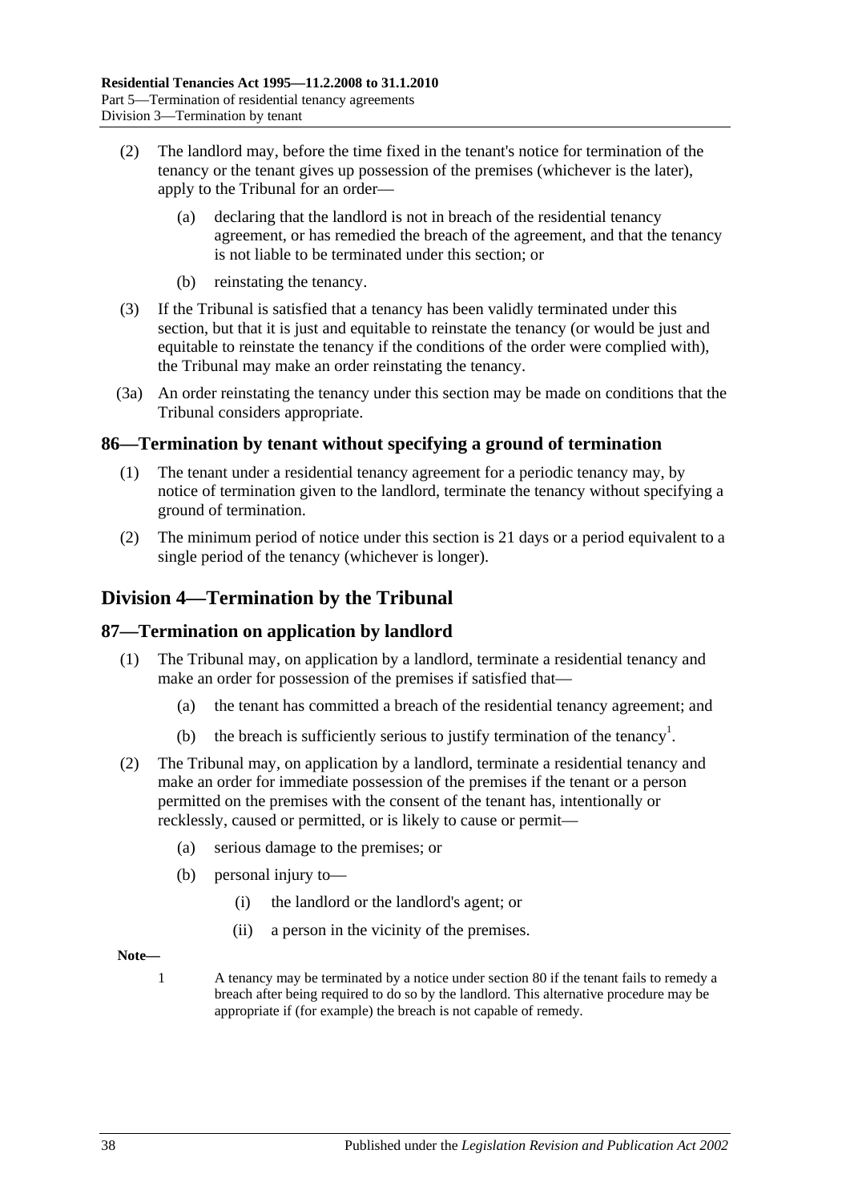(2) The landlord may, before the time fixed in the tenant's notice for termination of the tenancy or the tenant gives up possession of the premises (whichever is the later), apply to the Tribunal for an order—

(a) declaring that the landlord is not in breach of the residential tenancy agreement, or has remedied the breach of the agreement, and that the tenancy is not liable to be terminated under this section; or

(b) reinstating the tenancy.

(3) If the Tribunal is satisfied that a tenancy has been validly terminated under this section, but that it is just and equitable to reinstate the tenancy (or would be just and equitable to reinstate the tenancy if the conditions of the order were complied with), the Tribunal may make an order reinstating the tenancy.

(3a) An order reinstating the tenancy under this section may be made on conditions that the Tribunal considers appropriate.

## 86—Termination by tenant without specifying a ground of termination

(1) The tenant under a residential tenancy agreement for a periodic tenancy may, by notice of termination given to the landlord, terminate the tenancy without specifying a ground of termination.

(2) The minimum period of notice under this section is 21 days or a period equivalent to a single period of the tenancy (whichever is longer).

# Division 4—Termination by the Tribunal

## 87—Termination on application by landlord

(1) The Tribunal may, on application by a landlord, terminate a residential tenancy and make an order for possession of the premises if satisfied that—

(a) the tenant has committed a breach of the residential tenancy agreement; and

(b) the breach is sufficiently serious to justify termination of the tenancy[1].

(2) The Tribunal may, on application by a landlord, terminate a residential tenancy and make an order for immediate possession of the premises if the tenant or a person permitted on the premises with the consent of the tenant has, intentionally or recklessly, caused or permitted, or is likely to cause or permit—

(a) serious damage to the premises; or

(b) personal injury to—

(i) the landlord or the landlord's agent; or

(ii) a person in the vicinity of the premises.

**Note—**

1 A tenancy may be terminated by a notice under section 80 if the tenant fails to remedy a breach after being required to do so by the landlord. This alternative procedure may be appropriate if (for example) the breach is not capable of remedy.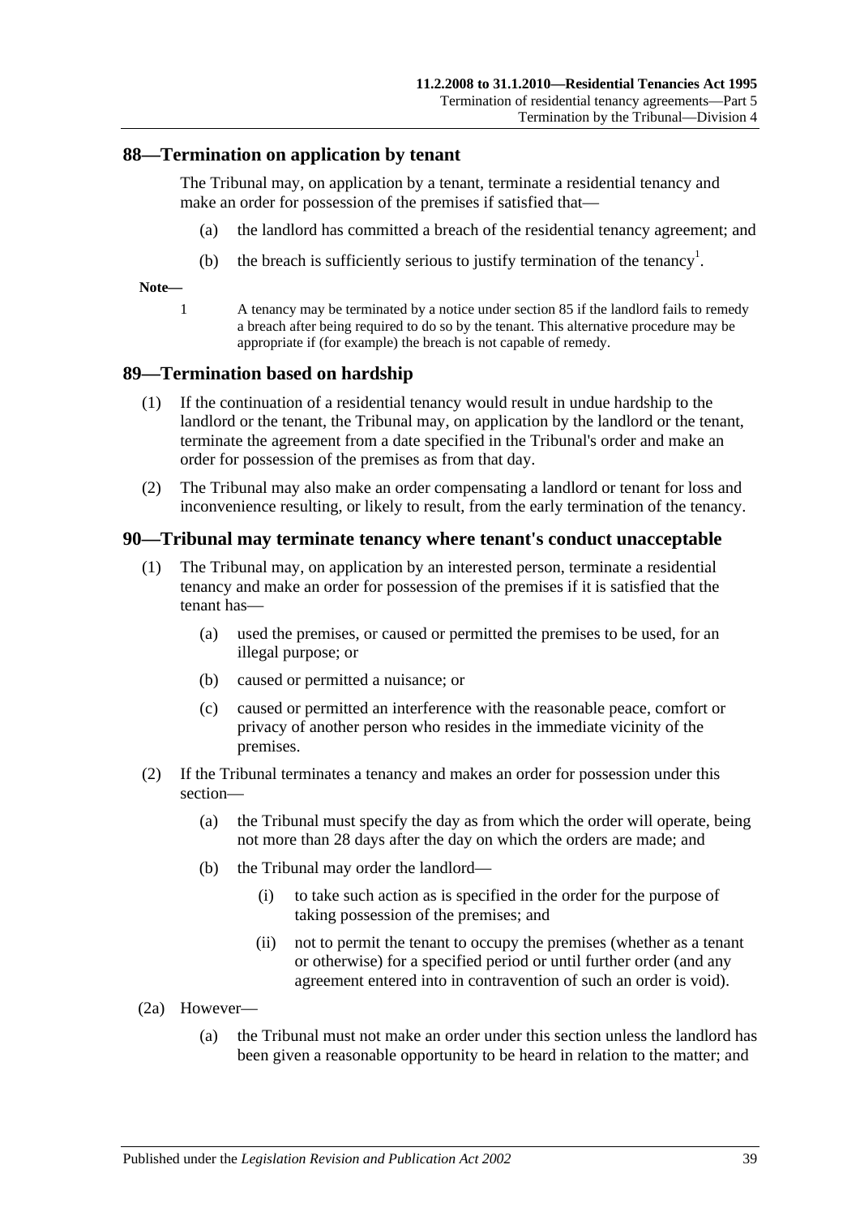## 88—Termination on application by tenant

The Tribunal may, on application by a tenant, terminate a residential tenancy and make an order for possession of the premises if satisfied that—

(a) the landlord has committed a breach of the residential tenancy agreement; and

(b) the breach is sufficiently serious to justify termination of the tenancy[1].

**Note—**

1 A tenancy may be terminated by a notice under section 85 if the landlord fails to remedy a breach after being required to do so by the tenant. This alternative procedure may be appropriate if (for example) the breach is not capable of remedy.

## 89—Termination based on hardship

(1) If the continuation of a residential tenancy would result in undue hardship to the landlord or the tenant, the Tribunal may, on application by the landlord or the tenant, terminate the agreement from a date specified in the Tribunal's order and make an order for possession of the premises as from that day.

(2) The Tribunal may also make an order compensating a landlord or tenant for loss and inconvenience resulting, or likely to result, from the early termination of the tenancy.

## 90—Tribunal may terminate tenancy where tenant's conduct unacceptable

(1) The Tribunal may, on application by an interested person, terminate a residential tenancy and make an order for possession of the premises if it is satisfied that the tenant has—

(a) used the premises, or caused or permitted the premises to be used, for an illegal purpose; or

(b) caused or permitted a nuisance; or

(c) caused or permitted an interference with the reasonable peace, comfort or privacy of another person who resides in the immediate vicinity of the premises.

(2) If the Tribunal terminates a tenancy and makes an order for possession under this section—

(a) the Tribunal must specify the day as from which the order will operate, being not more than 28 days after the day on which the orders are made; and

(b) the Tribunal may order the landlord—

(i) to take such action as is specified in the order for the purpose of taking possession of the premises; and

(ii) not to permit the tenant to occupy the premises (whether as a tenant or otherwise) for a specified period or until further order (and any agreement entered into in contravention of such an order is void).

(2a) However—

(a) the Tribunal must not make an order under this section unless the landlord has been given a reasonable opportunity to be heard in relation to the matter; and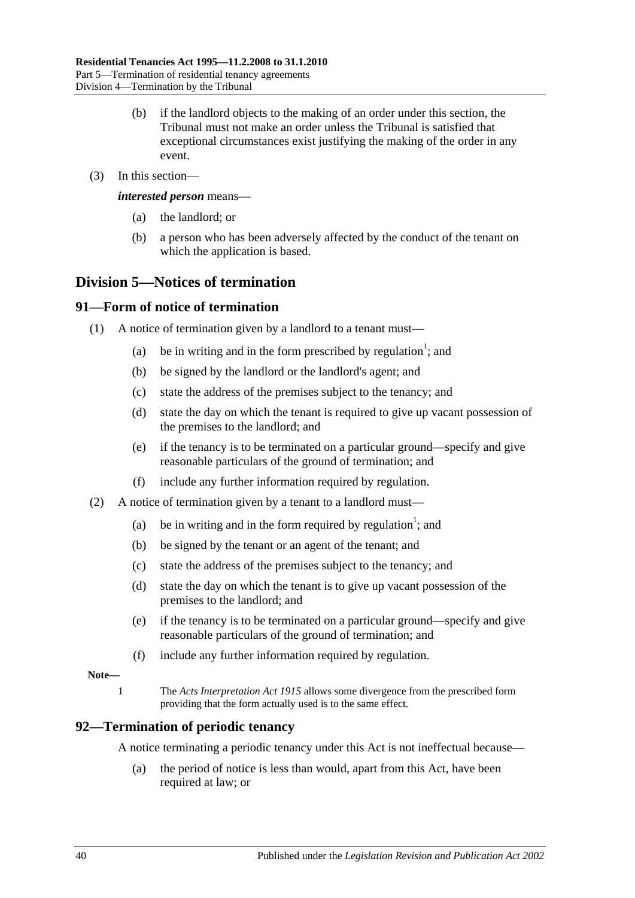(b) if the landlord objects to the making of an order under this section, the Tribunal must not make an order unless the Tribunal is satisfied that exceptional circumstances exist justifying the making of the order in any event.

(3) In this section—

***interested person*** means—

(a) the landlord; or

(b) a person who has been adversely affected by the conduct of the tenant on which the application is based.

## Division 5—Notices of termination

### 91—Form of notice of termination

(1) A notice of termination given by a landlord to a tenant must—

(a) be in writing and in the form prescribed by regulation[1]; and

(b) be signed by the landlord or the landlord's agent; and

(c) state the address of the premises subject to the tenancy; and

(d) state the day on which the tenant is required to give up vacant possession of the premises to the landlord; and

(e) if the tenancy is to be terminated on a particular ground—specify and give reasonable particulars of the ground of termination; and

(f) include any further information required by regulation.

(2) A notice of termination given by a tenant to a landlord must—

(a) be in writing and in the form required by regulation[1]; and

(b) be signed by the tenant or an agent of the tenant; and

(c) state the address of the premises subject to the tenancy; and

(d) state the day on which the tenant is to give up vacant possession of the premises to the landlord; and

(e) if the tenancy is to be terminated on a particular ground—specify and give reasonable particulars of the ground of termination; and

(f) include any further information required by regulation.

**Note—**

1 The *Acts Interpretation Act 1915* allows some divergence from the prescribed form providing that the form actually used is to the same effect.

### 92—Termination of periodic tenancy

A notice terminating a periodic tenancy under this Act is not ineffectual because—

(a) the period of notice is less than would, apart from this Act, have been required at law; or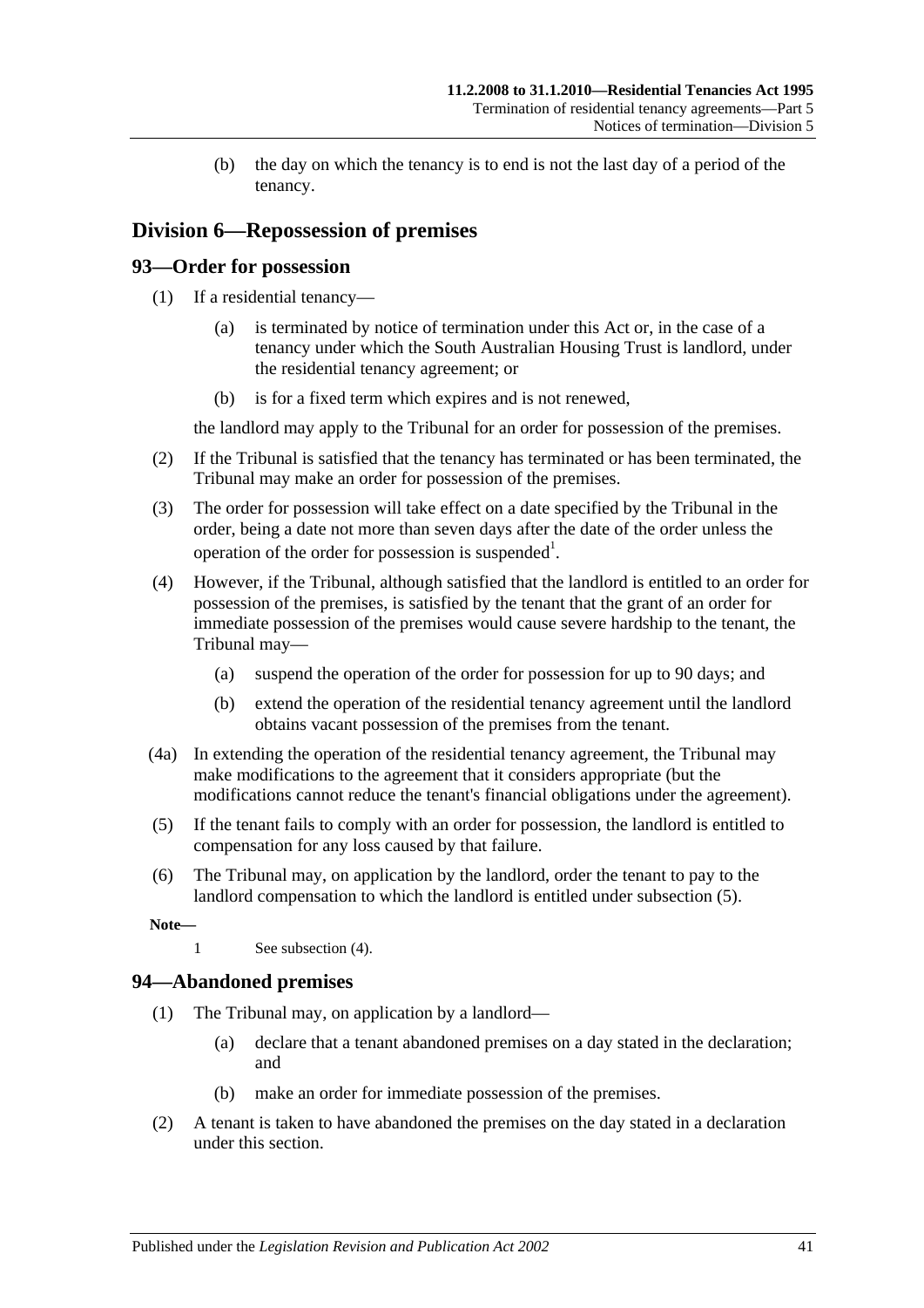(b) the day on which the tenancy is to end is not the last day of a period of the tenancy.

## Division 6—Repossession of premises

### 93—Order for possession

(1) If a residential tenancy—

(a) is terminated by notice of termination under this Act or, in the case of a tenancy under which the South Australian Housing Trust is landlord, under the residential tenancy agreement; or

(b) is for a fixed term which expires and is not renewed,

the landlord may apply to the Tribunal for an order for possession of the premises.

(2) If the Tribunal is satisfied that the tenancy has terminated or has been terminated, the Tribunal may make an order for possession of the premises.

(3) The order for possession will take effect on a date specified by the Tribunal in the order, being a date not more than seven days after the date of the order unless the operation of the order for possession is suspended[1].

(4) However, if the Tribunal, although satisfied that the landlord is entitled to an order for possession of the premises, is satisfied by the tenant that the grant of an order for immediate possession of the premises would cause severe hardship to the tenant, the Tribunal may—

(a) suspend the operation of the order for possession for up to 90 days; and

(b) extend the operation of the residential tenancy agreement until the landlord obtains vacant possession of the premises from the tenant.

(4a) In extending the operation of the residential tenancy agreement, the Tribunal may make modifications to the agreement that it considers appropriate (but the modifications cannot reduce the tenant's financial obligations under the agreement).

(5) If the tenant fails to comply with an order for possession, the landlord is entitled to compensation for any loss caused by that failure.

(6) The Tribunal may, on application by the landlord, order the tenant to pay to the landlord compensation to which the landlord is entitled under subsection (5).

**Note—**

1 See subsection (4).

### 94—Abandoned premises

(1) The Tribunal may, on application by a landlord—

(a) declare that a tenant abandoned premises on a day stated in the declaration; and

(b) make an order for immediate possession of the premises.

(2) A tenant is taken to have abandoned the premises on the day stated in a declaration under this section.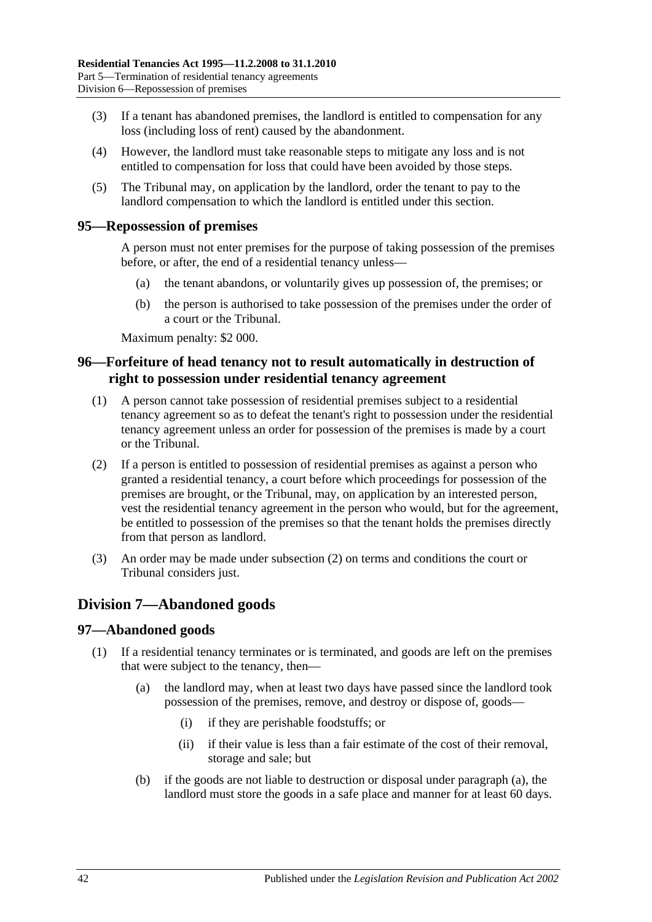(3) If a tenant has abandoned premises, the landlord is entitled to compensation for any loss (including loss of rent) caused by the abandonment.

(4) However, the landlord must take reasonable steps to mitigate any loss and is not entitled to compensation for loss that could have been avoided by those steps.

(5) The Tribunal may, on application by the landlord, order the tenant to pay to the landlord compensation to which the landlord is entitled under this section.

## 95—Repossession of premises

A person must not enter premises for the purpose of taking possession of the premises before, or after, the end of a residential tenancy unless—

(a) the tenant abandons, or voluntarily gives up possession of, the premises; or

(b) the person is authorised to take possession of the premises under the order of a court or the Tribunal.

Maximum penalty: $2 000.

## 96—Forfeiture of head tenancy not to result automatically in destruction of right to possession under residential tenancy agreement

(1) A person cannot take possession of residential premises subject to a residential tenancy agreement so as to defeat the tenant's right to possession under the residential tenancy agreement unless an order for possession of the premises is made by a court or the Tribunal.

(2) If a person is entitled to possession of residential premises as against a person who granted a residential tenancy, a court before which proceedings for possession of the premises are brought, or the Tribunal, may, on application by an interested person, vest the residential tenancy agreement in the person who would, but for the agreement, be entitled to possession of the premises so that the tenant holds the premises directly from that person as landlord.

(3) An order may be made under subsection (2) on terms and conditions the court or Tribunal considers just.

# Division 7—Abandoned goods

## 97—Abandoned goods

(1) If a residential tenancy terminates or is terminated, and goods are left on the premises that were subject to the tenancy, then—

(a) the landlord may, when at least two days have passed since the landlord took possession of the premises, remove, and destroy or dispose of, goods—

(i) if they are perishable foodstuffs; or

(ii) if their value is less than a fair estimate of the cost of their removal, storage and sale; but

(b) if the goods are not liable to destruction or disposal under paragraph (a), the landlord must store the goods in a safe place and manner for at least 60 days.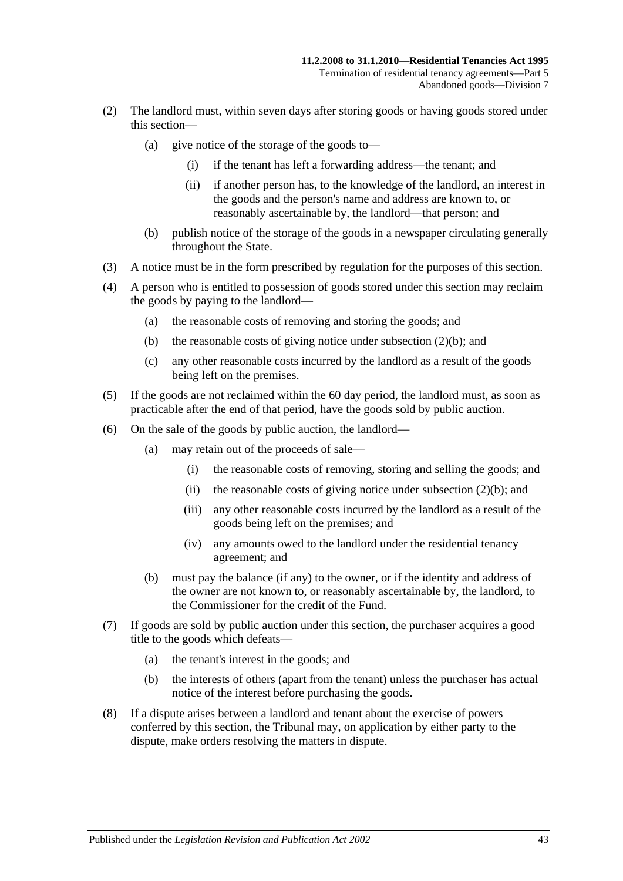(2) The landlord must, within seven days after storing goods or having goods stored under this section—

(a) give notice of the storage of the goods to—

(i) if the tenant has left a forwarding address—the tenant; and

(ii) if another person has, to the knowledge of the landlord, an interest in the goods and the person's name and address are known to, or reasonably ascertainable by, the landlord—that person; and

(b) publish notice of the storage of the goods in a newspaper circulating generally throughout the State.

(3) A notice must be in the form prescribed by regulation for the purposes of this section.

(4) A person who is entitled to possession of goods stored under this section may reclaim the goods by paying to the landlord—

(a) the reasonable costs of removing and storing the goods; and

(b) the reasonable costs of giving notice under subsection (2)(b); and

(c) any other reasonable costs incurred by the landlord as a result of the goods being left on the premises.

(5) If the goods are not reclaimed within the 60 day period, the landlord must, as soon as practicable after the end of that period, have the goods sold by public auction.

(6) On the sale of the goods by public auction, the landlord—

(a) may retain out of the proceeds of sale—

(i) the reasonable costs of removing, storing and selling the goods; and

(ii) the reasonable costs of giving notice under subsection (2)(b); and

(iii) any other reasonable costs incurred by the landlord as a result of the goods being left on the premises; and

(iv) any amounts owed to the landlord under the residential tenancy agreement; and

(b) must pay the balance (if any) to the owner, or if the identity and address of the owner are not known to, or reasonably ascertainable by, the landlord, to the Commissioner for the credit of the Fund.

(7) If goods are sold by public auction under this section, the purchaser acquires a good title to the goods which defeats—

(a) the tenant's interest in the goods; and

(b) the interests of others (apart from the tenant) unless the purchaser has actual notice of the interest before purchasing the goods.

(8) If a dispute arises between a landlord and tenant about the exercise of powers conferred by this section, the Tribunal may, on application by either party to the dispute, make orders resolving the matters in dispute.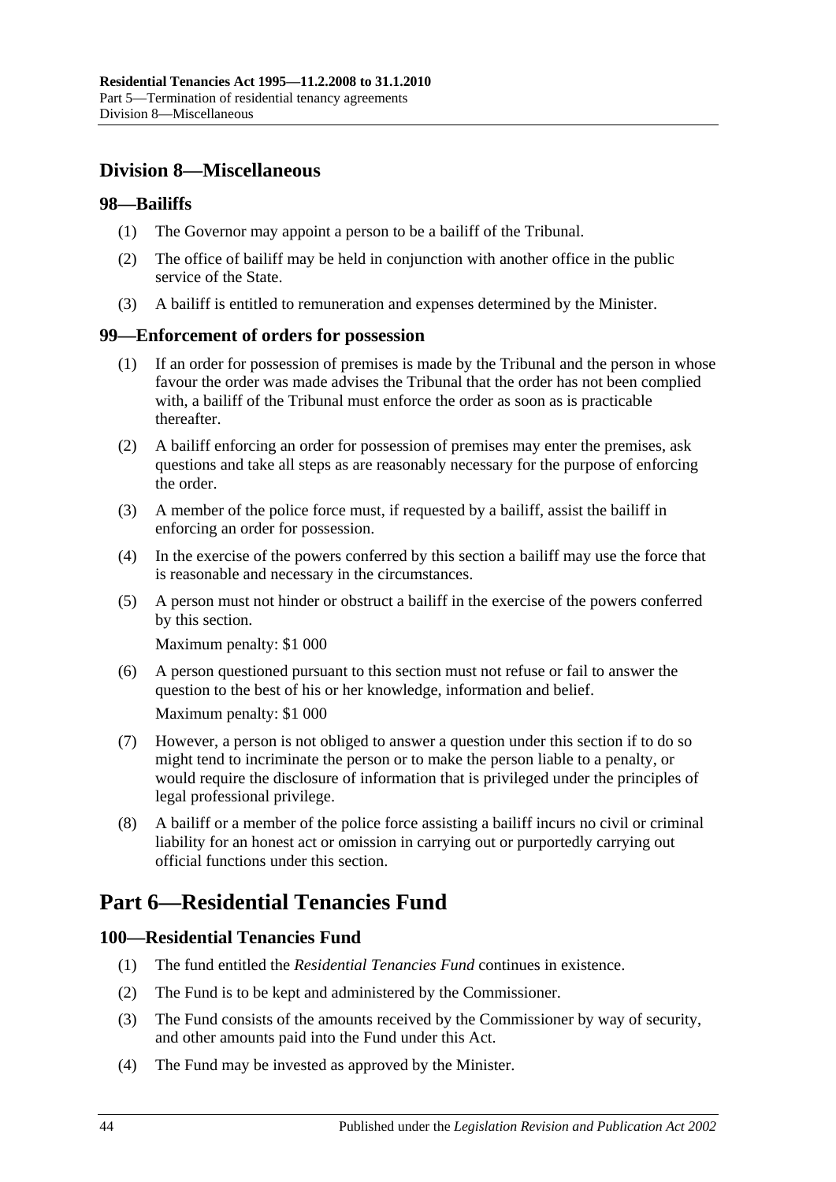## Division 8—Miscellaneous

### 98—Bailiffs

(1) The Governor may appoint a person to be a bailiff of the Tribunal.

(2) The office of bailiff may be held in conjunction with another office in the public service of the State.

(3) A bailiff is entitled to remuneration and expenses determined by the Minister.

### 99—Enforcement of orders for possession

(1) If an order for possession of premises is made by the Tribunal and the person in whose favour the order was made advises the Tribunal that the order has not been complied with, a bailiff of the Tribunal must enforce the order as soon as is practicable thereafter.

(2) A bailiff enforcing an order for possession of premises may enter the premises, ask questions and take all steps as are reasonably necessary for the purpose of enforcing the order.

(3) A member of the police force must, if requested by a bailiff, assist the bailiff in enforcing an order for possession.

(4) In the exercise of the powers conferred by this section a bailiff may use the force that is reasonable and necessary in the circumstances.

(5) A person must not hinder or obstruct a bailiff in the exercise of the powers conferred by this section.

Maximum penalty: $1 000

(6) A person questioned pursuant to this section must not refuse or fail to answer the question to the best of his or her knowledge, information and belief.

Maximum penalty: $1 000

(7) However, a person is not obliged to answer a question under this section if to do so might tend to incriminate the person or to make the person liable to a penalty, or would require the disclosure of information that is privileged under the principles of legal professional privilege.

(8) A bailiff or a member of the police force assisting a bailiff incurs no civil or criminal liability for an honest act or omission in carrying out or purportedly carrying out official functions under this section.

# Part 6—Residential Tenancies Fund

### 100—Residential Tenancies Fund

(1) The fund entitled the *Residential Tenancies Fund* continues in existence.

(2) The Fund is to be kept and administered by the Commissioner.

(3) The Fund consists of the amounts received by the Commissioner by way of security, and other amounts paid into the Fund under this Act.

(4) The Fund may be invested as approved by the Minister.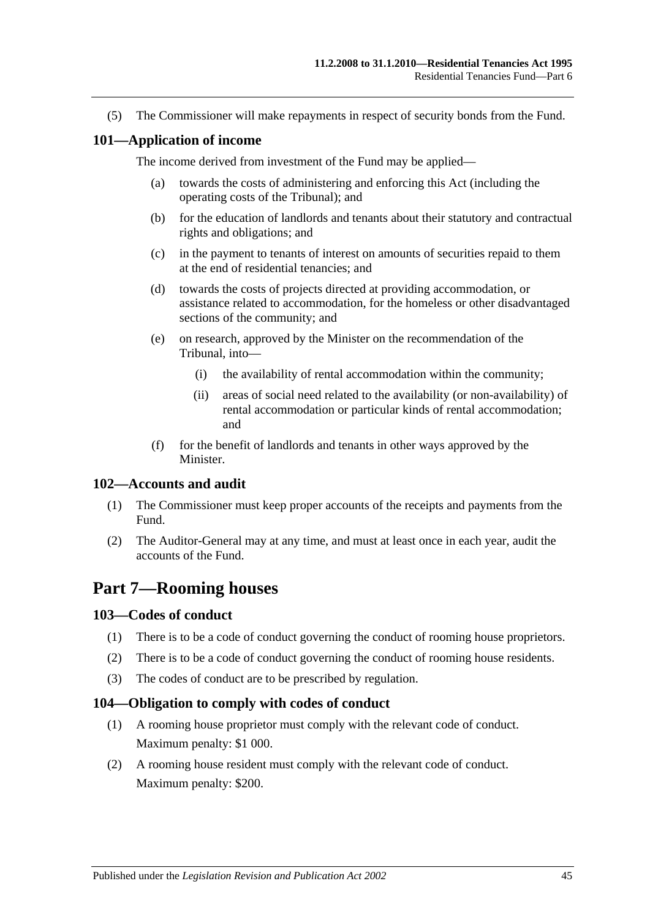(5) The Commissioner will make repayments in respect of security bonds from the Fund.

### 101—Application of income

The income derived from investment of the Fund may be applied—

(a) towards the costs of administering and enforcing this Act (including the operating costs of the Tribunal); and

(b) for the education of landlords and tenants about their statutory and contractual rights and obligations; and

(c) in the payment to tenants of interest on amounts of securities repaid to them at the end of residential tenancies; and

(d) towards the costs of projects directed at providing accommodation, or assistance related to accommodation, for the homeless or other disadvantaged sections of the community; and

(e) on research, approved by the Minister on the recommendation of the Tribunal, into—

(i) the availability of rental accommodation within the community;

(ii) areas of social need related to the availability (or non-availability) of rental accommodation or particular kinds of rental accommodation; and

(f) for the benefit of landlords and tenants in other ways approved by the Minister.

### 102—Accounts and audit

(1) The Commissioner must keep proper accounts of the receipts and payments from the Fund.

(2) The Auditor-General may at any time, and must at least once in each year, audit the accounts of the Fund.

## Part 7—Rooming houses

### 103—Codes of conduct

(1) There is to be a code of conduct governing the conduct of rooming house proprietors.

(2) There is to be a code of conduct governing the conduct of rooming house residents.

(3) The codes of conduct are to be prescribed by regulation.

### 104—Obligation to comply with codes of conduct

(1) A rooming house proprietor must comply with the relevant code of conduct.

Maximum penalty: $1 000.

(2) A rooming house resident must comply with the relevant code of conduct.

Maximum penalty: $200.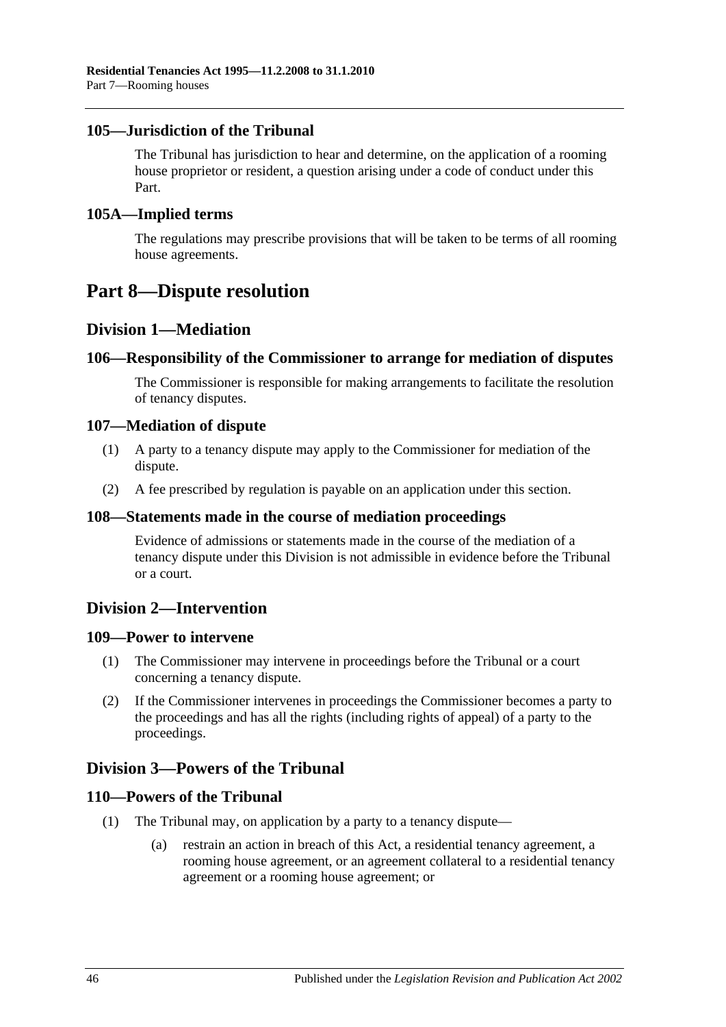### 105—Jurisdiction of the Tribunal

The Tribunal has jurisdiction to hear and determine, on the application of a rooming house proprietor or resident, a question arising under a code of conduct under this Part.

### 105A—Implied terms

The regulations may prescribe provisions that will be taken to be terms of all rooming house agreements.

# Part 8—Dispute resolution

## Division 1—Mediation

### 106—Responsibility of the Commissioner to arrange for mediation of disputes

The Commissioner is responsible for making arrangements to facilitate the resolution of tenancy disputes.

### 107—Mediation of dispute

(1) A party to a tenancy dispute may apply to the Commissioner for mediation of the dispute.

(2) A fee prescribed by regulation is payable on an application under this section.

### 108—Statements made in the course of mediation proceedings

Evidence of admissions or statements made in the course of the mediation of a tenancy dispute under this Division is not admissible in evidence before the Tribunal or a court.

## Division 2—Intervention

### 109—Power to intervene

(1) The Commissioner may intervene in proceedings before the Tribunal or a court concerning a tenancy dispute.

(2) If the Commissioner intervenes in proceedings the Commissioner becomes a party to the proceedings and has all the rights (including rights of appeal) of a party to the proceedings.

## Division 3—Powers of the Tribunal

### 110—Powers of the Tribunal

(1) The Tribunal may, on application by a party to a tenancy dispute—

(a) restrain an action in breach of this Act, a residential tenancy agreement, a rooming house agreement, or an agreement collateral to a residential tenancy agreement or a rooming house agreement; or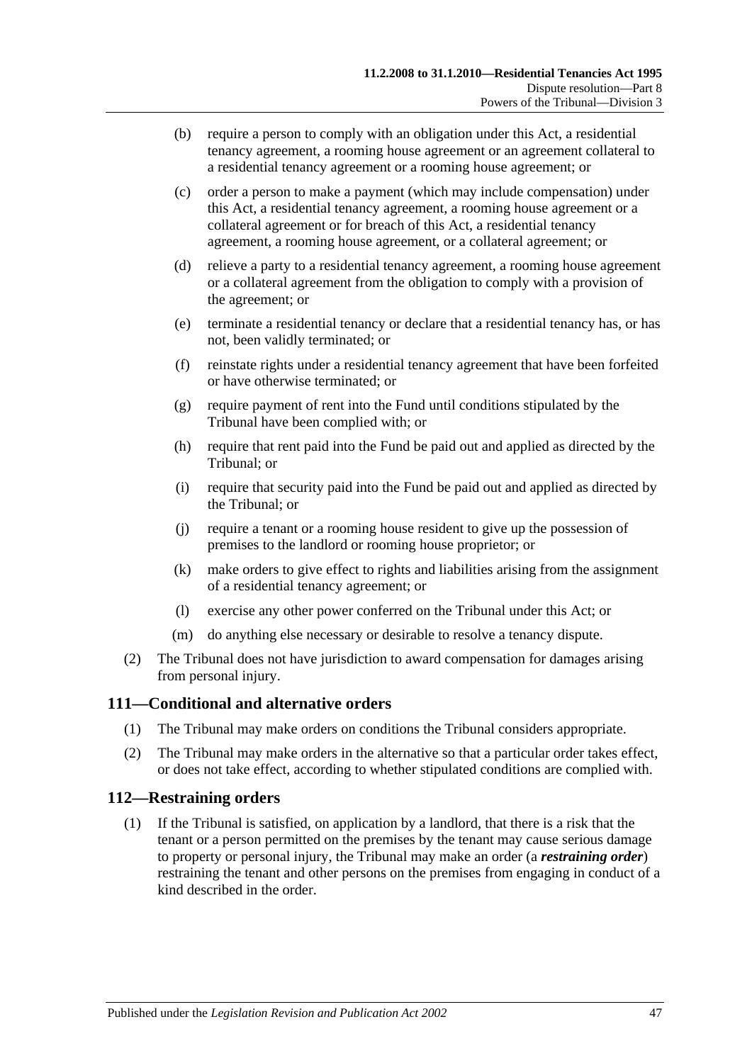(b) require a person to comply with an obligation under this Act, a residential tenancy agreement, a rooming house agreement or an agreement collateral to a residential tenancy agreement or a rooming house agreement; or

(c) order a person to make a payment (which may include compensation) under this Act, a residential tenancy agreement, a rooming house agreement or a collateral agreement or for breach of this Act, a residential tenancy agreement, a rooming house agreement, or a collateral agreement; or

(d) relieve a party to a residential tenancy agreement, a rooming house agreement or a collateral agreement from the obligation to comply with a provision of the agreement; or

(e) terminate a residential tenancy or declare that a residential tenancy has, or has not, been validly terminated; or

(f) reinstate rights under a residential tenancy agreement that have been forfeited or have otherwise terminated; or

(g) require payment of rent into the Fund until conditions stipulated by the Tribunal have been complied with; or

(h) require that rent paid into the Fund be paid out and applied as directed by the Tribunal; or

(i) require that security paid into the Fund be paid out and applied as directed by the Tribunal; or

(j) require a tenant or a rooming house resident to give up the possession of premises to the landlord or rooming house proprietor; or

(k) make orders to give effect to rights and liabilities arising from the assignment of a residential tenancy agreement; or

(l) exercise any other power conferred on the Tribunal under this Act; or

(m) do anything else necessary or desirable to resolve a tenancy dispute.

(2) The Tribunal does not have jurisdiction to award compensation for damages arising from personal injury.

## 111—Conditional and alternative orders

(1) The Tribunal may make orders on conditions the Tribunal considers appropriate.

(2) The Tribunal may make orders in the alternative so that a particular order takes effect, or does not take effect, according to whether stipulated conditions are complied with.

## 112—Restraining orders

(1) If the Tribunal is satisfied, on application by a landlord, that there is a risk that the tenant or a person permitted on the premises by the tenant may cause serious damage to property or personal injury, the Tribunal may make an order (a ***restraining order***) restraining the tenant and other persons on the premises from engaging in conduct of a kind described in the order.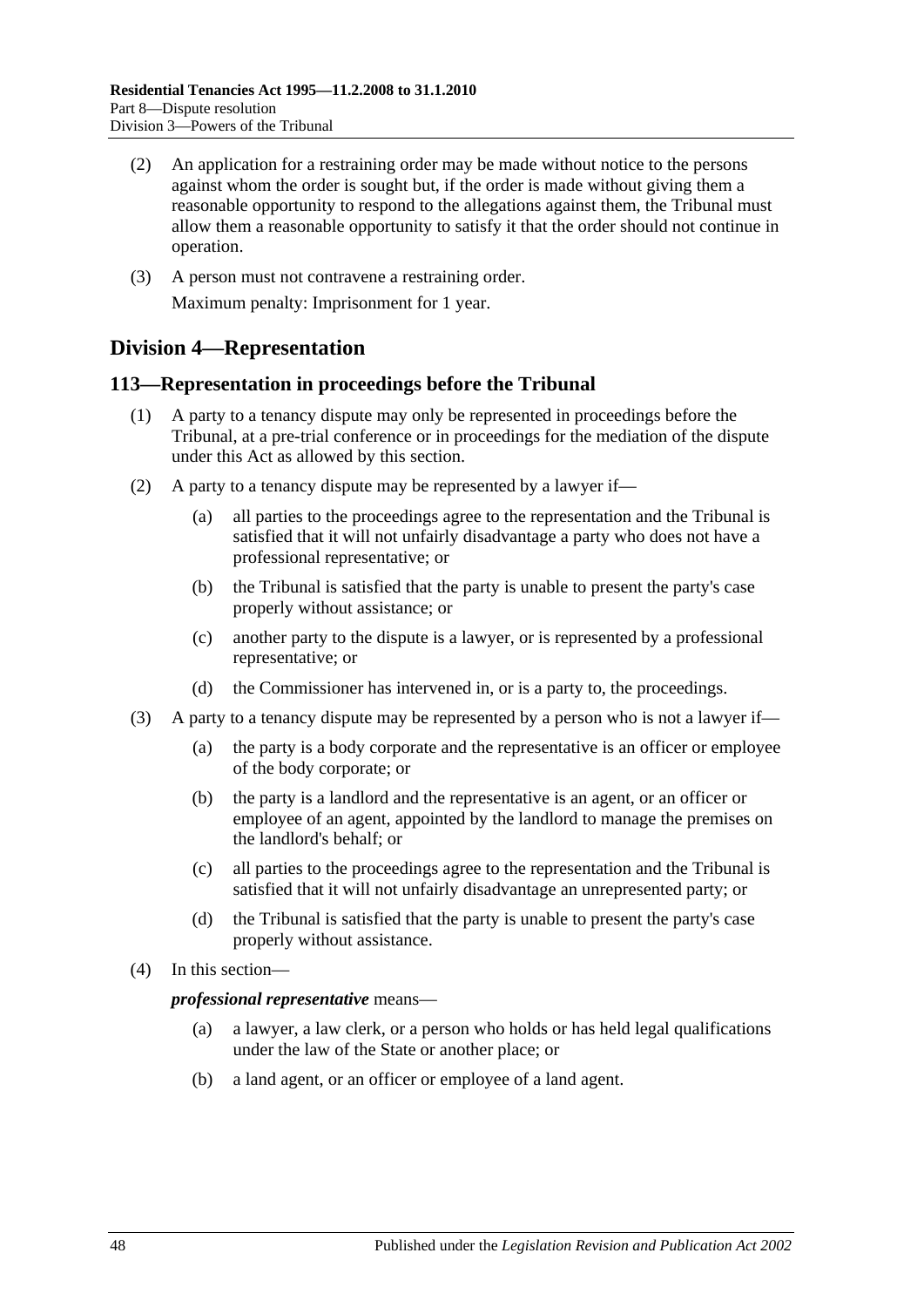(2) An application for a restraining order may be made without notice to the persons against whom the order is sought but, if the order is made without giving them a reasonable opportunity to respond to the allegations against them, the Tribunal must allow them a reasonable opportunity to satisfy it that the order should not continue in operation.

(3) A person must not contravene a restraining order.

Maximum penalty: Imprisonment for 1 year.

## Division 4—Representation

### 113—Representation in proceedings before the Tribunal

(1) A party to a tenancy dispute may only be represented in proceedings before the Tribunal, at a pre-trial conference or in proceedings for the mediation of the dispute under this Act as allowed by this section.

(2) A party to a tenancy dispute may be represented by a lawyer if—

(a) all parties to the proceedings agree to the representation and the Tribunal is satisfied that it will not unfairly disadvantage a party who does not have a professional representative; or

(b) the Tribunal is satisfied that the party is unable to present the party's case properly without assistance; or

(c) another party to the dispute is a lawyer, or is represented by a professional representative; or

(d) the Commissioner has intervened in, or is a party to, the proceedings.

(3) A party to a tenancy dispute may be represented by a person who is not a lawyer if—

(a) the party is a body corporate and the representative is an officer or employee of the body corporate; or

(b) the party is a landlord and the representative is an agent, or an officer or employee of an agent, appointed by the landlord to manage the premises on the landlord's behalf; or

(c) all parties to the proceedings agree to the representation and the Tribunal is satisfied that it will not unfairly disadvantage an unrepresented party; or

(d) the Tribunal is satisfied that the party is unable to present the party's case properly without assistance.

(4) In this section—

***professional representative*** means—

(a) a lawyer, a law clerk, or a person who holds or has held legal qualifications under the law of the State or another place; or

(b) a land agent, or an officer or employee of a land agent.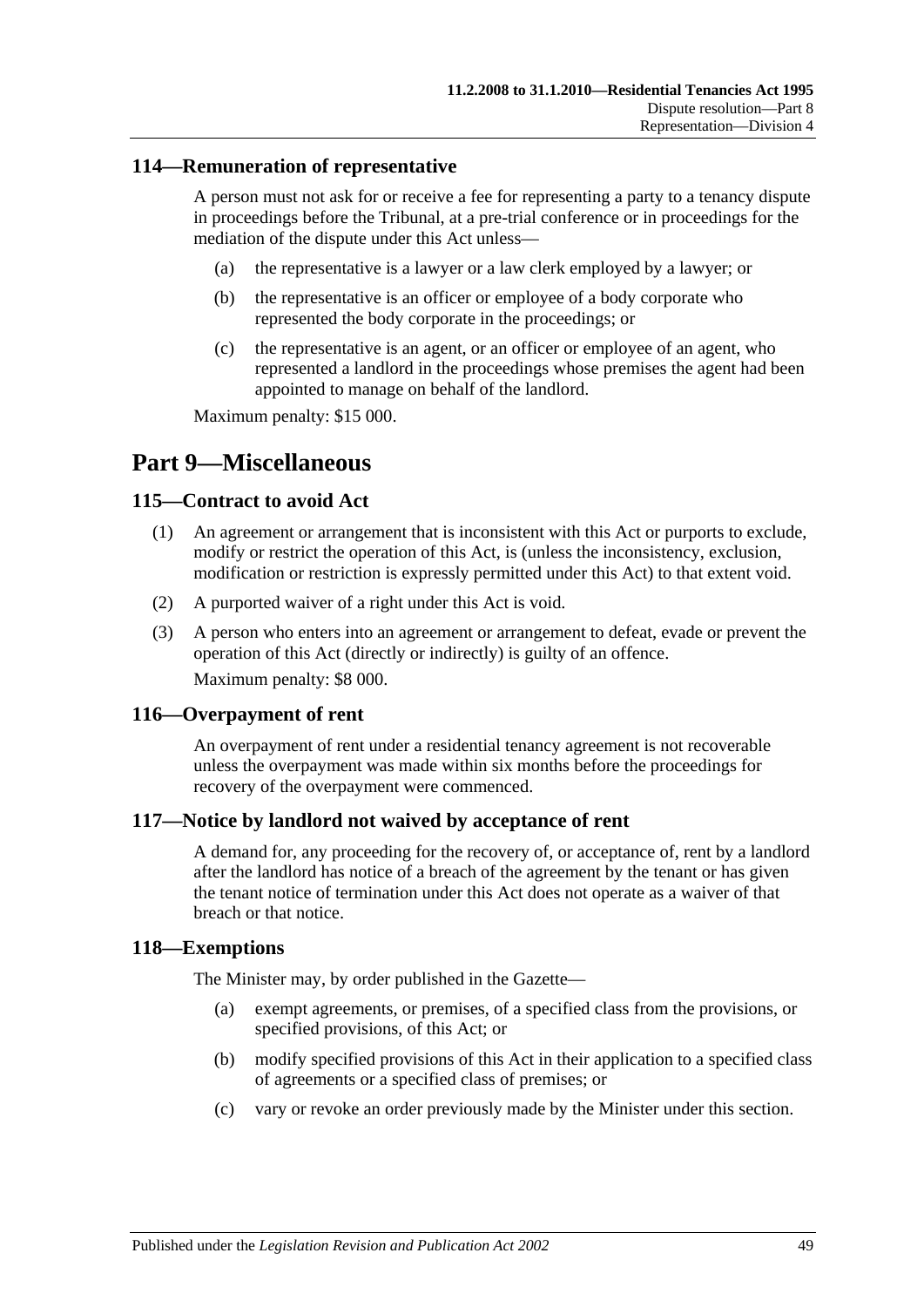### 114—Remuneration of representative

A person must not ask for or receive a fee for representing a party to a tenancy dispute in proceedings before the Tribunal, at a pre-trial conference or in proceedings for the mediation of the dispute under this Act unless—

(a) the representative is a lawyer or a law clerk employed by a lawyer; or

(b) the representative is an officer or employee of a body corporate who represented the body corporate in the proceedings; or

(c) the representative is an agent, or an officer or employee of an agent, who represented a landlord in the proceedings whose premises the agent had been appointed to manage on behalf of the landlord.

Maximum penalty: $15 000.

## Part 9—Miscellaneous

### 115—Contract to avoid Act

(1) An agreement or arrangement that is inconsistent with this Act or purports to exclude, modify or restrict the operation of this Act, is (unless the inconsistency, exclusion, modification or restriction is expressly permitted under this Act) to that extent void.

(2) A purported waiver of a right under this Act is void.

(3) A person who enters into an agreement or arrangement to defeat, evade or prevent the operation of this Act (directly or indirectly) is guilty of an offence.

Maximum penalty: $8 000.

### 116—Overpayment of rent

An overpayment of rent under a residential tenancy agreement is not recoverable unless the overpayment was made within six months before the proceedings for recovery of the overpayment were commenced.

### 117—Notice by landlord not waived by acceptance of rent

A demand for, any proceeding for the recovery of, or acceptance of, rent by a landlord after the landlord has notice of a breach of the agreement by the tenant or has given the tenant notice of termination under this Act does not operate as a waiver of that breach or that notice.

### 118—Exemptions

The Minister may, by order published in the Gazette—

(a) exempt agreements, or premises, of a specified class from the provisions, or specified provisions, of this Act; or

(b) modify specified provisions of this Act in their application to a specified class of agreements or a specified class of premises; or

(c) vary or revoke an order previously made by the Minister under this section.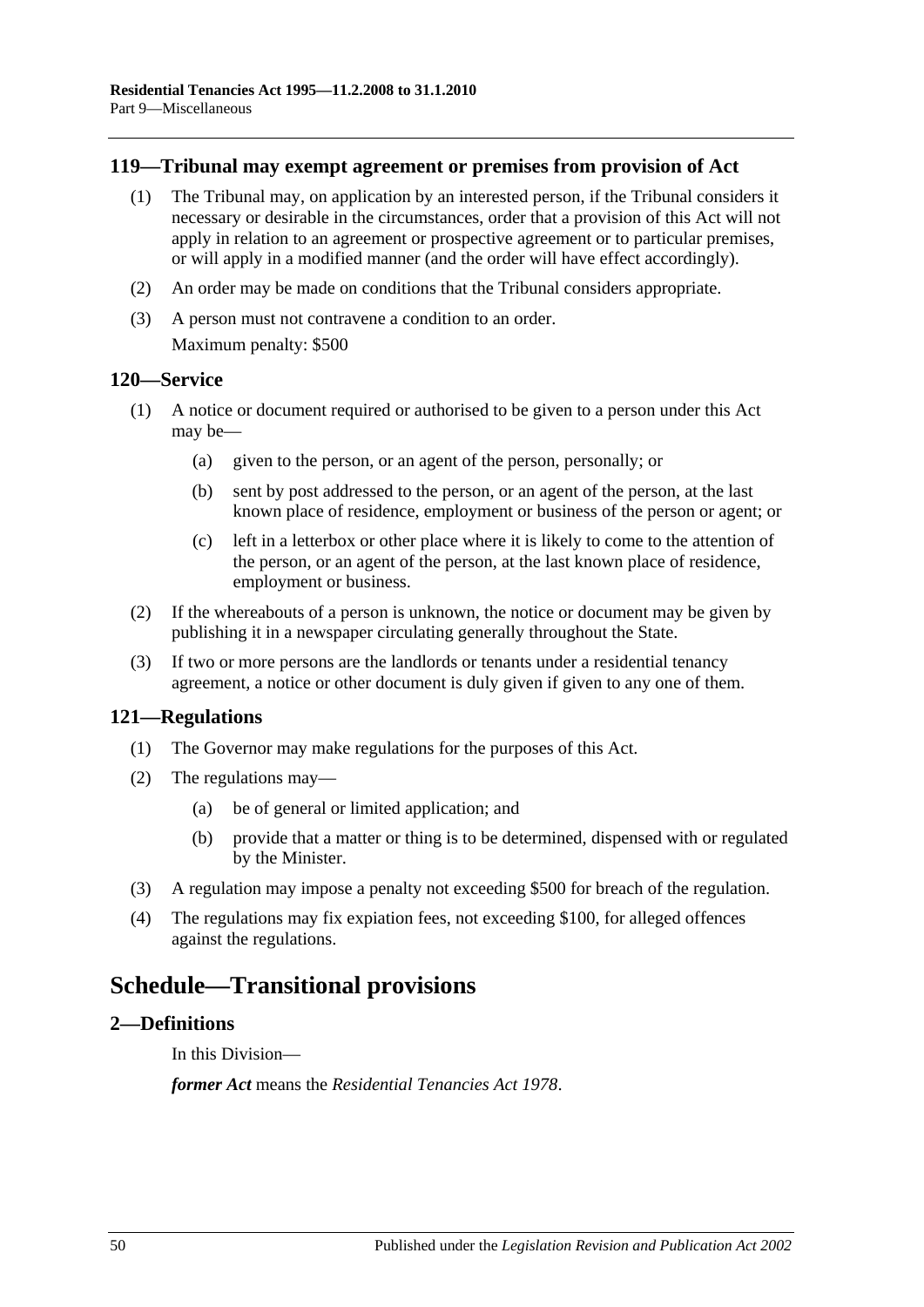## 119—Tribunal may exempt agreement or premises from provision of Act

(1) The Tribunal may, on application by an interested person, if the Tribunal considers it necessary or desirable in the circumstances, order that a provision of this Act will not apply in relation to an agreement or prospective agreement or to particular premises, or will apply in a modified manner (and the order will have effect accordingly).

(2) An order may be made on conditions that the Tribunal considers appropriate.

(3) A person must not contravene a condition to an order.

Maximum penalty: $500

## 120—Service

(1) A notice or document required or authorised to be given to a person under this Act may be—

(a) given to the person, or an agent of the person, personally; or

(b) sent by post addressed to the person, or an agent of the person, at the last known place of residence, employment or business of the person or agent; or

(c) left in a letterbox or other place where it is likely to come to the attention of the person, or an agent of the person, at the last known place of residence, employment or business.

(2) If the whereabouts of a person is unknown, the notice or document may be given by publishing it in a newspaper circulating generally throughout the State.

(3) If two or more persons are the landlords or tenants under a residential tenancy agreement, a notice or other document is duly given if given to any one of them.

## 121—Regulations

(1) The Governor may make regulations for the purposes of this Act.

(2) The regulations may—

(a) be of general or limited application; and

(b) provide that a matter or thing is to be determined, dispensed with or regulated by the Minister.

(3) A regulation may impose a penalty not exceeding $500 for breach of the regulation.

(4) The regulations may fix expiation fees, not exceeding $100, for alleged offences against the regulations.

# Schedule—Transitional provisions

## 2—Definitions

In this Division—

***former Act*** means the *Residential Tenancies Act 1978*.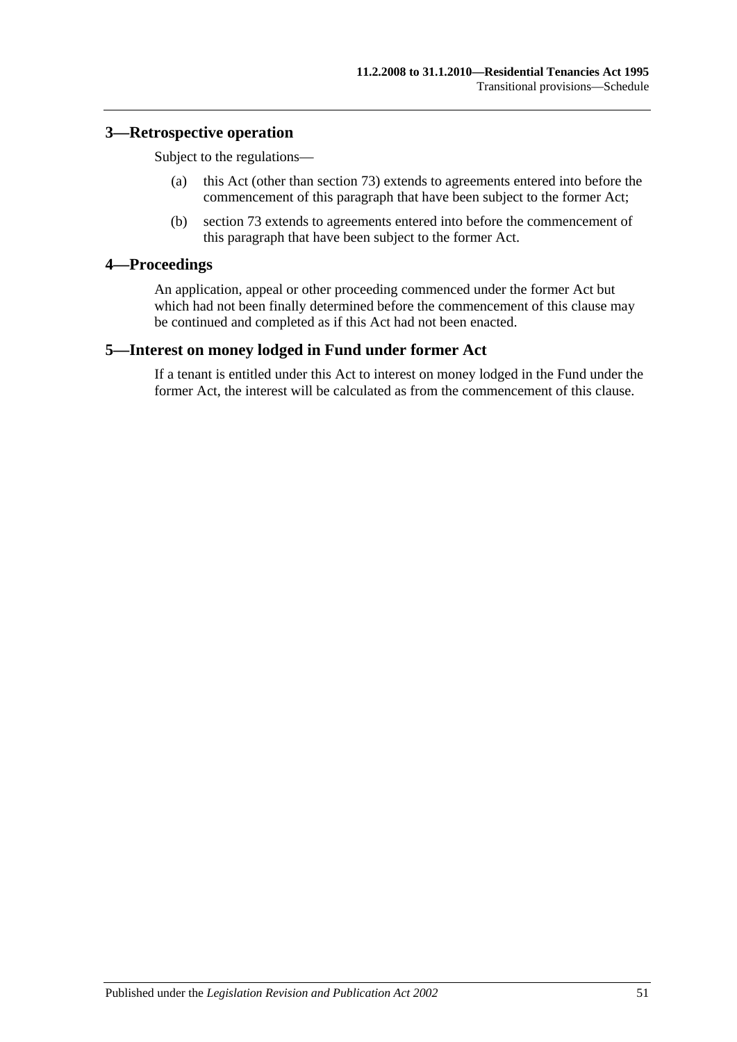## 3—Retrospective operation

Subject to the regulations—

(a) this Act (other than section 73) extends to agreements entered into before the commencement of this paragraph that have been subject to the former Act;

(b) section 73 extends to agreements entered into before the commencement of this paragraph that have been subject to the former Act.

## 4—Proceedings

An application, appeal or other proceeding commenced under the former Act but which had not been finally determined before the commencement of this clause may be continued and completed as if this Act had not been enacted.

## 5—Interest on money lodged in Fund under former Act

If a tenant is entitled under this Act to interest on money lodged in the Fund under the former Act, the interest will be calculated as from the commencement of this clause.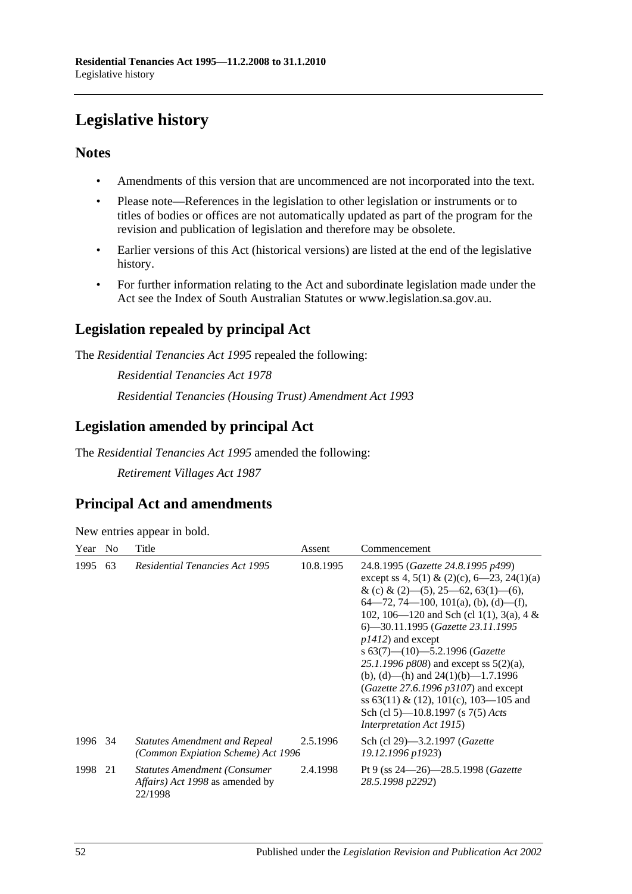# Legislative history

## Notes

- Amendments of this version that are uncommenced are not incorporated into the text.
- Please note—References in the legislation to other legislation or instruments or to titles of bodies or offices are not automatically updated as part of the program for the revision and publication of legislation and therefore may be obsolete.
- Earlier versions of this Act (historical versions) are listed at the end of the legislative history.
- For further information relating to the Act and subordinate legislation made under the Act see the Index of South Australian Statutes or www.legislation.sa.gov.au.

## Legislation repealed by principal Act

The *Residential Tenancies Act 1995* repealed the following:

*Residential Tenancies Act 1978*

*Residential Tenancies (Housing Trust) Amendment Act 1993*

## Legislation amended by principal Act

The *Residential Tenancies Act 1995* amended the following:

*Retirement Villages Act 1987*

## Principal Act and amendments

New entries appear in bold.

| Year | No | Title | Assent | Commencement |
|---|---|---|---|---|
| 1995 | 63 | *Residential Tenancies Act 1995* | 10.8.1995 | 24.8.1995 (*Gazette 24.8.1995 p499*) except ss 4, 5(1) & (2)(c), 6—23, 24(1)(a) & (c) & (2)—(5), 25—62, 63(1)—(6), 64—72, 74—100, 101(a), (b), (d)—(f), 102, 106—120 and Sch (cl 1(1), 3(a), 4 & 6)—30.11.1995 (*Gazette 23.11.1995 p1412*) and except s 63(7)—(10)—5.2.1996 (*Gazette 25.1.1996 p808*) and except ss 5(2)(a), (b), (d)—(h) and 24(1)(b)—1.7.1996 (*Gazette 27.6.1996 p3107*) and except ss 63(11) & (12), 101(c), 103—105 and Sch (cl 5)—10.8.1997 (s 7(5) *Acts Interpretation Act 1915*) |
| 1996 | 34 | *Statutes Amendment and Repeal (Common Expiation Scheme) Act 1996* | 2.5.1996 | Sch (cl 29)—3.2.1997 (*Gazette 19.12.1996 p1923*) |
| 1998 | 21 | *Statutes Amendment (Consumer Affairs) Act 1998* as amended by 22/1998 | 2.4.1998 | Pt 9 (ss 24—26)—28.5.1998 (*Gazette 28.5.1998 p2292*) |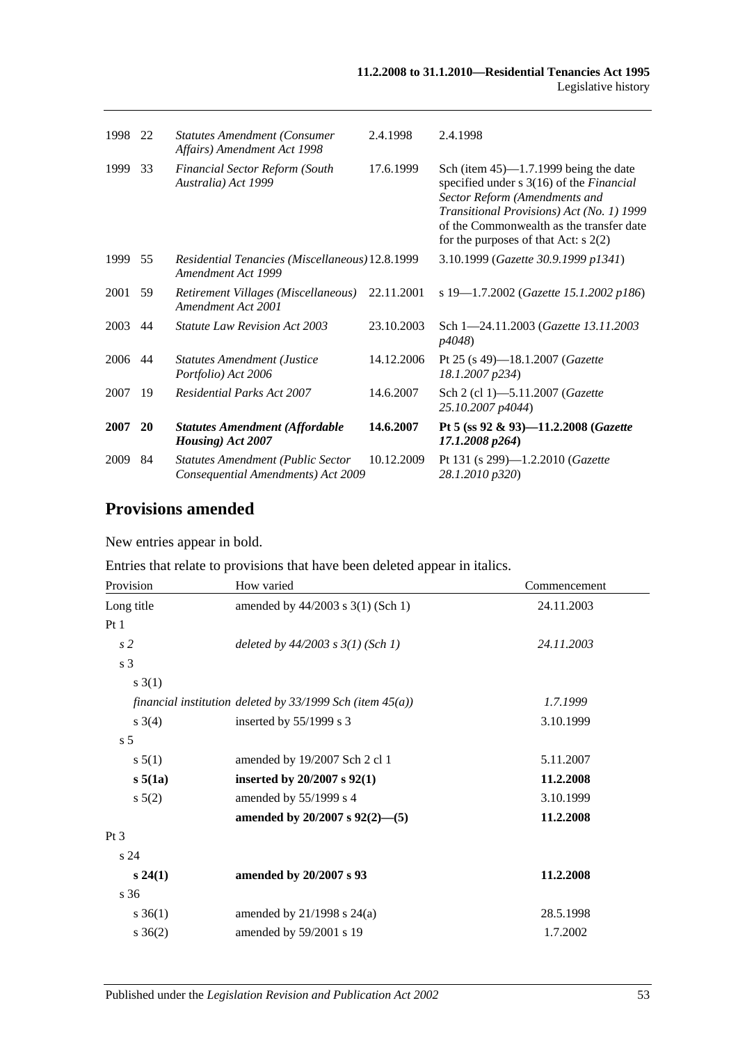| | | | | |
|---|---|---|---|---|
| 1998 | 22 | *Statutes Amendment (Consumer Affairs) Amendment Act 1998* | 2.4.1998 | 2.4.1998 |
| 1999 | 33 | *Financial Sector Reform (South Australia) Act 1999* | 17.6.1999 | Sch (item 45)—1.7.1999 being the date specified under s 3(16) of the *Financial Sector Reform (Amendments and Transitional Provisions) Act (No. 1) 1999* of the Commonwealth as the transfer date for the purposes of that Act: s 2(2) |
| 1999 | 55 | *Residential Tenancies (Miscellaneous) Amendment Act 1999* | 12.8.1999 | 3.10.1999 (*Gazette 30.9.1999 p1341*) |
| 2001 | 59 | *Retirement Villages (Miscellaneous) Amendment Act 2001* | 22.11.2001 | s 19—1.7.2002 (*Gazette 15.1.2002 p186*) |
| 2003 | 44 | *Statute Law Revision Act 2003* | 23.10.2003 | Sch 1—24.11.2003 (*Gazette 13.11.2003 p4048*) |
| 2006 | 44 | *Statutes Amendment (Justice Portfolio) Act 2006* | 14.12.2006 | Pt 25 (s 49)—18.1.2007 (*Gazette 18.1.2007 p234*) |
| 2007 | 19 | *Residential Parks Act 2007* | 14.6.2007 | Sch 2 (cl 1)—5.11.2007 (*Gazette 25.10.2007 p4044*) |
| **2007** | **20** | ***Statutes Amendment (Affordable Housing) Act 2007*** | **14.6.2007** | **Pt 5 (ss 92 & 93)—11.2.2008 (*Gazette 17.1.2008 p264*)** |
| 2009 | 84 | *Statutes Amendment (Public Sector Consequential Amendments) Act 2009* | 10.12.2009 | Pt 131 (s 299)—1.2.2010 (*Gazette 28.1.2010 p320*) |

## Provisions amended

New entries appear in bold.

Entries that relate to provisions that have been deleted appear in italics.

| Provision | How varied | Commencement |
|---|---|---|
| Long title | amended by 44/2003 s 3(1) (Sch 1) | 24.11.2003 |
| Pt 1 | | |
| *s 2* | *deleted by 44/2003 s 3(1) (Sch 1)* | *24.11.2003* |
| s 3 | | |
| s 3(1) | | |
| *financial institution* | *deleted by 33/1999 Sch (item 45(a))* | *1.7.1999* |
| s 3(4) | inserted by 55/1999 s 3 | 3.10.1999 |
| s 5 | | |
| s 5(1) | amended by 19/2007 Sch 2 cl 1 | 5.11.2007 |
| **s 5(1a)** | **inserted by 20/2007 s 92(1)** | **11.2.2008** |
| s 5(2) | amended by 55/1999 s 4 | 3.10.1999 |
| | **amended by 20/2007 s 92(2)—(5)** | **11.2.2008** |
| Pt 3 | | |
| s 24 | | |
| **s 24(1)** | **amended by 20/2007 s 93** | **11.2.2008** |
| s 36 | | |
| s 36(1) | amended by 21/1998 s 24(a) | 28.5.1998 |
| s 36(2) | amended by 59/2001 s 19 | 1.7.2002 |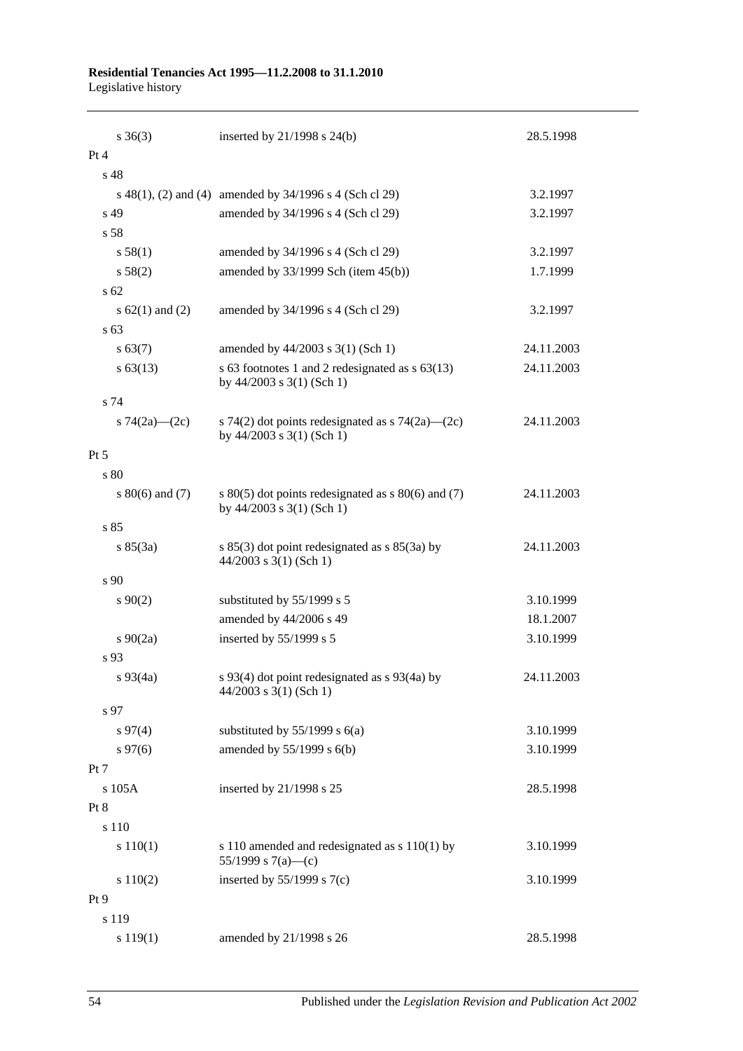| | | |
|---|---|---|
| s 36(3) | inserted by 21/1998 s 24(b) | 28.5.1998 |
| Pt 4 | | |
| s 48 | | |
| s 48(1), (2) and (4) | amended by 34/1996 s 4 (Sch cl 29) | 3.2.1997 |
| s 49 | amended by 34/1996 s 4 (Sch cl 29) | 3.2.1997 |
| s 58 | | |
| s 58(1) | amended by 34/1996 s 4 (Sch cl 29) | 3.2.1997 |
| s 58(2) | amended by 33/1999 Sch (item 45(b)) | 1.7.1999 |
| s 62 | | |
| s 62(1) and (2) | amended by 34/1996 s 4 (Sch cl 29) | 3.2.1997 |
| s 63 | | |
| s 63(7) | amended by 44/2003 s 3(1) (Sch 1) | 24.11.2003 |
| s 63(13) | s 63 footnotes 1 and 2 redesignated as s 63(13) by 44/2003 s 3(1) (Sch 1) | 24.11.2003 |
| s 74 | | |
| s 74(2a)—(2c) | s 74(2) dot points redesignated as s 74(2a)—(2c) by 44/2003 s 3(1) (Sch 1) | 24.11.2003 |
| Pt 5 | | |
| s 80 | | |
| s 80(6) and (7) | s 80(5) dot points redesignated as s 80(6) and (7) by 44/2003 s 3(1) (Sch 1) | 24.11.2003 |
| s 85 | | |
| s 85(3a) | s 85(3) dot point redesignated as s 85(3a) by 44/2003 s 3(1) (Sch 1) | 24.11.2003 |
| s 90 | | |
| s 90(2) | substituted by 55/1999 s 5 | 3.10.1999 |
| | amended by 44/2006 s 49 | 18.1.2007 |
| s 90(2a) | inserted by 55/1999 s 5 | 3.10.1999 |
| s 93 | | |
| s 93(4a) | s 93(4) dot point redesignated as s 93(4a) by 44/2003 s 3(1) (Sch 1) | 24.11.2003 |
| s 97 | | |
| s 97(4) | substituted by 55/1999 s 6(a) | 3.10.1999 |
| s 97(6) | amended by 55/1999 s 6(b) | 3.10.1999 |
| Pt 7 | | |
| s 105A | inserted by 21/1998 s 25 | 28.5.1998 |
| Pt 8 | | |
| s 110 | | |
| s 110(1) | s 110 amended and redesignated as s 110(1) by 55/1999 s 7(a)—(c) | 3.10.1999 |
| s 110(2) | inserted by 55/1999 s 7(c) | 3.10.1999 |
| Pt 9 | | |
| s 119 | | |
| s 119(1) | amended by 21/1998 s 26 | 28.5.1998 |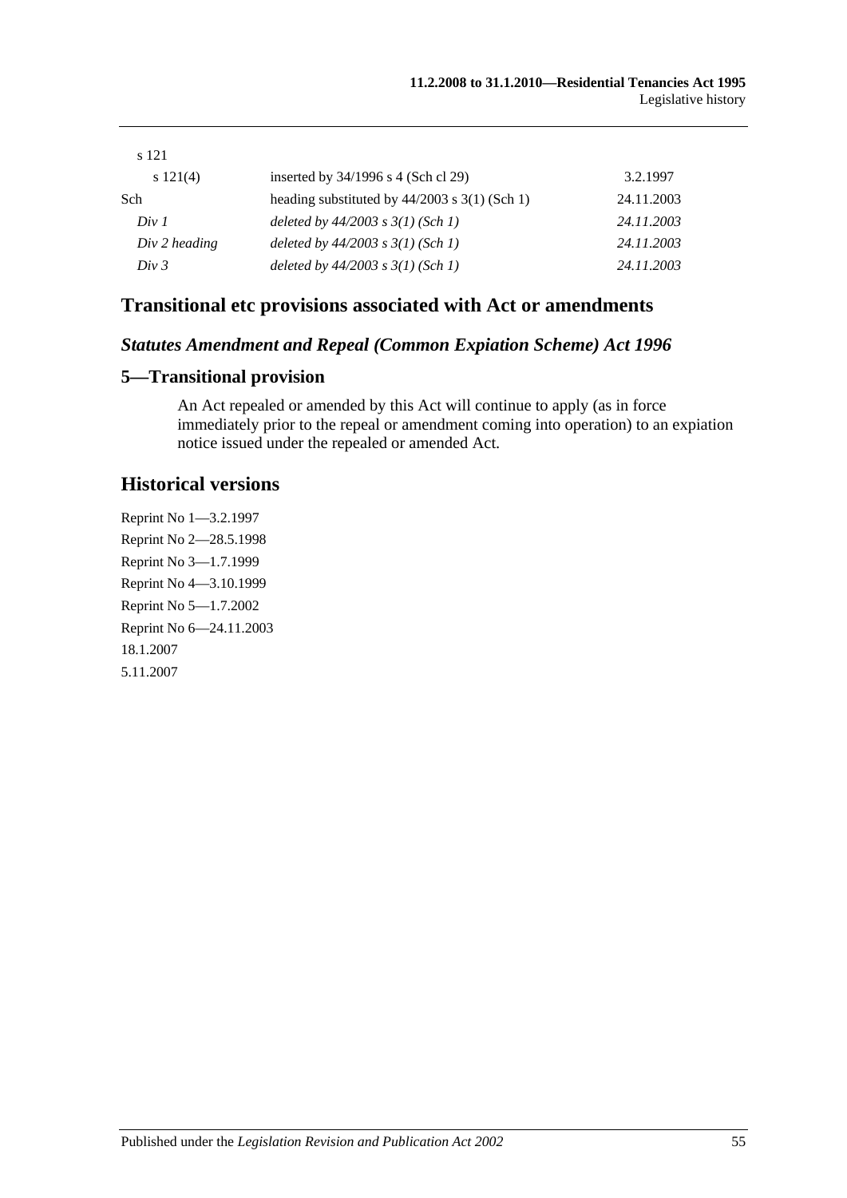| | | |
|---|---|---|
| s 121 | | |
| s 121(4) | inserted by 34/1996 s 4 (Sch cl 29) | 3.2.1997 |
| Sch | heading substituted by 44/2003 s 3(1) (Sch 1) | 24.11.2003 |
| *Div 1* | *deleted by 44/2003 s 3(1) (Sch 1)* | *24.11.2003* |
| *Div 2 heading* | *deleted by 44/2003 s 3(1) (Sch 1)* | *24.11.2003* |
| *Div 3* | *deleted by 44/2003 s 3(1) (Sch 1)* | *24.11.2003* |

## Transitional etc provisions associated with Act or amendments

### *Statutes Amendment and Repeal (Common Expiation Scheme) Act 1996*

### 5—Transitional provision

An Act repealed or amended by this Act will continue to apply (as in force immediately prior to the repeal or amendment coming into operation) to an expiation notice issued under the repealed or amended Act.

## Historical versions

Reprint No 1—3.2.1997

Reprint No 2—28.5.1998

Reprint No 3—1.7.1999

Reprint No 4—3.10.1999

Reprint No 5—1.7.2002

Reprint No 6—24.11.2003

18.1.2007

5.11.2007